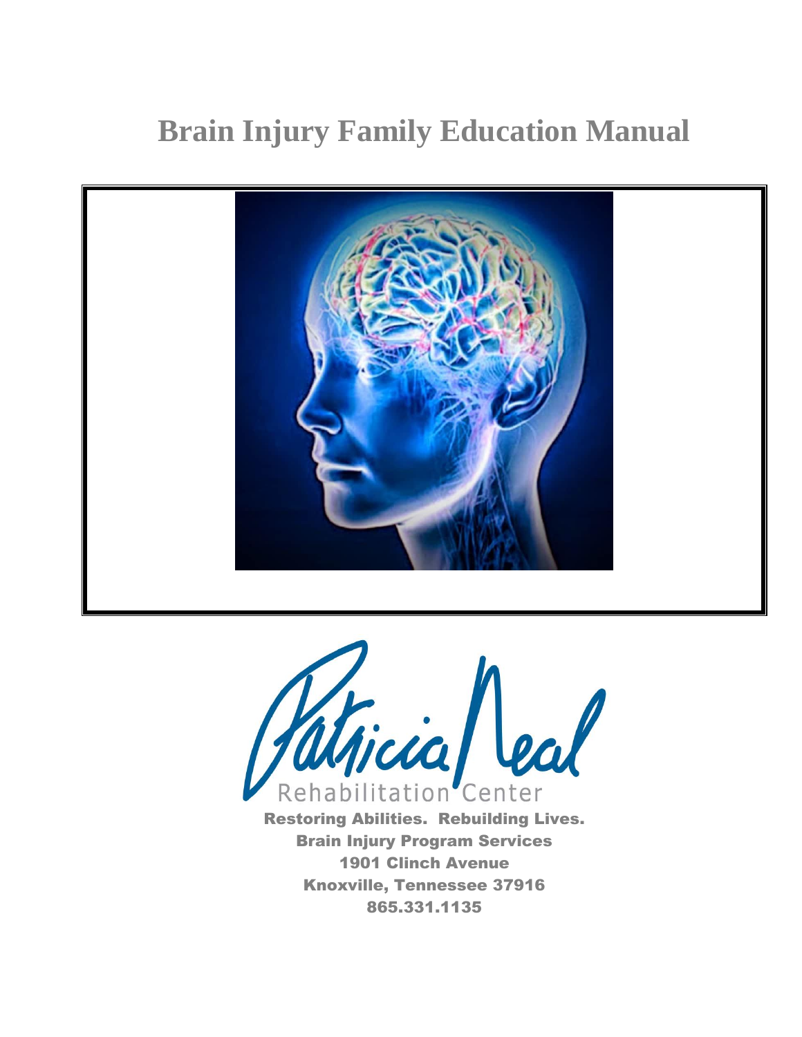# Brain Injury Family Education Manual

Patricia Neal Rehabilitation Center

**Restoring Abilities. Rebuilding Lives.**

**Brain Injury Program Services**

**1901 Clinch Avenue**

**Knoxville, Tennessee 37916**

**865.331.1135**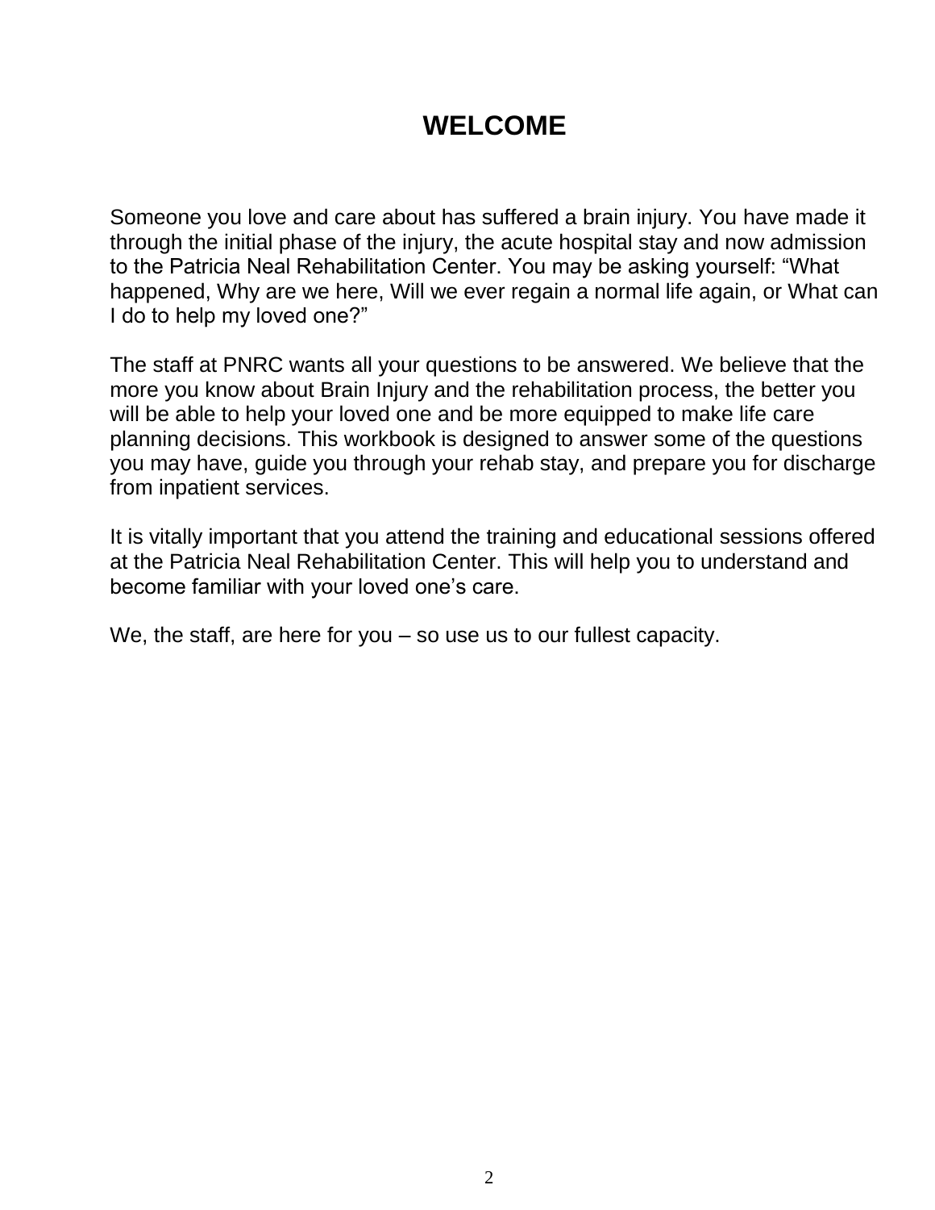# WELCOME

Someone you love and care about has suffered a brain injury. You have made it through the initial phase of the injury, the acute hospital stay and now admission to the Patricia Neal Rehabilitation Center. You may be asking yourself: "What happened, Why are we here, Will we ever regain a normal life again, or What can I do to help my loved one?"

The staff at PNRC wants all your questions to be answered. We believe that the more you know about Brain Injury and the rehabilitation process, the better you will be able to help your loved one and be more equipped to make life care planning decisions. This workbook is designed to answer some of the questions you may have, guide you through your rehab stay, and prepare you for discharge from inpatient services.

It is vitally important that you attend the training and educational sessions offered at the Patricia Neal Rehabilitation Center. This will help you to understand and become familiar with your loved one's care.

We, the staff, are here for you – so use us to our fullest capacity.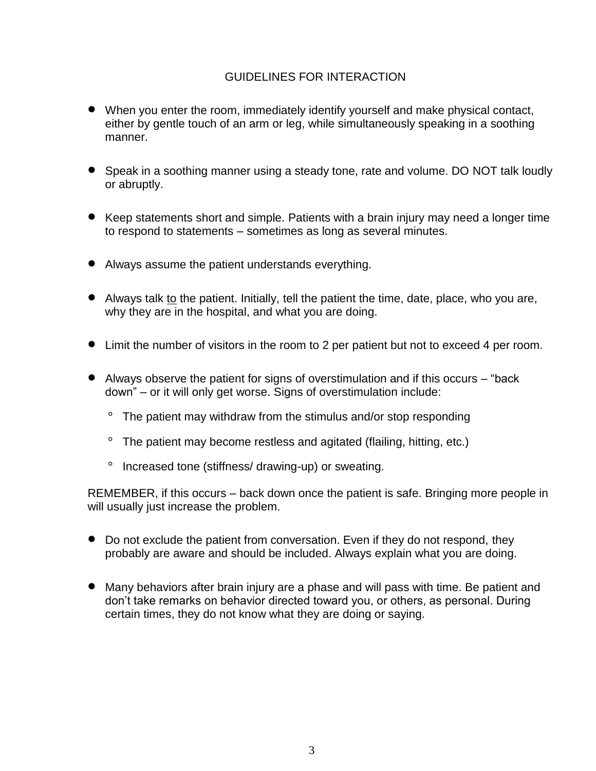## GUIDELINES FOR INTERACTION

- When you enter the room, immediately identify yourself and make physical contact, either by gentle touch of an arm or leg, while simultaneously speaking in a soothing manner.

- Speak in a soothing manner using a steady tone, rate and volume. DO NOT talk loudly or abruptly.

- Keep statements short and simple. Patients with a brain injury may need a longer time to respond to statements – sometimes as long as several minutes.

- Always assume the patient understands everything.

- Always talk <u>to</u> the patient. Initially, tell the patient the time, date, place, who you are, why they are in the hospital, and what you are doing.

- Limit the number of visitors in the room to 2 per patient but not to exceed 4 per room.

- Always observe the patient for signs of overstimulation and if this occurs – "back down" – or it will only get worse. Signs of overstimulation include:
  - The patient may withdraw from the stimulus and/or stop responding
  - The patient may become restless and agitated (flailing, hitting, etc.)
  - Increased tone (stiffness/ drawing-up) or sweating.

REMEMBER, if this occurs – back down once the patient is safe. Bringing more people in will usually just increase the problem.

- Do not exclude the patient from conversation. Even if they do not respond, they probably are aware and should be included. Always explain what you are doing.

- Many behaviors after brain injury are a phase and will pass with time. Be patient and don't take remarks on behavior directed toward you, or others, as personal. During certain times, they do not know what they are doing or saying.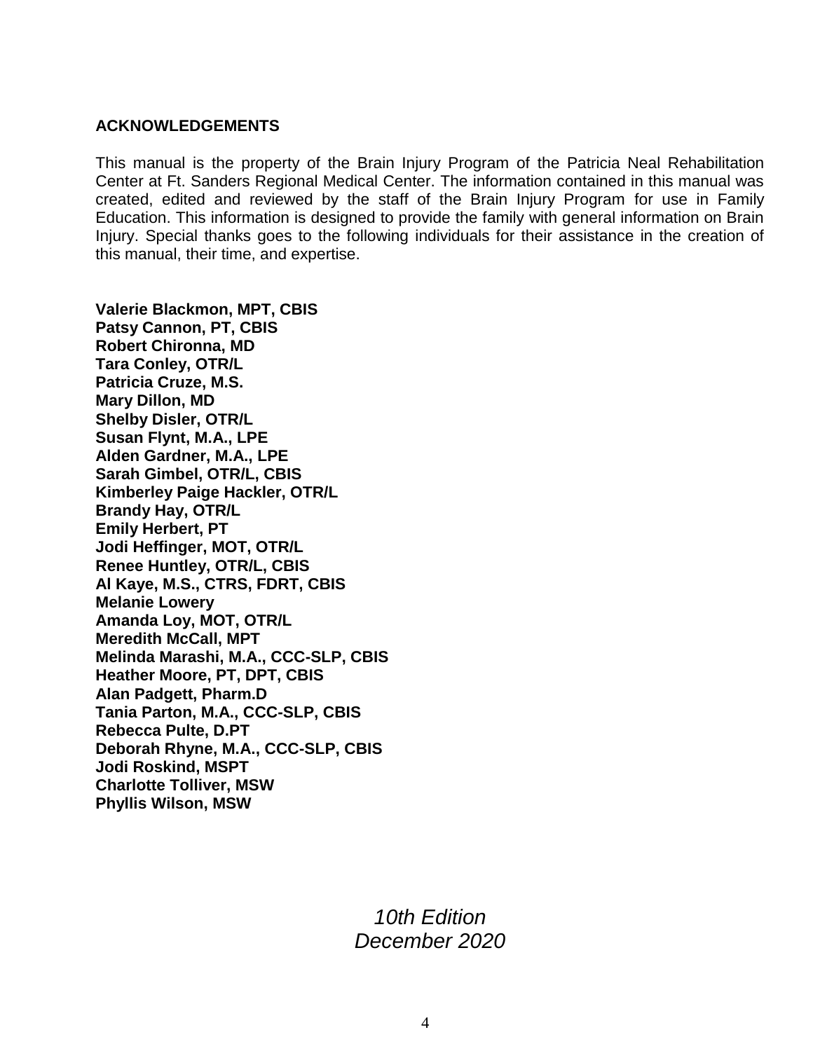## ACKNOWLEDGEMENTS

This manual is the property of the Brain Injury Program of the Patricia Neal Rehabilitation Center at Ft. Sanders Regional Medical Center. The information contained in this manual was created, edited and reviewed by the staff of the Brain Injury Program for use in Family Education. This information is designed to provide the family with general information on Brain Injury. Special thanks goes to the following individuals for their assistance in the creation of this manual, their time, and expertise.

**Valerie Blackmon, MPT, CBIS**
**Patsy Cannon, PT, CBIS**
**Robert Chironna, MD**
**Tara Conley, OTR/L**
**Patricia Cruze, M.S.**
**Mary Dillon, MD**
**Shelby Disler, OTR/L**
**Susan Flynt, M.A., LPE**
**Alden Gardner, M.A., LPE**
**Sarah Gimbel, OTR/L, CBIS**
**Kimberley Paige Hackler, OTR/L**
**Brandy Hay, OTR/L**
**Emily Herbert, PT**
**Jodi Heffinger, MOT, OTR/L**
**Renee Huntley, OTR/L, CBIS**
**Al Kaye, M.S., CTRS, FDRT, CBIS**
**Melanie Lowery**
**Amanda Loy, MOT, OTR/L**
**Meredith McCall, MPT**
**Melinda Marashi, M.A., CCC-SLP, CBIS**
**Heather Moore, PT, DPT, CBIS**
**Alan Padgett, Pharm.D**
**Tania Parton, M.A., CCC-SLP, CBIS**
**Rebecca Pulte, D.PT**
**Deborah Rhyne, M.A., CCC-SLP, CBIS**
**Jodi Roskind, MSPT**
**Charlotte Tolliver, MSW**
**Phyllis Wilson, MSW**

*10th Edition*
*December 2020*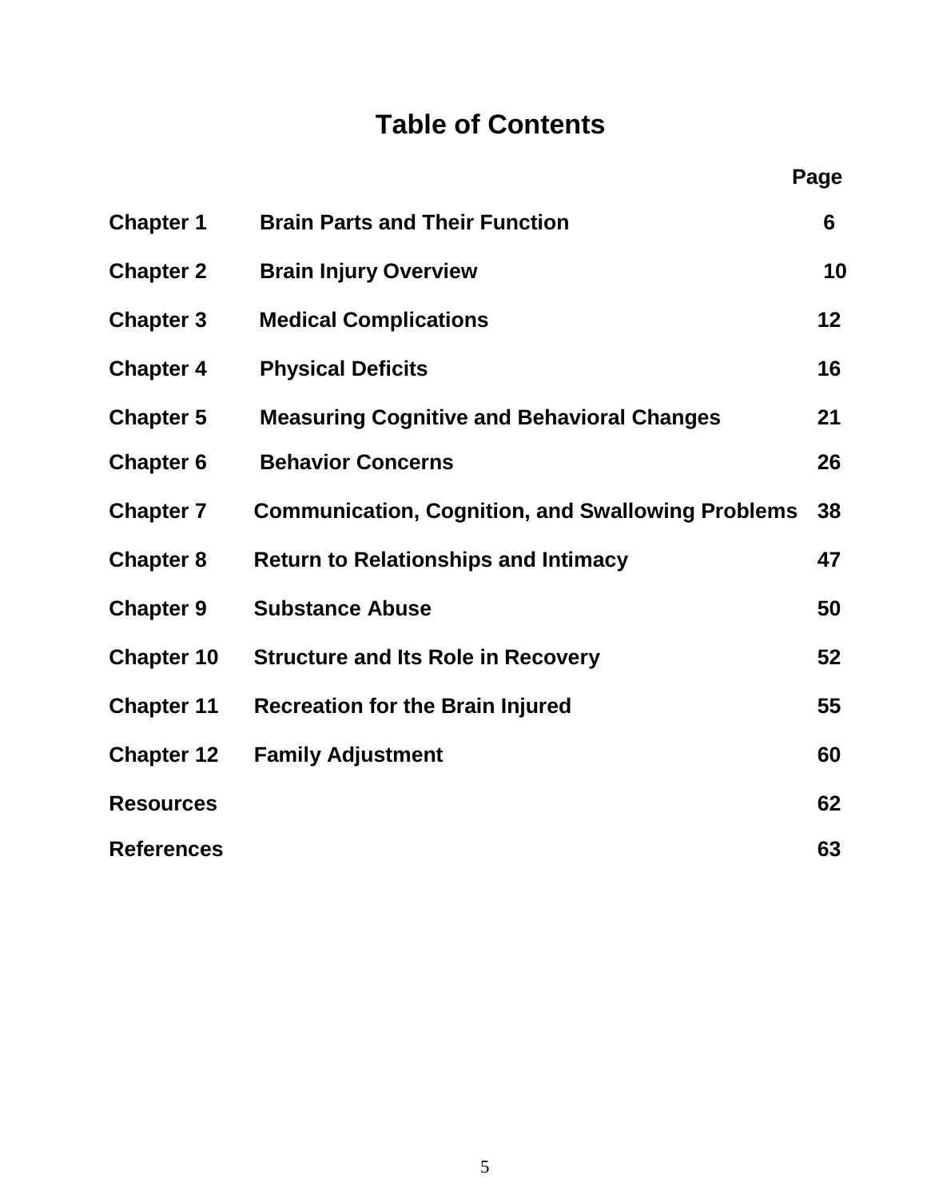# Table of Contents

| | | Page |
|---|---|---|
| **Chapter 1** | **Brain Parts and Their Function** | **6** |
| **Chapter 2** | **Brain Injury Overview** | **10** |
| **Chapter 3** | **Medical Complications** | **12** |
| **Chapter 4** | **Physical Deficits** | **16** |
| **Chapter 5** | **Measuring Cognitive and Behavioral Changes** | **21** |
| **Chapter 6** | **Behavior Concerns** | **26** |
| **Chapter 7** | **Communication, Cognition, and Swallowing Problems** | **38** |
| **Chapter 8** | **Return to Relationships and Intimacy** | **47** |
| **Chapter 9** | **Substance Abuse** | **50** |
| **Chapter 10** | **Structure and Its Role in Recovery** | **52** |
| **Chapter 11** | **Recreation for the Brain Injured** | **55** |
| **Chapter 12** | **Family Adjustment** | **60** |
| **Resources** | | **62** |
| **References** | | **63** |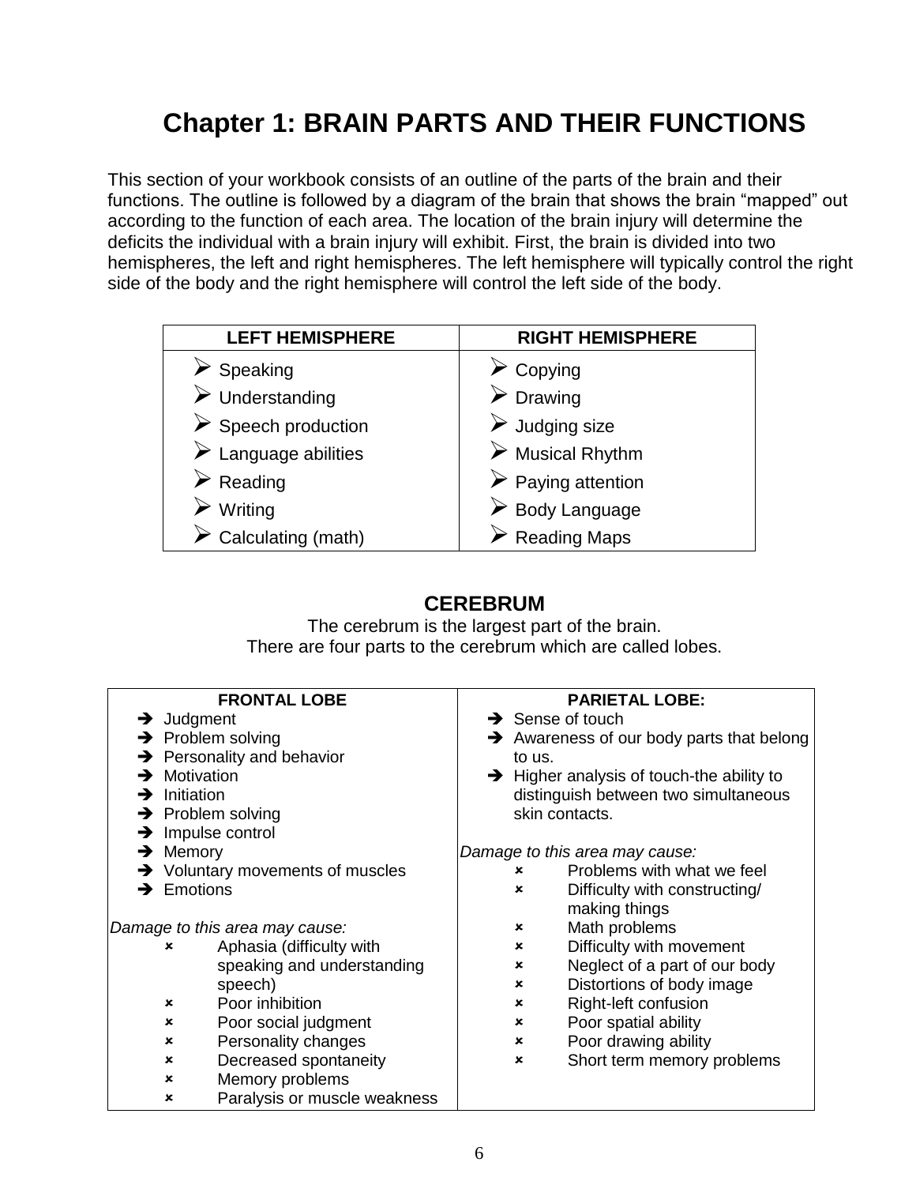# Chapter 1: BRAIN PARTS AND THEIR FUNCTIONS

This section of your workbook consists of an outline of the parts of the brain and their functions. The outline is followed by a diagram of the brain that shows the brain "mapped" out according to the function of each area. The location of the brain injury will determine the deficits the individual with a brain injury will exhibit. First, the brain is divided into two hemispheres, the left and right hemispheres. The left hemisphere will typically control the right side of the body and the right hemisphere will control the left side of the body.

| LEFT HEMISPHERE | RIGHT HEMISPHERE |
| --- | --- |
| ➢ Speaking | ➢ Copying |
| ➢ Understanding | ➢ Drawing |
| ➢ Speech production | ➢ Judging size |
| ➢ Language abilities | ➢ Musical Rhythm |
| ➢ Reading | ➢ Paying attention |
| ➢ Writing | ➢ Body Language |
| ➢ Calculating (math) | ➢ Reading Maps |

## CEREBRUM

The cerebrum is the largest part of the brain.
There are four parts to the cerebrum which are called lobes.

### FRONTAL LOBE

- ➔ Judgment
- ➔ Problem solving
- ➔ Personality and behavior
- ➔ Motivation
- ➔ Initiation
- ➔ Problem solving
- ➔ Impulse control
- ➔ Memory
- ➔ Voluntary movements of muscles
- ➔ Emotions

*Damage to this area may cause:*

- Aphasia (difficulty with speaking and understanding speech)
- Poor inhibition
- Poor social judgment
- Personality changes
- Decreased spontaneity
- Memory problems
- Paralysis or muscle weakness

### PARIETAL LOBE:

- ➔ Sense of touch
- ➔ Awareness of our body parts that belong to us.
- ➔ Higher analysis of touch-the ability to distinguish between two simultaneous skin contacts.

*Damage to this area may cause:*

- Problems with what we feel
- Difficulty with constructing/ making things
- Math problems
- Difficulty with movement
- Neglect of a part of our body
- Distortions of body image
- Right-left confusion
- Poor spatial ability
- Poor drawing ability
- Short term memory problems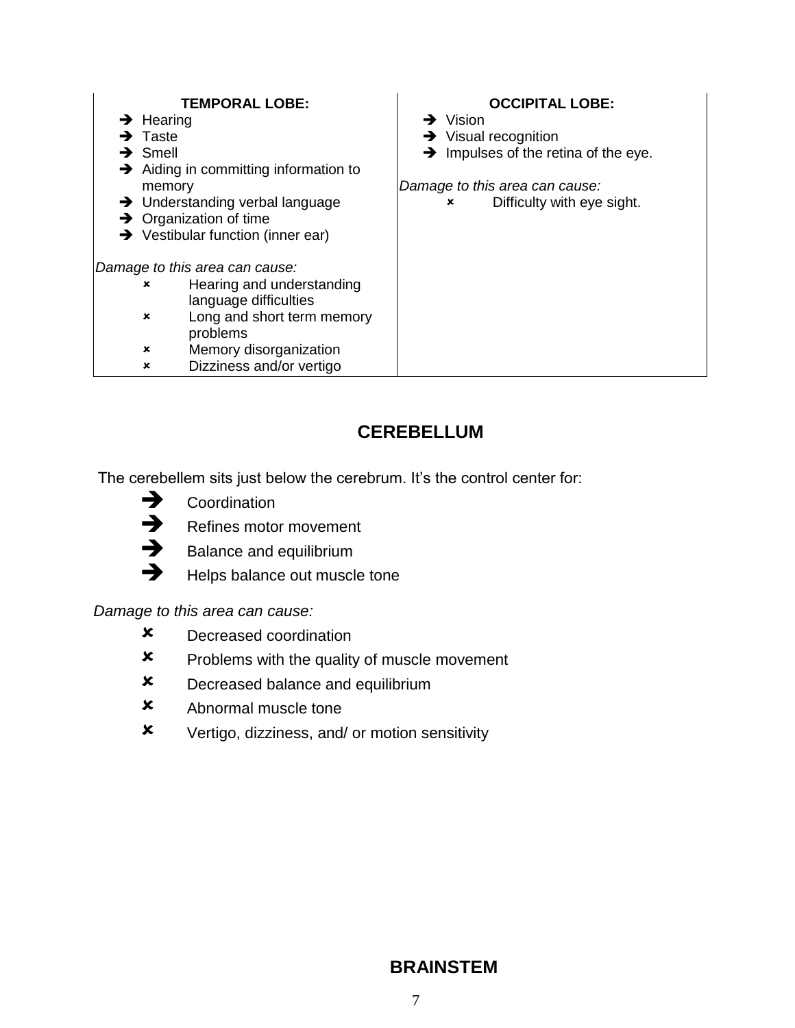| **TEMPORAL LOBE:** | **OCCIPITAL LOBE:** |
|---|---|
| ➔ Hearing<br>➔ Taste<br>➔ Smell<br>➔ Aiding in committing information to memory<br>➔ Understanding verbal language<br>➔ Organization of time<br>➔ Vestibular function (inner ear)<br><br>*Damage to this area can cause:*<br>✗ Hearing and understanding language difficulties<br>✗ Long and short term memory problems<br>✗ Memory disorganization<br>✗ Dizziness and/or vertigo | ➔ Vision<br>➔ Visual recognition<br>➔ Impulses of the retina of the eye.<br><br>*Damage to this area can cause:*<br>✗ Difficulty with eye sight. |

## CEREBELLUM

The cerebellem sits just below the cerebrum. It's the control center for:

- ➔ Coordination
- ➔ Refines motor movement
- ➔ Balance and equilibrium
- ➔ Helps balance out muscle tone

*Damage to this area can cause:*

- ✗ Decreased coordination
- ✗ Problems with the quality of muscle movement
- ✗ Decreased balance and equilibrium
- ✗ Abnormal muscle tone
- ✗ Vertigo, dizziness, and/ or motion sensitivity

## BRAINSTEM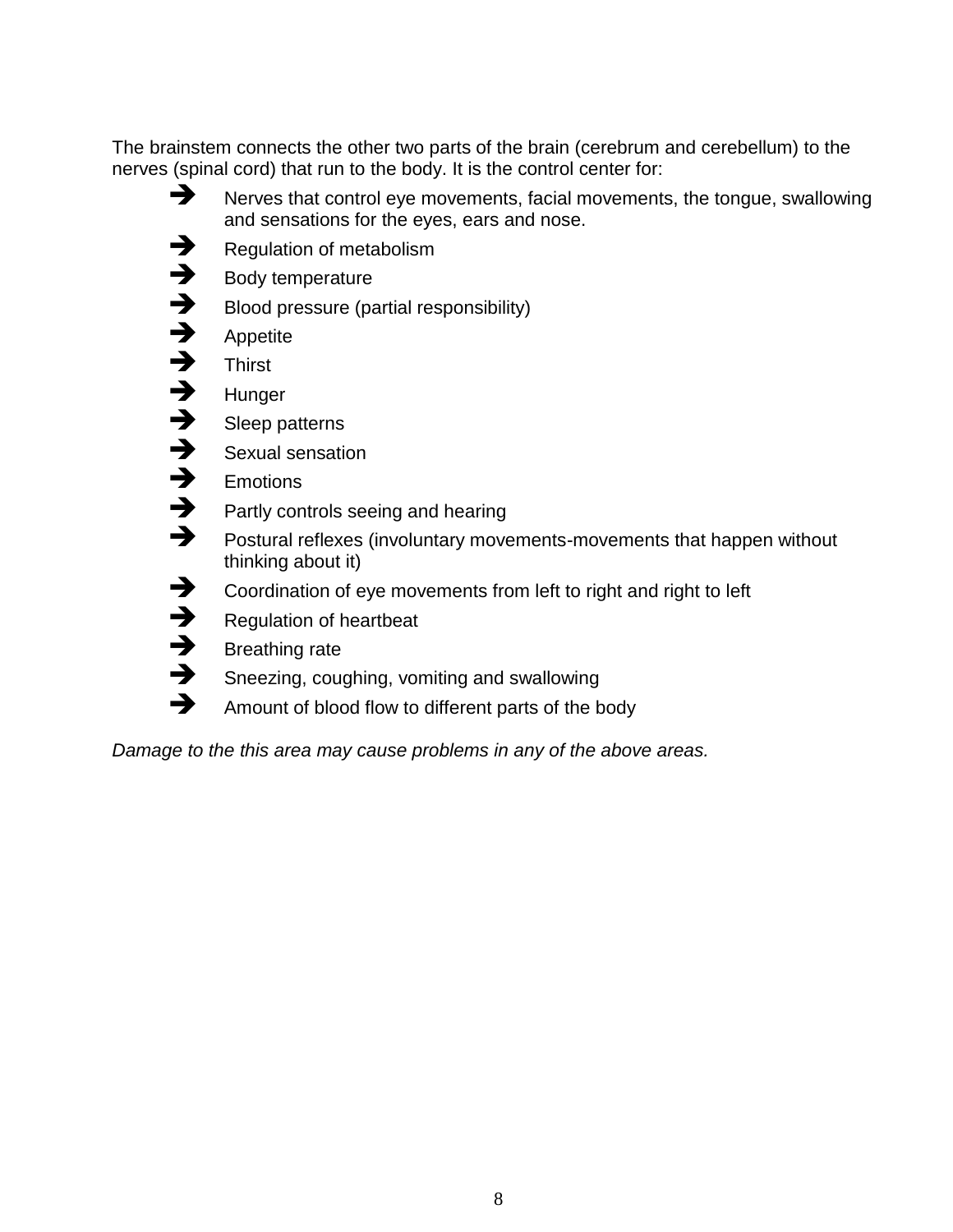The brainstem connects the other two parts of the brain (cerebrum and cerebellum) to the nerves (spinal cord) that run to the body. It is the control center for:

- Nerves that control eye movements, facial movements, the tongue, swallowing and sensations for the eyes, ears and nose.
- Regulation of metabolism
- Body temperature
- Blood pressure (partial responsibility)
- Appetite
- Thirst
- Hunger
- Sleep patterns
- Sexual sensation
- Emotions
- Partly controls seeing and hearing
- Postural reflexes (involuntary movements-movements that happen without thinking about it)
- Coordination of eye movements from left to right and right to left
- Regulation of heartbeat
- Breathing rate
- Sneezing, coughing, vomiting and swallowing
- Amount of blood flow to different parts of the body

*Damage to the this area may cause problems in any of the above areas.*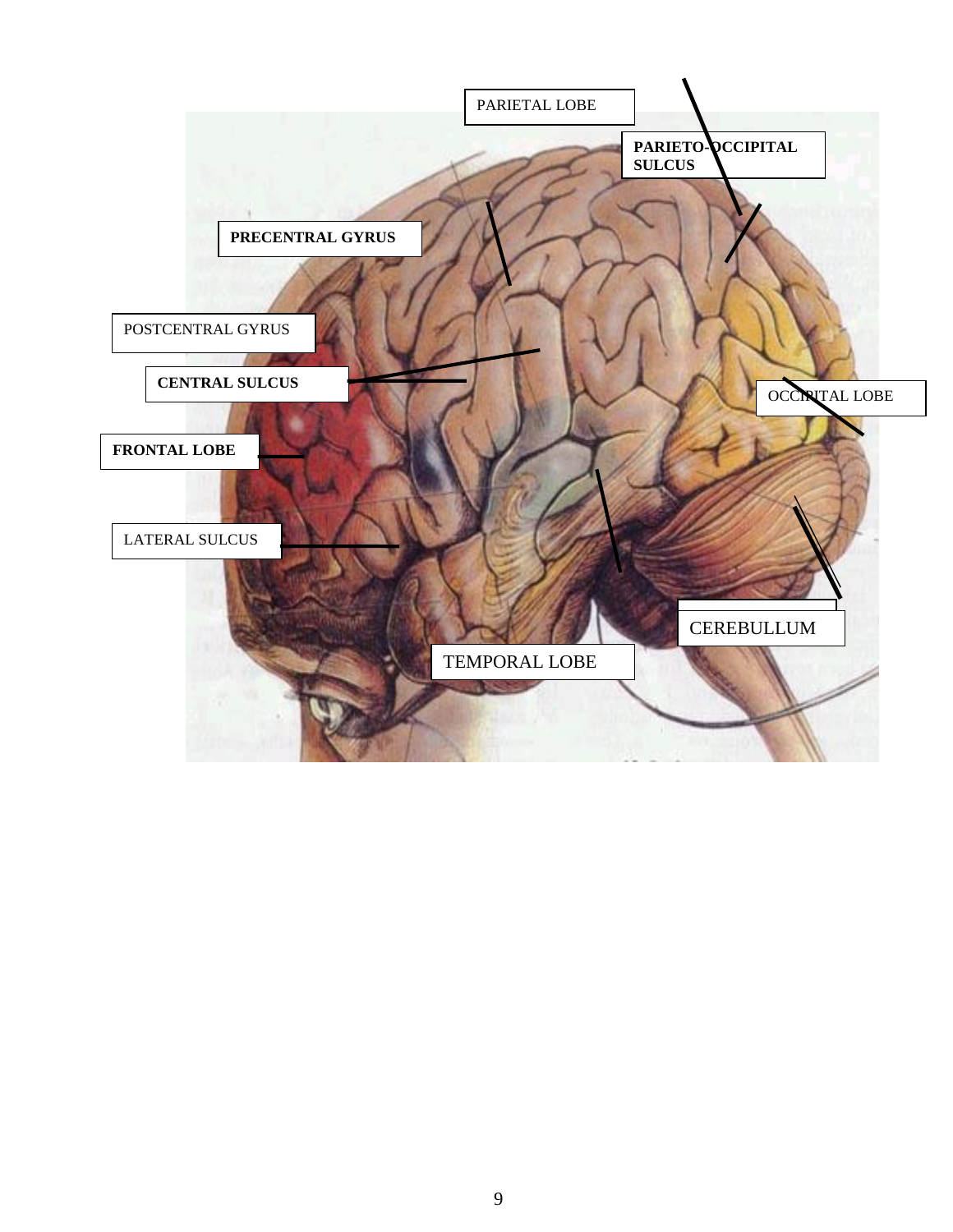PARIETAL LOBE

**PARIETO-OCCIPITAL SULCUS**

**PRECENTRAL GYRUS**

POSTCENTRAL GYRUS

**CENTRAL SULCUS**

OCCIPITAL LOBE

**FRONTAL LOBE**

LATERAL SULCUS

CEREBULLUM

TEMPORAL LOBE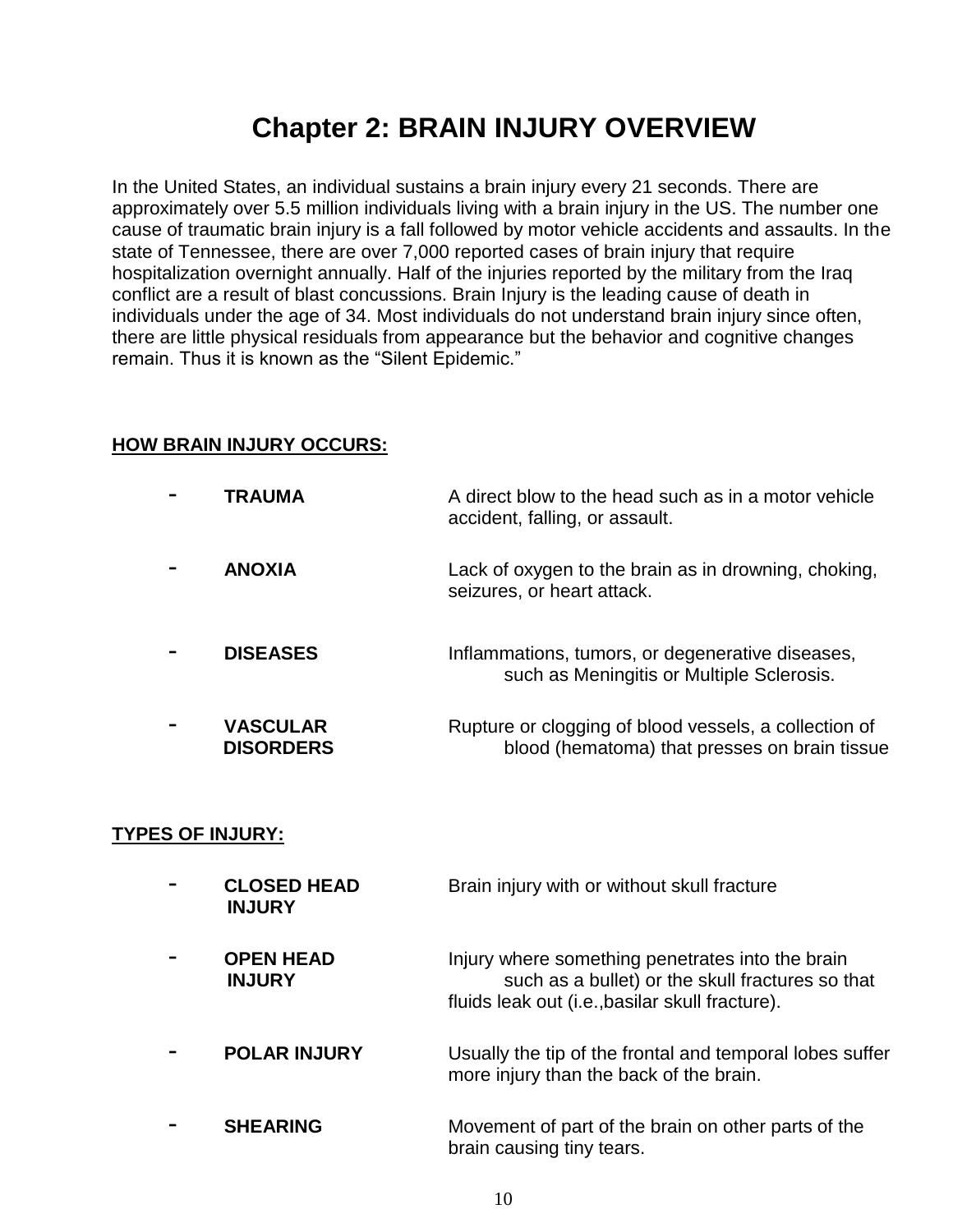# Chapter 2: BRAIN INJURY OVERVIEW

In the United States, an individual sustains a brain injury every 21 seconds. There are approximately over 5.5 million individuals living with a brain injury in the US. The number one cause of traumatic brain injury is a fall followed by motor vehicle accidents and assaults. In the state of Tennessee, there are over 7,000 reported cases of brain injury that require hospitalization overnight annually. Half of the injuries reported by the military from the Iraq conflict are a result of blast concussions. Brain Injury is the leading cause of death in individuals under the age of 34. Most individuals do not understand brain injury since often, there are little physical residuals from appearance but the behavior and cognitive changes remain. Thus it is known as the "Silent Epidemic."

**HOW BRAIN INJURY OCCURS:**

- **TRAUMA** — A direct blow to the head such as in a motor vehicle accident, falling, or assault.
- **ANOXIA** — Lack of oxygen to the brain as in drowning, choking, seizures, or heart attack.
- **DISEASES** — Inflammations, tumors, or degenerative diseases, such as Meningitis or Multiple Sclerosis.
- **VASCULAR DISORDERS** — Rupture or clogging of blood vessels, a collection of blood (hematoma) that presses on brain tissue

**TYPES OF INJURY:**

- **CLOSED HEAD INJURY** — Brain injury with or without skull fracture
- **OPEN HEAD INJURY** — Injury where something penetrates into the brain such as a bullet) or the skull fractures so that fluids leak out (i.e.,basilar skull fracture).
- **POLAR INJURY** — Usually the tip of the frontal and temporal lobes suffer more injury than the back of the brain.
- **SHEARING** — Movement of part of the brain on other parts of the brain causing tiny tears.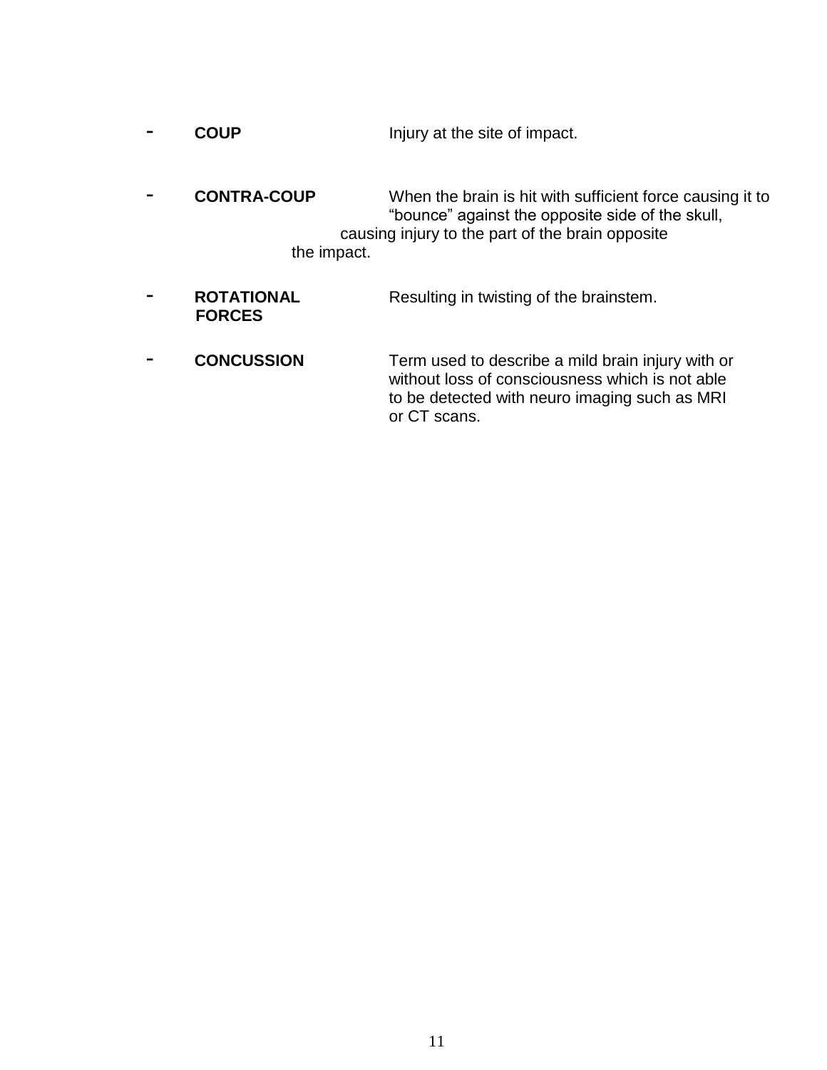- **COUP** Injury at the site of impact.

- **CONTRA-COUP** When the brain is hit with sufficient force causing it to "bounce" against the opposite side of the skull, causing injury to the part of the brain opposite the impact.

- **ROTATIONAL FORCES** Resulting in twisting of the brainstem.

- **CONCUSSION** Term used to describe a mild brain injury with or without loss of consciousness which is not able to be detected with neuro imaging such as MRI or CT scans.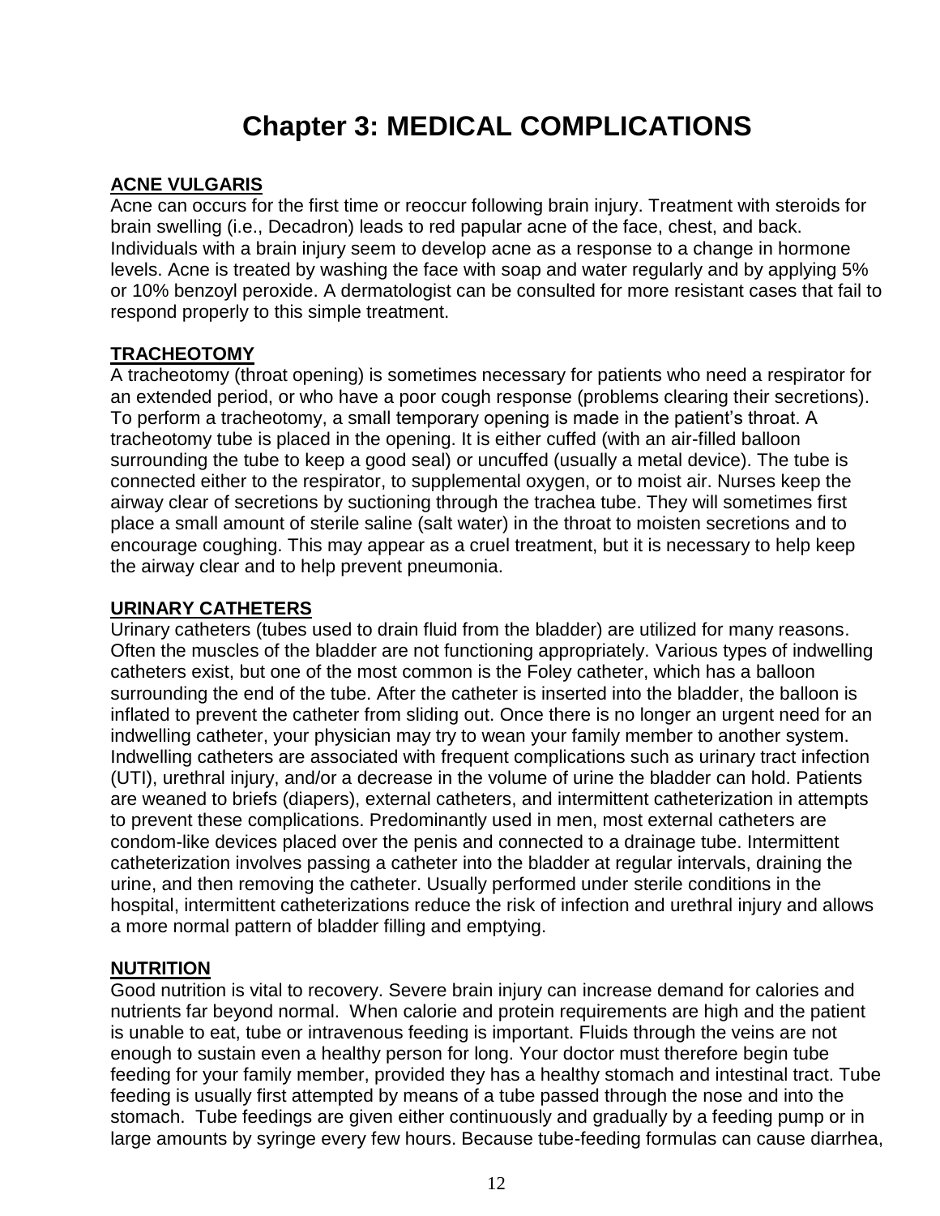# Chapter 3: MEDICAL COMPLICATIONS

**ACNE VULGARIS**

Acne can occurs for the first time or reoccur following brain injury. Treatment with steroids for brain swelling (i.e., Decadron) leads to red papular acne of the face, chest, and back. Individuals with a brain injury seem to develop acne as a response to a change in hormone levels. Acne is treated by washing the face with soap and water regularly and by applying 5% or 10% benzoyl peroxide. A dermatologist can be consulted for more resistant cases that fail to respond properly to this simple treatment.

**TRACHEOTOMY**

A tracheotomy (throat opening) is sometimes necessary for patients who need a respirator for an extended period, or who have a poor cough response (problems clearing their secretions). To perform a tracheotomy, a small temporary opening is made in the patient's throat. A tracheotomy tube is placed in the opening. It is either cuffed (with an air-filled balloon surrounding the tube to keep a good seal) or uncuffed (usually a metal device). The tube is connected either to the respirator, to supplemental oxygen, or to moist air. Nurses keep the airway clear of secretions by suctioning through the trachea tube. They will sometimes first place a small amount of sterile saline (salt water) in the throat to moisten secretions and to encourage coughing. This may appear as a cruel treatment, but it is necessary to help keep the airway clear and to help prevent pneumonia.

**URINARY CATHETERS**

Urinary catheters (tubes used to drain fluid from the bladder) are utilized for many reasons. Often the muscles of the bladder are not functioning appropriately. Various types of indwelling catheters exist, but one of the most common is the Foley catheter, which has a balloon surrounding the end of the tube. After the catheter is inserted into the bladder, the balloon is inflated to prevent the catheter from sliding out. Once there is no longer an urgent need for an indwelling catheter, your physician may try to wean your family member to another system. Indwelling catheters are associated with frequent complications such as urinary tract infection (UTI), urethral injury, and/or a decrease in the volume of urine the bladder can hold. Patients are weaned to briefs (diapers), external catheters, and intermittent catheterization in attempts to prevent these complications. Predominantly used in men, most external catheters are condom-like devices placed over the penis and connected to a drainage tube. Intermittent catheterization involves passing a catheter into the bladder at regular intervals, draining the urine, and then removing the catheter. Usually performed under sterile conditions in the hospital, intermittent catheterizations reduce the risk of infection and urethral injury and allows a more normal pattern of bladder filling and emptying.

**NUTRITION**

Good nutrition is vital to recovery. Severe brain injury can increase demand for calories and nutrients far beyond normal. When calorie and protein requirements are high and the patient is unable to eat, tube or intravenous feeding is important. Fluids through the veins are not enough to sustain even a healthy person for long. Your doctor must therefore begin tube feeding for your family member, provided they has a healthy stomach and intestinal tract. Tube feeding is usually first attempted by means of a tube passed through the nose and into the stomach. Tube feedings are given either continuously and gradually by a feeding pump or in large amounts by syringe every few hours. Because tube-feeding formulas can cause diarrhea,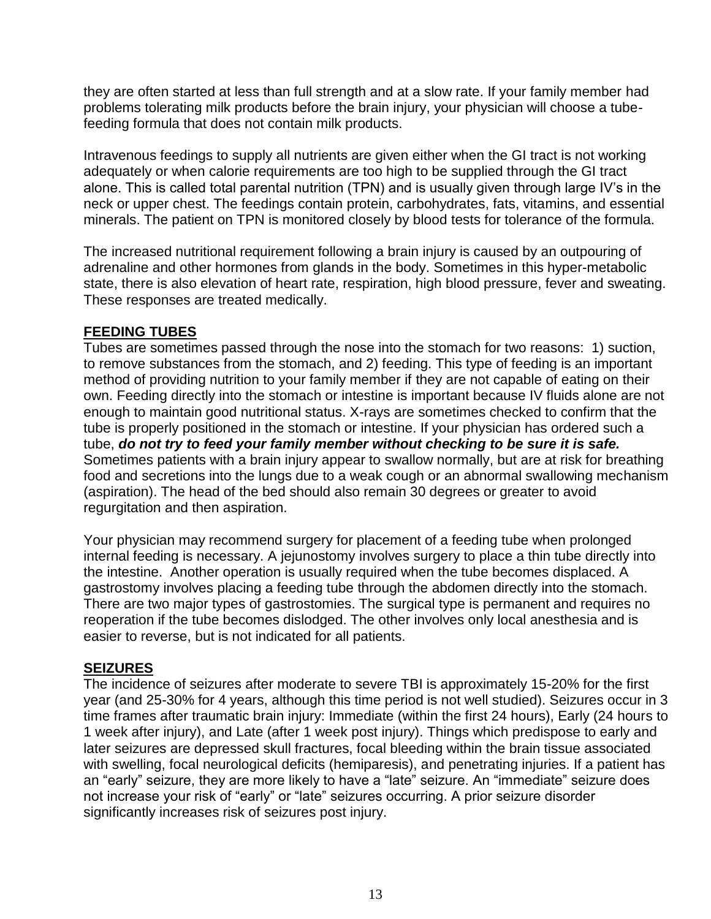they are often started at less than full strength and at a slow rate. If your family member had problems tolerating milk products before the brain injury, your physician will choose a tube-feeding formula that does not contain milk products.

Intravenous feedings to supply all nutrients are given either when the GI tract is not working adequately or when calorie requirements are too high to be supplied through the GI tract alone. This is called total parental nutrition (TPN) and is usually given through large IV's in the neck or upper chest. The feedings contain protein, carbohydrates, fats, vitamins, and essential minerals. The patient on TPN is monitored closely by blood tests for tolerance of the formula.

The increased nutritional requirement following a brain injury is caused by an outpouring of adrenaline and other hormones from glands in the body. Sometimes in this hyper-metabolic state, there is also elevation of heart rate, respiration, high blood pressure, fever and sweating. These responses are treated medically.

## FEEDING TUBES

Tubes are sometimes passed through the nose into the stomach for two reasons: 1) suction, to remove substances from the stomach, and 2) feeding. This type of feeding is an important method of providing nutrition to your family member if they are not capable of eating on their own. Feeding directly into the stomach or intestine is important because IV fluids alone are not enough to maintain good nutritional status. X-rays are sometimes checked to confirm that the tube is properly positioned in the stomach or intestine. If your physician has ordered such a tube, ***do not try to feed your family member without checking to be sure it is safe.*** Sometimes patients with a brain injury appear to swallow normally, but are at risk for breathing food and secretions into the lungs due to a weak cough or an abnormal swallowing mechanism (aspiration). The head of the bed should also remain 30 degrees or greater to avoid regurgitation and then aspiration.

Your physician may recommend surgery for placement of a feeding tube when prolonged internal feeding is necessary. A jejunostomy involves surgery to place a thin tube directly into the intestine. Another operation is usually required when the tube becomes displaced. A gastrostomy involves placing a feeding tube through the abdomen directly into the stomach. There are two major types of gastrostomies. The surgical type is permanent and requires no reoperation if the tube becomes dislodged. The other involves only local anesthesia and is easier to reverse, but is not indicated for all patients.

## SEIZURES

The incidence of seizures after moderate to severe TBI is approximately 15-20% for the first year (and 25-30% for 4 years, although this time period is not well studied). Seizures occur in 3 time frames after traumatic brain injury: Immediate (within the first 24 hours), Early (24 hours to 1 week after injury), and Late (after 1 week post injury). Things which predispose to early and later seizures are depressed skull fractures, focal bleeding within the brain tissue associated with swelling, focal neurological deficits (hemiparesis), and penetrating injuries. If a patient has an "early" seizure, they are more likely to have a "late" seizure. An "immediate" seizure does not increase your risk of "early" or "late" seizures occurring. A prior seizure disorder significantly increases risk of seizures post injury.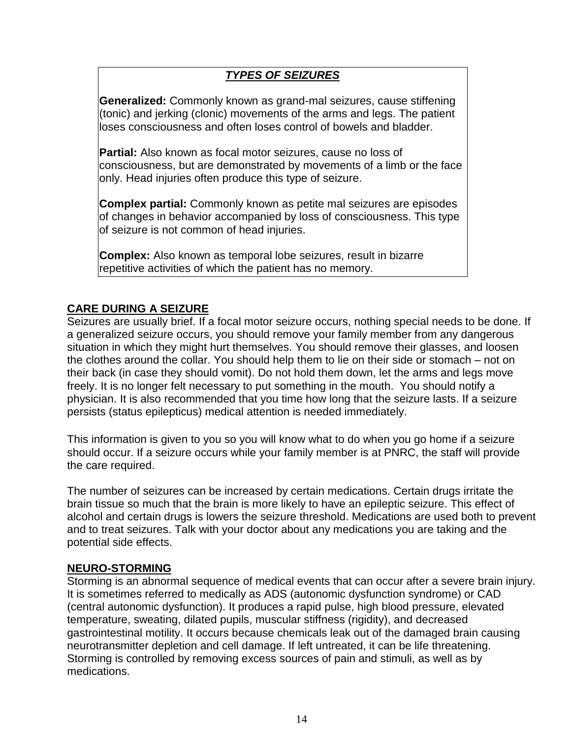## ***TYPES OF SEIZURES***

**Generalized:** Commonly known as grand-mal seizures, cause stiffening (tonic) and jerking (clonic) movements of the arms and legs. The patient loses consciousness and often loses control of bowels and bladder.

**Partial:** Also known as focal motor seizures, cause no loss of consciousness, but are demonstrated by movements of a limb or the face only. Head injuries often produce this type of seizure.

**Complex partial:** Commonly known as petite mal seizures are episodes of changes in behavior accompanied by loss of consciousness. This type of seizure is not common of head injuries.

**Complex:** Also known as temporal lobe seizures, result in bizarre repetitive activities of which the patient has no memory.

## CARE DURING A SEIZURE

Seizures are usually brief. If a focal motor seizure occurs, nothing special needs to be done. If a generalized seizure occurs, you should remove your family member from any dangerous situation in which they might hurt themselves. You should remove their glasses, and loosen the clothes around the collar. You should help them to lie on their side or stomach – not on their back (in case they should vomit). Do not hold them down, let the arms and legs move freely. It is no longer felt necessary to put something in the mouth. You should notify a physician. It is also recommended that you time how long that the seizure lasts. If a seizure persists (status epilepticus) medical attention is needed immediately.

This information is given to you so you will know what to do when you go home if a seizure should occur. If a seizure occurs while your family member is at PNRC, the staff will provide the care required.

The number of seizures can be increased by certain medications. Certain drugs irritate the brain tissue so much that the brain is more likely to have an epileptic seizure. This effect of alcohol and certain drugs is lowers the seizure threshold. Medications are used both to prevent and to treat seizures. Talk with your doctor about any medications you are taking and the potential side effects.

## NEURO-STORMING

Storming is an abnormal sequence of medical events that can occur after a severe brain injury. It is sometimes referred to medically as ADS (autonomic dysfunction syndrome) or CAD (central autonomic dysfunction). It produces a rapid pulse, high blood pressure, elevated temperature, sweating, dilated pupils, muscular stiffness (rigidity), and decreased gastrointestinal motility. It occurs because chemicals leak out of the damaged brain causing neurotransmitter depletion and cell damage. If left untreated, it can be life threatening. Storming is controlled by removing excess sources of pain and stimuli, as well as by medications.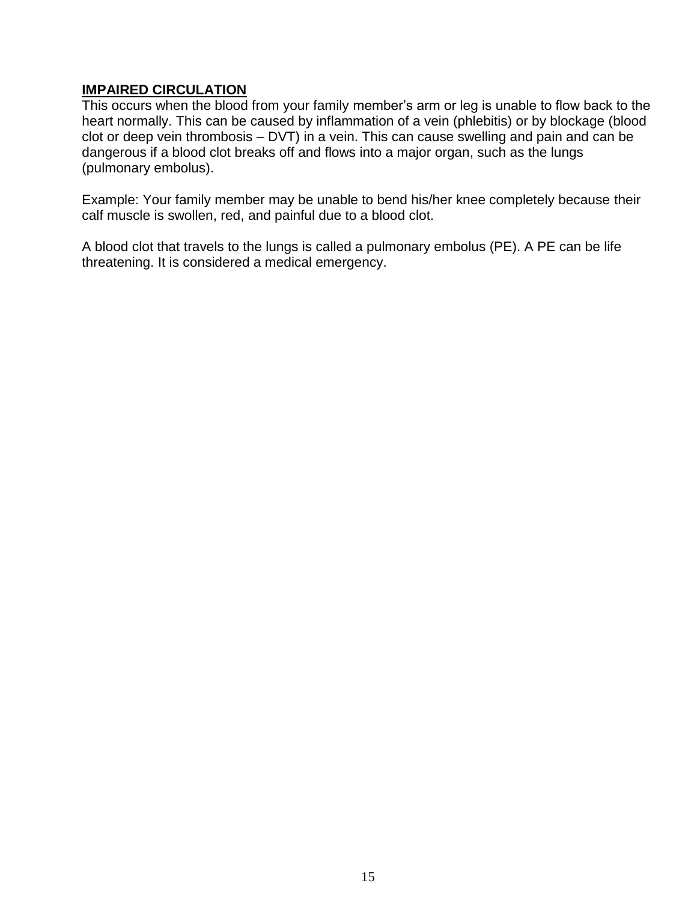**IMPAIRED CIRCULATION**

This occurs when the blood from your family member's arm or leg is unable to flow back to the heart normally. This can be caused by inflammation of a vein (phlebitis) or by blockage (blood clot or deep vein thrombosis – DVT) in a vein. This can cause swelling and pain and can be dangerous if a blood clot breaks off and flows into a major organ, such as the lungs (pulmonary embolus).

Example: Your family member may be unable to bend his/her knee completely because their calf muscle is swollen, red, and painful due to a blood clot.

A blood clot that travels to the lungs is called a pulmonary embolus (PE). A PE can be life threatening. It is considered a medical emergency.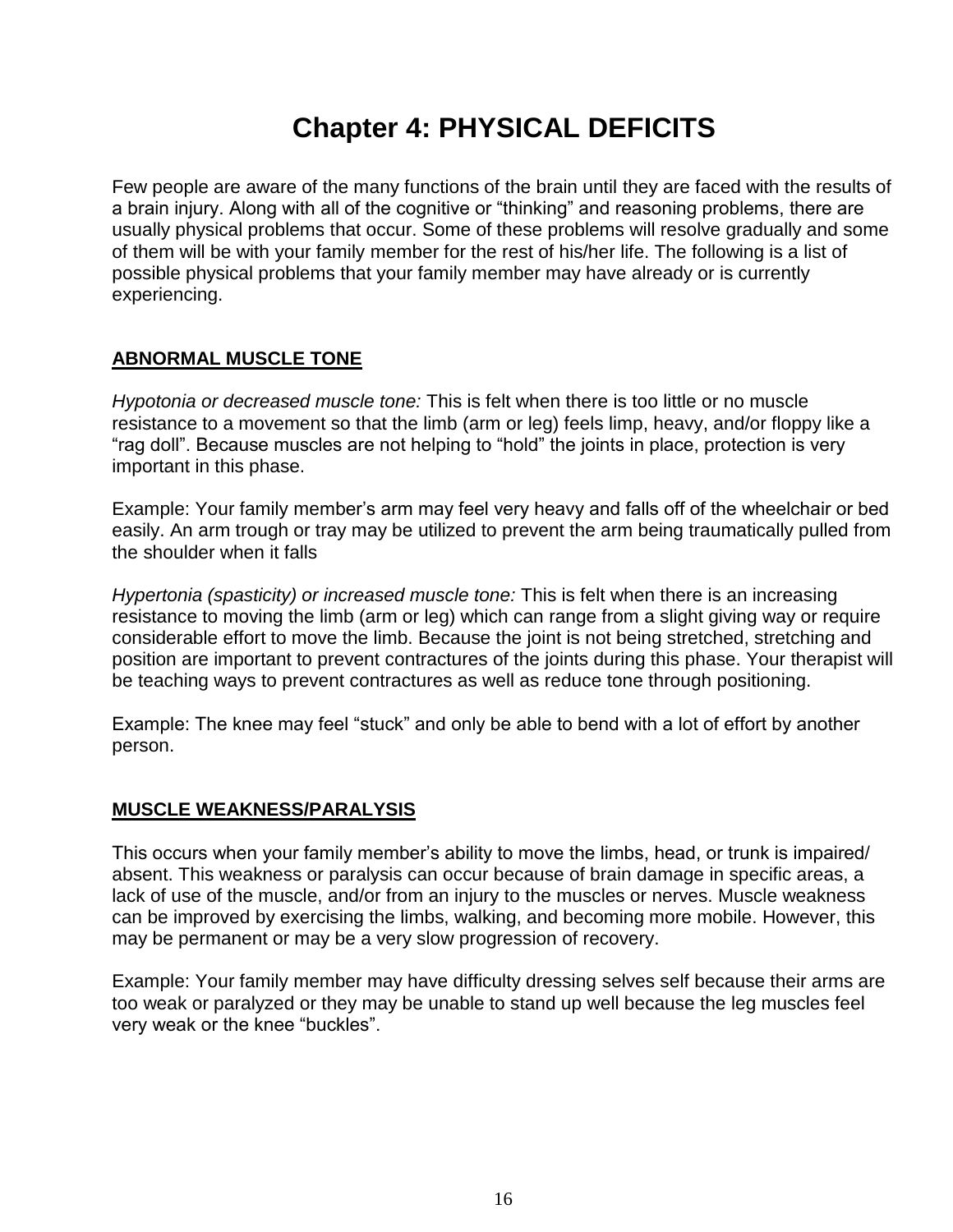# Chapter 4: PHYSICAL DEFICITS

Few people are aware of the many functions of the brain until they are faced with the results of a brain injury. Along with all of the cognitive or "thinking" and reasoning problems, there are usually physical problems that occur. Some of these problems will resolve gradually and some of them will be with your family member for the rest of his/her life. The following is a list of possible physical problems that your family member may have already or is currently experiencing.

## ABNORMAL MUSCLE TONE

*Hypotonia or decreased muscle tone:* This is felt when there is too little or no muscle resistance to a movement so that the limb (arm or leg) feels limp, heavy, and/or floppy like a "rag doll". Because muscles are not helping to "hold" the joints in place, protection is very important in this phase.

Example: Your family member's arm may feel very heavy and falls off of the wheelchair or bed easily. An arm trough or tray may be utilized to prevent the arm being traumatically pulled from the shoulder when it falls

*Hypertonia (spasticity) or increased muscle tone:* This is felt when there is an increasing resistance to moving the limb (arm or leg) which can range from a slight giving way or require considerable effort to move the limb. Because the joint is not being stretched, stretching and position are important to prevent contractures of the joints during this phase. Your therapist will be teaching ways to prevent contractures as well as reduce tone through positioning.

Example: The knee may feel "stuck" and only be able to bend with a lot of effort by another person.

## MUSCLE WEAKNESS/PARALYSIS

This occurs when your family member's ability to move the limbs, head, or trunk is impaired/ absent. This weakness or paralysis can occur because of brain damage in specific areas, a lack of use of the muscle, and/or from an injury to the muscles or nerves. Muscle weakness can be improved by exercising the limbs, walking, and becoming more mobile. However, this may be permanent or may be a very slow progression of recovery.

Example: Your family member may have difficulty dressing selves self because their arms are too weak or paralyzed or they may be unable to stand up well because the leg muscles feel very weak or the knee "buckles".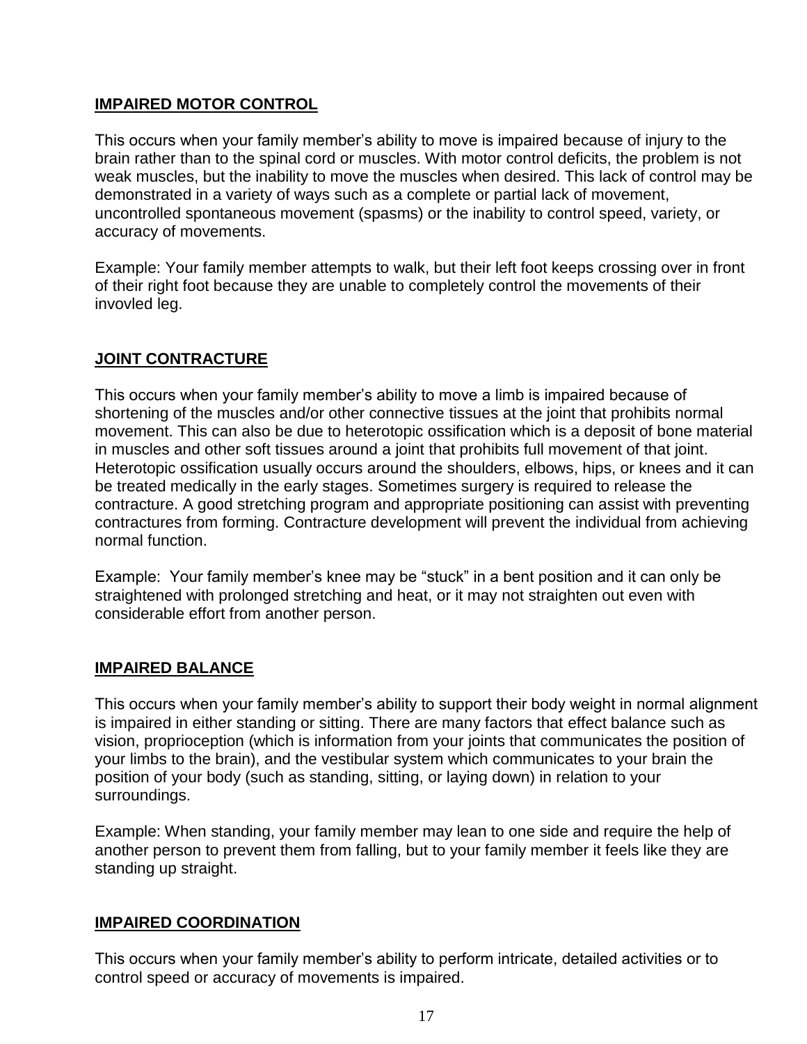**IMPAIRED MOTOR CONTROL**

This occurs when your family member's ability to move is impaired because of injury to the brain rather than to the spinal cord or muscles. With motor control deficits, the problem is not weak muscles, but the inability to move the muscles when desired. This lack of control may be demonstrated in a variety of ways such as a complete or partial lack of movement, uncontrolled spontaneous movement (spasms) or the inability to control speed, variety, or accuracy of movements.

Example: Your family member attempts to walk, but their left foot keeps crossing over in front of their right foot because they are unable to completely control the movements of their invovled leg.

**JOINT CONTRACTURE**

This occurs when your family member's ability to move a limb is impaired because of shortening of the muscles and/or other connective tissues at the joint that prohibits normal movement. This can also be due to heterotopic ossification which is a deposit of bone material in muscles and other soft tissues around a joint that prohibits full movement of that joint. Heterotopic ossification usually occurs around the shoulders, elbows, hips, or knees and it can be treated medically in the early stages. Sometimes surgery is required to release the contracture. A good stretching program and appropriate positioning can assist with preventing contractures from forming. Contracture development will prevent the individual from achieving normal function.

Example: Your family member's knee may be "stuck" in a bent position and it can only be straightened with prolonged stretching and heat, or it may not straighten out even with considerable effort from another person.

**IMPAIRED BALANCE**

This occurs when your family member's ability to support their body weight in normal alignment is impaired in either standing or sitting. There are many factors that effect balance such as vision, proprioception (which is information from your joints that communicates the position of your limbs to the brain), and the vestibular system which communicates to your brain the position of your body (such as standing, sitting, or laying down) in relation to your surroundings.

Example: When standing, your family member may lean to one side and require the help of another person to prevent them from falling, but to your family member it feels like they are standing up straight.

**IMPAIRED COORDINATION**

This occurs when your family member's ability to perform intricate, detailed activities or to control speed or accuracy of movements is impaired.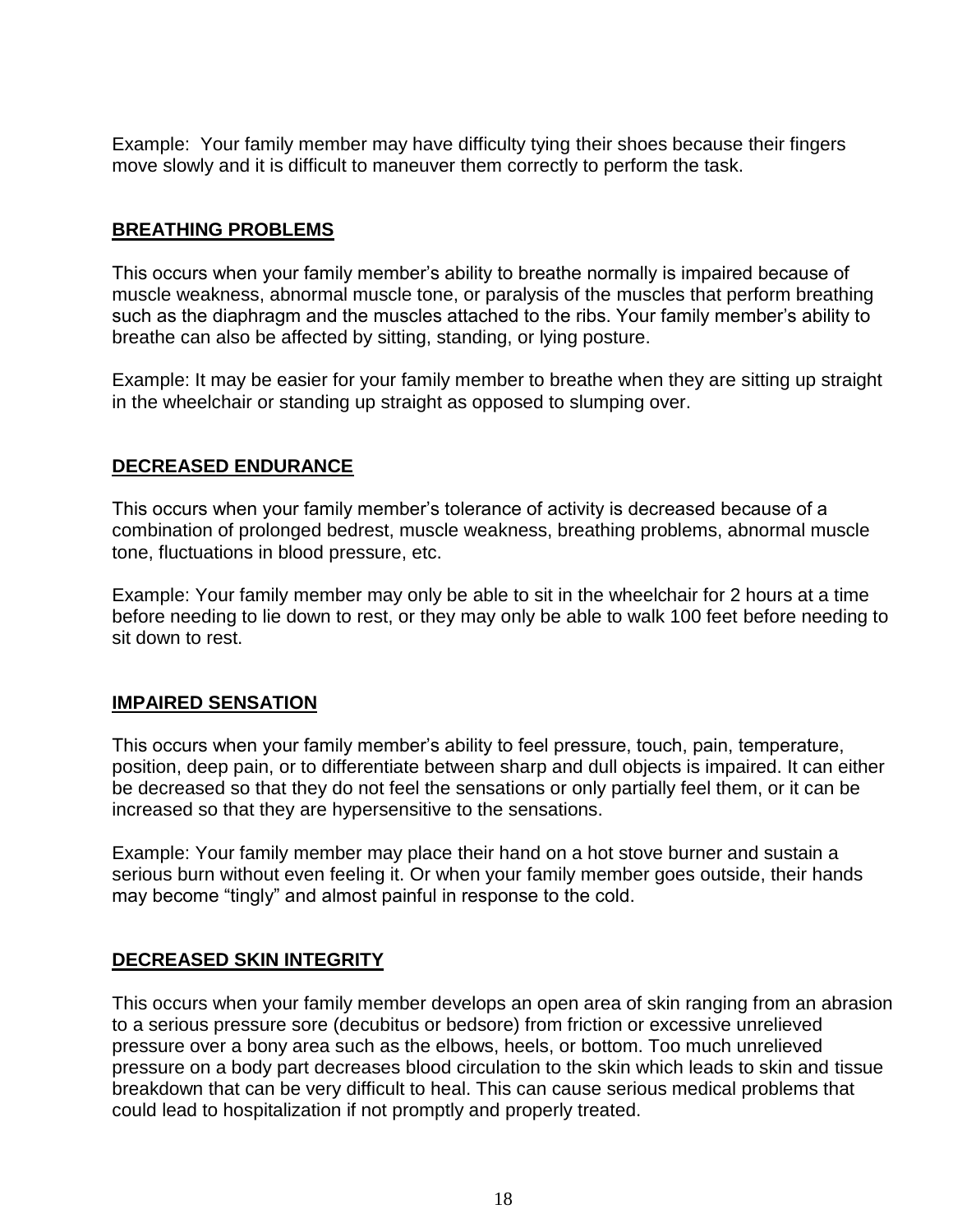Example: Your family member may have difficulty tying their shoes because their fingers move slowly and it is difficult to maneuver them correctly to perform the task.

## BREATHING PROBLEMS

This occurs when your family member's ability to breathe normally is impaired because of muscle weakness, abnormal muscle tone, or paralysis of the muscles that perform breathing such as the diaphragm and the muscles attached to the ribs. Your family member's ability to breathe can also be affected by sitting, standing, or lying posture.

Example: It may be easier for your family member to breathe when they are sitting up straight in the wheelchair or standing up straight as opposed to slumping over.

## DECREASED ENDURANCE

This occurs when your family member's tolerance of activity is decreased because of a combination of prolonged bedrest, muscle weakness, breathing problems, abnormal muscle tone, fluctuations in blood pressure, etc.

Example: Your family member may only be able to sit in the wheelchair for 2 hours at a time before needing to lie down to rest, or they may only be able to walk 100 feet before needing to sit down to rest.

## IMPAIRED SENSATION

This occurs when your family member's ability to feel pressure, touch, pain, temperature, position, deep pain, or to differentiate between sharp and dull objects is impaired. It can either be decreased so that they do not feel the sensations or only partially feel them, or it can be increased so that they are hypersensitive to the sensations.

Example: Your family member may place their hand on a hot stove burner and sustain a serious burn without even feeling it. Or when your family member goes outside, their hands may become "tingly" and almost painful in response to the cold.

## DECREASED SKIN INTEGRITY

This occurs when your family member develops an open area of skin ranging from an abrasion to a serious pressure sore (decubitus or bedsore) from friction or excessive unrelieved pressure over a bony area such as the elbows, heels, or bottom. Too much unrelieved pressure on a body part decreases blood circulation to the skin which leads to skin and tissue breakdown that can be very difficult to heal. This can cause serious medical problems that could lead to hospitalization if not promptly and properly treated.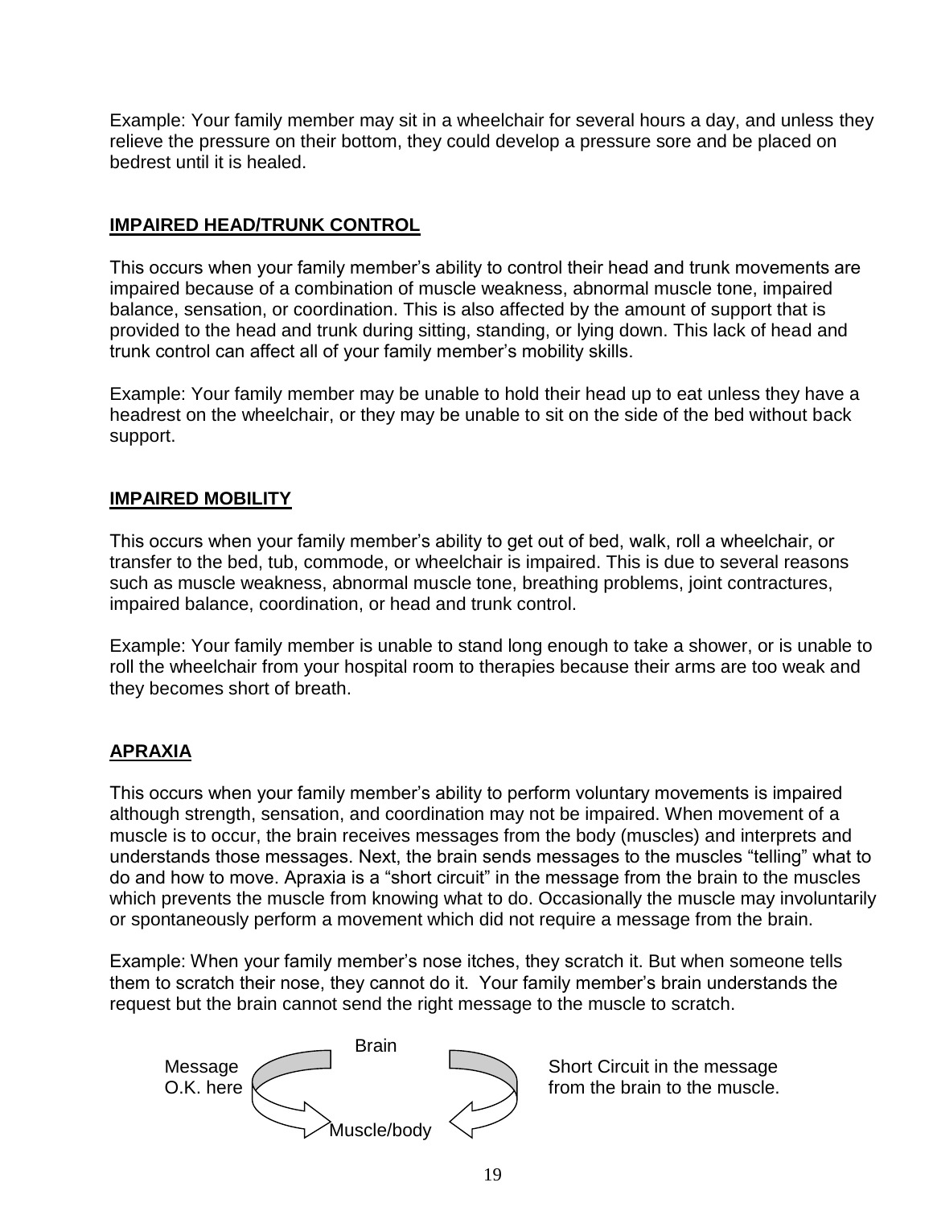Example: Your family member may sit in a wheelchair for several hours a day, and unless they relieve the pressure on their bottom, they could develop a pressure sore and be placed on bedrest until it is healed.

## IMPAIRED HEAD/TRUNK CONTROL

This occurs when your family member's ability to control their head and trunk movements are impaired because of a combination of muscle weakness, abnormal muscle tone, impaired balance, sensation, or coordination. This is also affected by the amount of support that is provided to the head and trunk during sitting, standing, or lying down. This lack of head and trunk control can affect all of your family member's mobility skills.

Example: Your family member may be unable to hold their head up to eat unless they have a headrest on the wheelchair, or they may be unable to sit on the side of the bed without back support.

## IMPAIRED MOBILITY

This occurs when your family member's ability to get out of bed, walk, roll a wheelchair, or transfer to the bed, tub, commode, or wheelchair is impaired. This is due to several reasons such as muscle weakness, abnormal muscle tone, breathing problems, joint contractures, impaired balance, coordination, or head and trunk control.

Example: Your family member is unable to stand long enough to take a shower, or is unable to roll the wheelchair from your hospital room to therapies because their arms are too weak and they becomes short of breath.

## APRAXIA

This occurs when your family member's ability to perform voluntary movements is impaired although strength, sensation, and coordination may not be impaired. When movement of a muscle is to occur, the brain receives messages from the body (muscles) and interprets and understands those messages. Next, the brain sends messages to the muscles "telling" what to do and how to move. Apraxia is a "short circuit" in the message from the brain to the muscles which prevents the muscle from knowing what to do. Occasionally the muscle may involuntarily or spontaneously perform a movement which did not require a message from the brain.

Example: When your family member's nose itches, they scratch it. But when someone tells them to scratch their nose, they cannot do it. Your family member's brain understands the request but the brain cannot send the right message to the muscle to scratch.

Brain

Message O.K. here

Short Circuit in the message from the brain to the muscle.

Muscle/body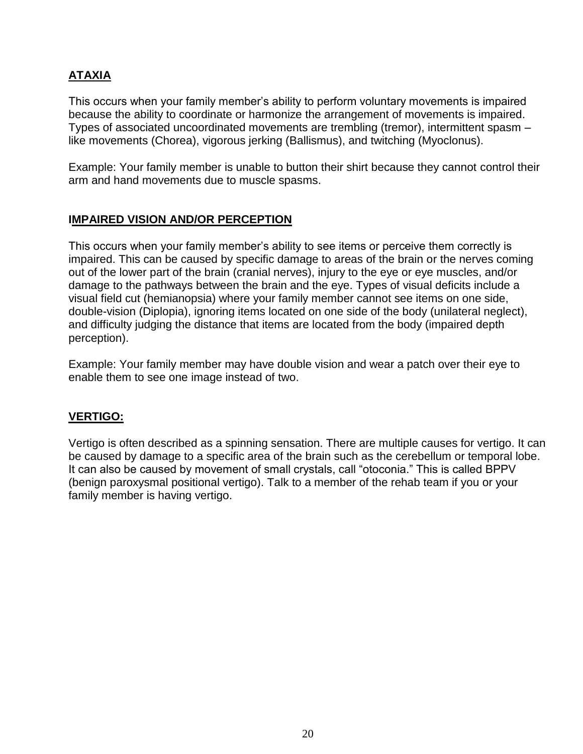## ATAXIA

This occurs when your family member's ability to perform voluntary movements is impaired because the ability to coordinate or harmonize the arrangement of movements is impaired. Types of associated uncoordinated movements are trembling (tremor), intermittent spasm – like movements (Chorea), vigorous jerking (Ballismus), and twitching (Myoclonus).

Example: Your family member is unable to button their shirt because they cannot control their arm and hand movements due to muscle spasms.

## IMPAIRED VISION AND/OR PERCEPTION

This occurs when your family member's ability to see items or perceive them correctly is impaired. This can be caused by specific damage to areas of the brain or the nerves coming out of the lower part of the brain (cranial nerves), injury to the eye or eye muscles, and/or damage to the pathways between the brain and the eye. Types of visual deficits include a visual field cut (hemianopsia) where your family member cannot see items on one side, double-vision (Diplopia), ignoring items located on one side of the body (unilateral neglect), and difficulty judging the distance that items are located from the body (impaired depth perception).

Example: Your family member may have double vision and wear a patch over their eye to enable them to see one image instead of two.

## VERTIGO:

Vertigo is often described as a spinning sensation. There are multiple causes for vertigo. It can be caused by damage to a specific area of the brain such as the cerebellum or temporal lobe. It can also be caused by movement of small crystals, call "otoconia." This is called BPPV (benign paroxysmal positional vertigo). Talk to a member of the rehab team if you or your family member is having vertigo.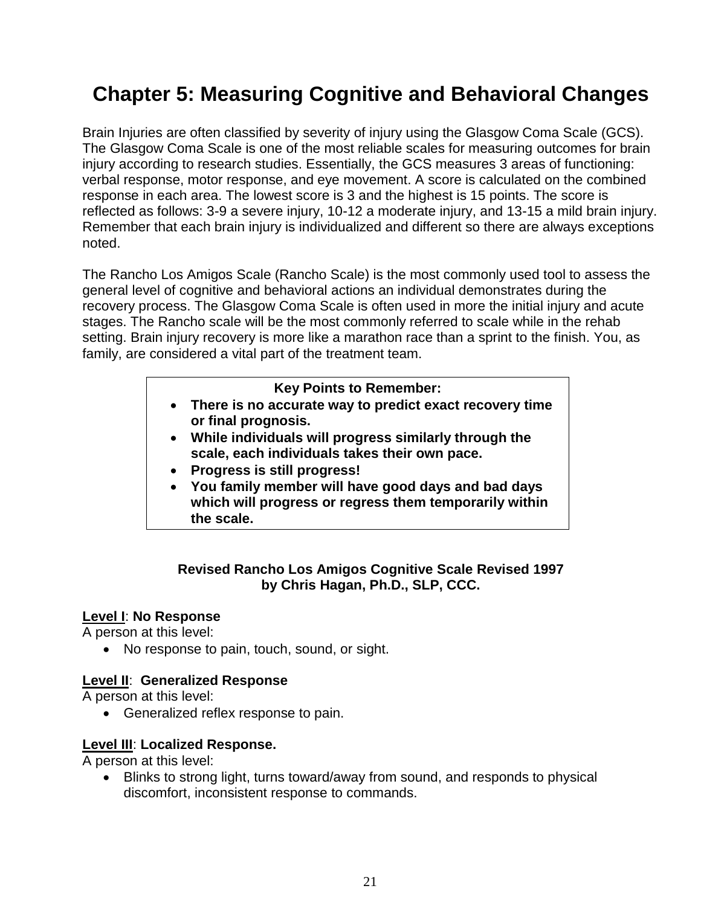# Chapter 5: Measuring Cognitive and Behavioral Changes

Brain Injuries are often classified by severity of injury using the Glasgow Coma Scale (GCS). The Glasgow Coma Scale is one of the most reliable scales for measuring outcomes for brain injury according to research studies. Essentially, the GCS measures 3 areas of functioning: verbal response, motor response, and eye movement. A score is calculated on the combined response in each area. The lowest score is 3 and the highest is 15 points. The score is reflected as follows: 3-9 a severe injury, 10-12 a moderate injury, and 13-15 a mild brain injury. Remember that each brain injury is individualized and different so there are always exceptions noted.

The Rancho Los Amigos Scale (Rancho Scale) is the most commonly used tool to assess the general level of cognitive and behavioral actions an individual demonstrates during the recovery process. The Glasgow Coma Scale is often used in more the initial injury and acute stages. The Rancho scale will be the most commonly referred to scale while in the rehab setting. Brain injury recovery is more like a marathon race than a sprint to the finish. You, as family, are considered a vital part of the treatment team.

**Key Points to Remember:**

- **There is no accurate way to predict exact recovery time or final prognosis.**
- **While individuals will progress similarly through the scale, each individuals takes their own pace.**
- **Progress is still progress!**
- **You family member will have good days and bad days which will progress or regress them temporarily within the scale.**

**Revised Rancho Los Amigos Cognitive Scale Revised 1997**
**by Chris Hagan, Ph.D., SLP, CCC.**

**Level I**: **No Response**
A person at this level:

- No response to pain, touch, sound, or sight.

**Level II**: **Generalized Response**
A person at this level:

- Generalized reflex response to pain.

**Level III**: **Localized Response.**
A person at this level:

- Blinks to strong light, turns toward/away from sound, and responds to physical discomfort, inconsistent response to commands.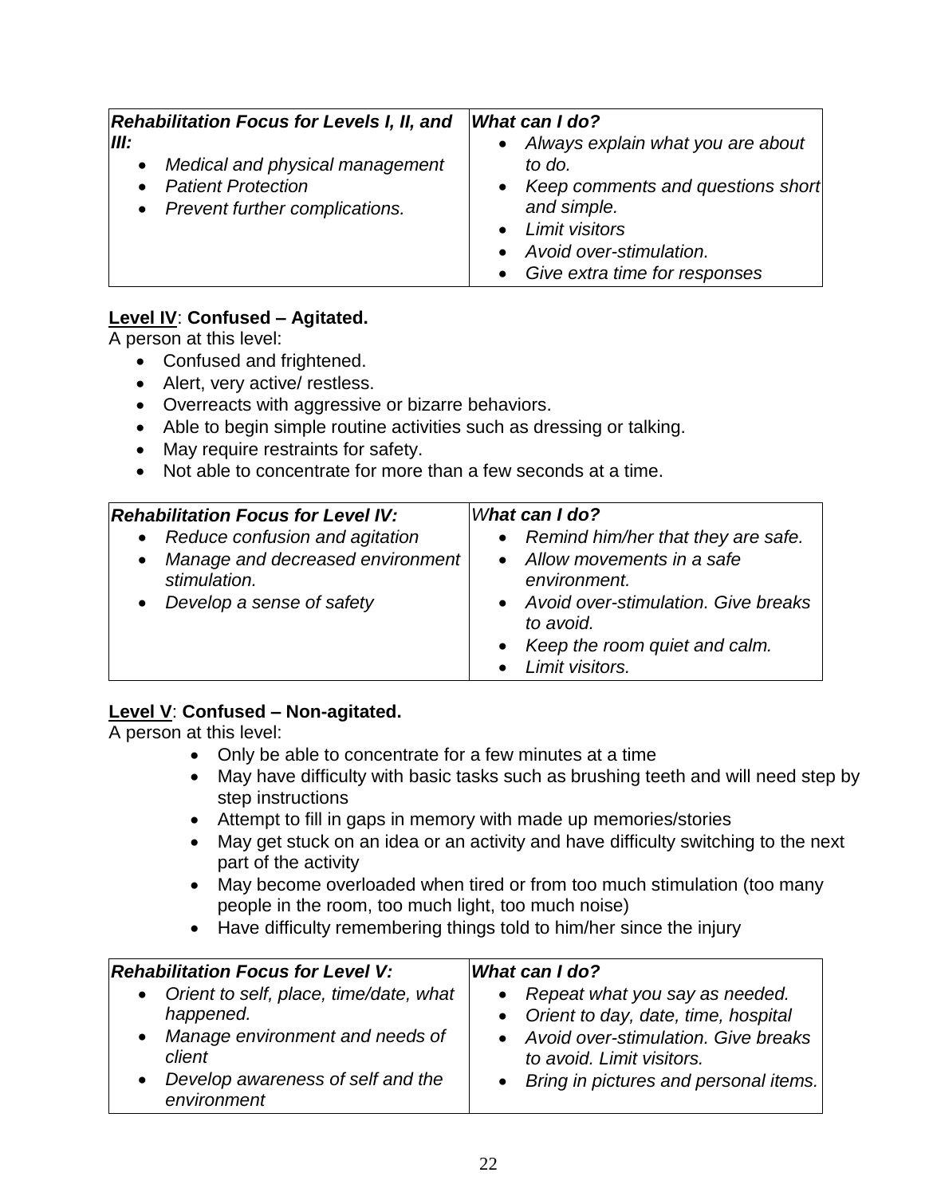| *Rehabilitation Focus for Levels I, II, and III:* | *What can I do?* |
|---|---|
| • *Medical and physical management*<br>• *Patient Protection*<br>• *Prevent further complications.* | • *Always explain what you are about to do.*<br>• *Keep comments and questions short and simple.*<br>• *Limit visitors*<br>• *Avoid over-stimulation.*<br>• *Give extra time for responses* |

**<u>Level IV</u>**: **Confused – Agitated.**

A person at this level:

- Confused and frightened.
- Alert, very active/ restless.
- Overreacts with aggressive or bizarre behaviors.
- Able to begin simple routine activities such as dressing or talking.
- May require restraints for safety.
- Not able to concentrate for more than a few seconds at a time.

| *Rehabilitation Focus for Level IV:* | *What can I do?* |
|---|---|
| • *Reduce confusion and agitation*<br>• *Manage and decreased environment stimulation.*<br>• *Develop a sense of safety* | • *Remind him/her that they are safe.*<br>• *Allow movements in a safe environment.*<br>• *Avoid over-stimulation. Give breaks to avoid.*<br>• *Keep the room quiet and calm.*<br>• *Limit visitors.* |

**<u>Level V</u>**: **Confused – Non-agitated.**

A person at this level:

- Only be able to concentrate for a few minutes at a time
- May have difficulty with basic tasks such as brushing teeth and will need step by step instructions
- Attempt to fill in gaps in memory with made up memories/stories
- May get stuck on an idea or an activity and have difficulty switching to the next part of the activity
- May become overloaded when tired or from too much stimulation (too many people in the room, too much light, too much noise)
- Have difficulty remembering things told to him/her since the injury

| *Rehabilitation Focus for Level V:* | *What can I do?* |
|---|---|
| • *Orient to self, place, time/date, what happened.*<br>• *Manage environment and needs of client*<br>• *Develop awareness of self and the environment* | • *Repeat what you say as needed.*<br>• *Orient to day, date, time, hospital*<br>• *Avoid over-stimulation. Give breaks to avoid. Limit visitors.*<br>• *Bring in pictures and personal items.* |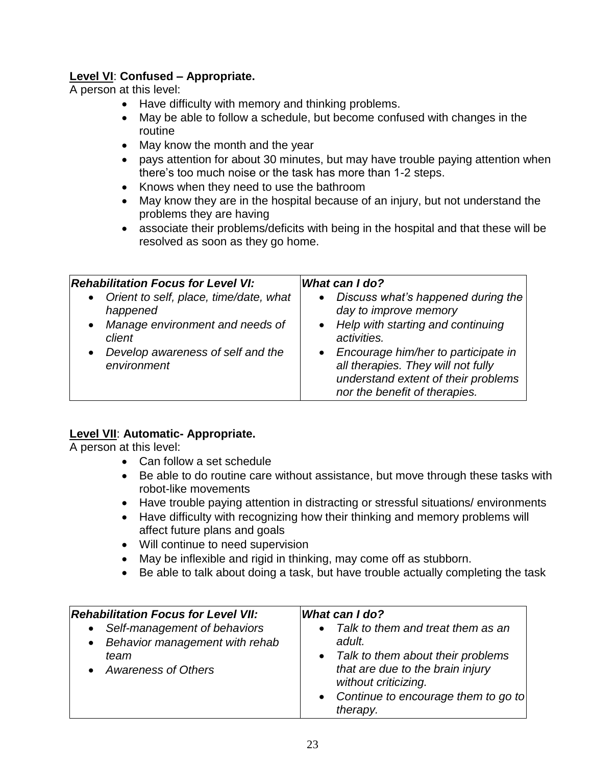**<u>Level VI</u>: Confused – Appropriate.**

A person at this level:

- Have difficulty with memory and thinking problems.
- May be able to follow a schedule, but become confused with changes in the routine
- May know the month and the year
- pays attention for about 30 minutes, but may have trouble paying attention when there's too much noise or the task has more than 1-2 steps.
- Knows when they need to use the bathroom
- May know they are in the hospital because of an injury, but not understand the problems they are having
- associate their problems/deficits with being in the hospital and that these will be resolved as soon as they go home.

| ***Rehabilitation Focus for Level VI:*** | ***What can I do?*** |
|---|---|
| • *Orient to self, place, time/date, what happened*<br>• *Manage environment and needs of client*<br>• *Develop awareness of self and the environment* | • *Discuss what's happened during the day to improve memory*<br>• *Help with starting and continuing activities.*<br>• *Encourage him/her to participate in all therapies. They will not fully understand extent of their problems nor the benefit of therapies.* |

**<u>Level VII</u>: Automatic- Appropriate.**

A person at this level:

- Can follow a set schedule
- Be able to do routine care without assistance, but move through these tasks with robot-like movements
- Have trouble paying attention in distracting or stressful situations/ environments
- Have difficulty with recognizing how their thinking and memory problems will affect future plans and goals
- Will continue to need supervision
- May be inflexible and rigid in thinking, may come off as stubborn.
- Be able to talk about doing a task, but have trouble actually completing the task

| ***Rehabilitation Focus for Level VII:*** | ***What can I do?*** |
|---|---|
| • *Self-management of behaviors*<br>• *Behavior management with rehab team*<br>• *Awareness of Others* | • *Talk to them and treat them as an adult.*<br>• *Talk to them about their problems that are due to the brain injury without criticizing.*<br>• *Continue to encourage them to go to therapy.* |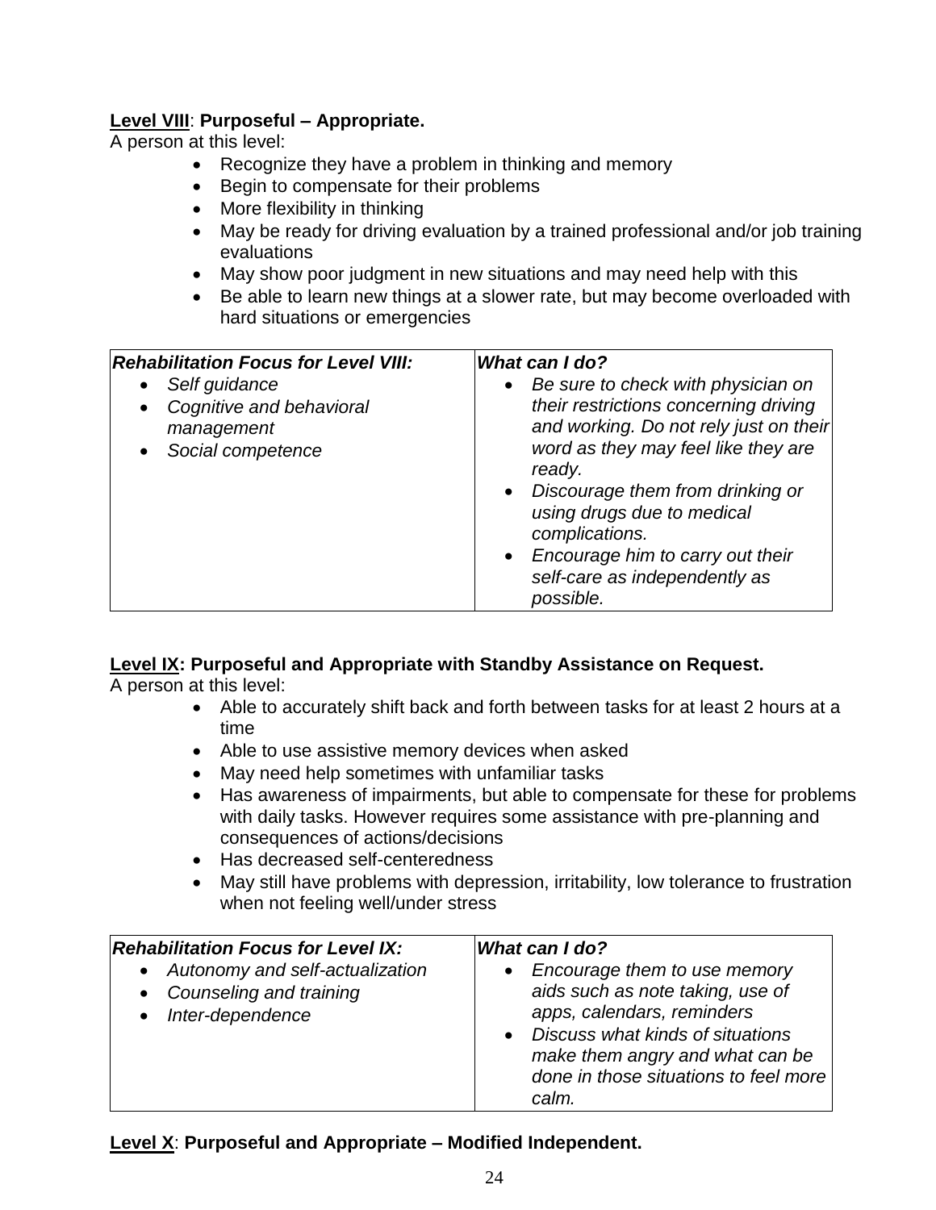**<u>Level VIII</u>: Purposeful – Appropriate.**

A person at this level:

- Recognize they have a problem in thinking and memory
- Begin to compensate for their problems
- More flexibility in thinking
- May be ready for driving evaluation by a trained professional and/or job training evaluations
- May show poor judgment in new situations and may need help with this
- Be able to learn new things at a slower rate, but may become overloaded with hard situations or emergencies

| ***Rehabilitation Focus for Level VIII:*** | ***What can I do?*** |
|---|---|
| • *Self guidance*<br>• *Cognitive and behavioral management*<br>• *Social competence* | • *Be sure to check with physician on their restrictions concerning driving and working. Do not rely just on their word as they may feel like they are ready.*<br>• *Discourage them from drinking or using drugs due to medical complications.*<br>• *Encourage him to carry out their self-care as independently as possible.* |

**<u>Level IX</u>: Purposeful and Appropriate with Standby Assistance on Request.**

A person at this level:

- Able to accurately shift back and forth between tasks for at least 2 hours at a time
- Able to use assistive memory devices when asked
- May need help sometimes with unfamiliar tasks
- Has awareness of impairments, but able to compensate for these for problems with daily tasks. However requires some assistance with pre-planning and consequences of actions/decisions
- Has decreased self-centeredness
- May still have problems with depression, irritability, low tolerance to frustration when not feeling well/under stress

| ***Rehabilitation Focus for Level IX:*** | ***What can I do?*** |
|---|---|
| • *Autonomy and self-actualization*<br>• *Counseling and training*<br>• *Inter-dependence* | • *Encourage them to use memory aids such as note taking, use of apps, calendars, reminders*<br>• *Discuss what kinds of situations make them angry and what can be done in those situations to feel more calm.* |

**<u>Level X</u>: Purposeful and Appropriate – Modified Independent.**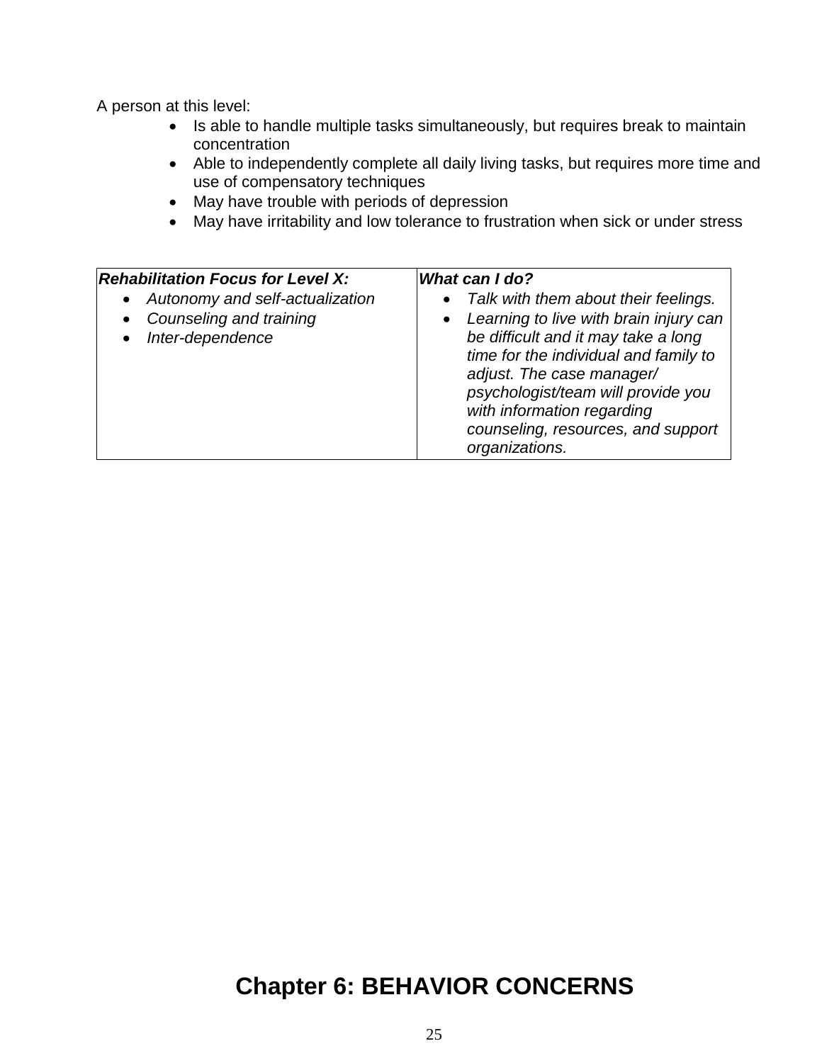A person at this level:

- Is able to handle multiple tasks simultaneously, but requires break to maintain concentration
- Able to independently complete all daily living tasks, but requires more time and use of compensatory techniques
- May have trouble with periods of depression
- May have irritability and low tolerance to frustration when sick or under stress

| ***Rehabilitation Focus for Level X:*** | ***What can I do?*** |
| --- | --- |
| • *Autonomy and self-actualization*<br>• *Counseling and training*<br>• *Inter-dependence* | • *Talk with them about their feelings.*<br>• *Learning to live with brain injury can be difficult and it may take a long time for the individual and family to adjust. The case manager/ psychologist/team will provide you with information regarding counseling, resources, and support organizations.* |

# Chapter 6: BEHAVIOR CONCERNS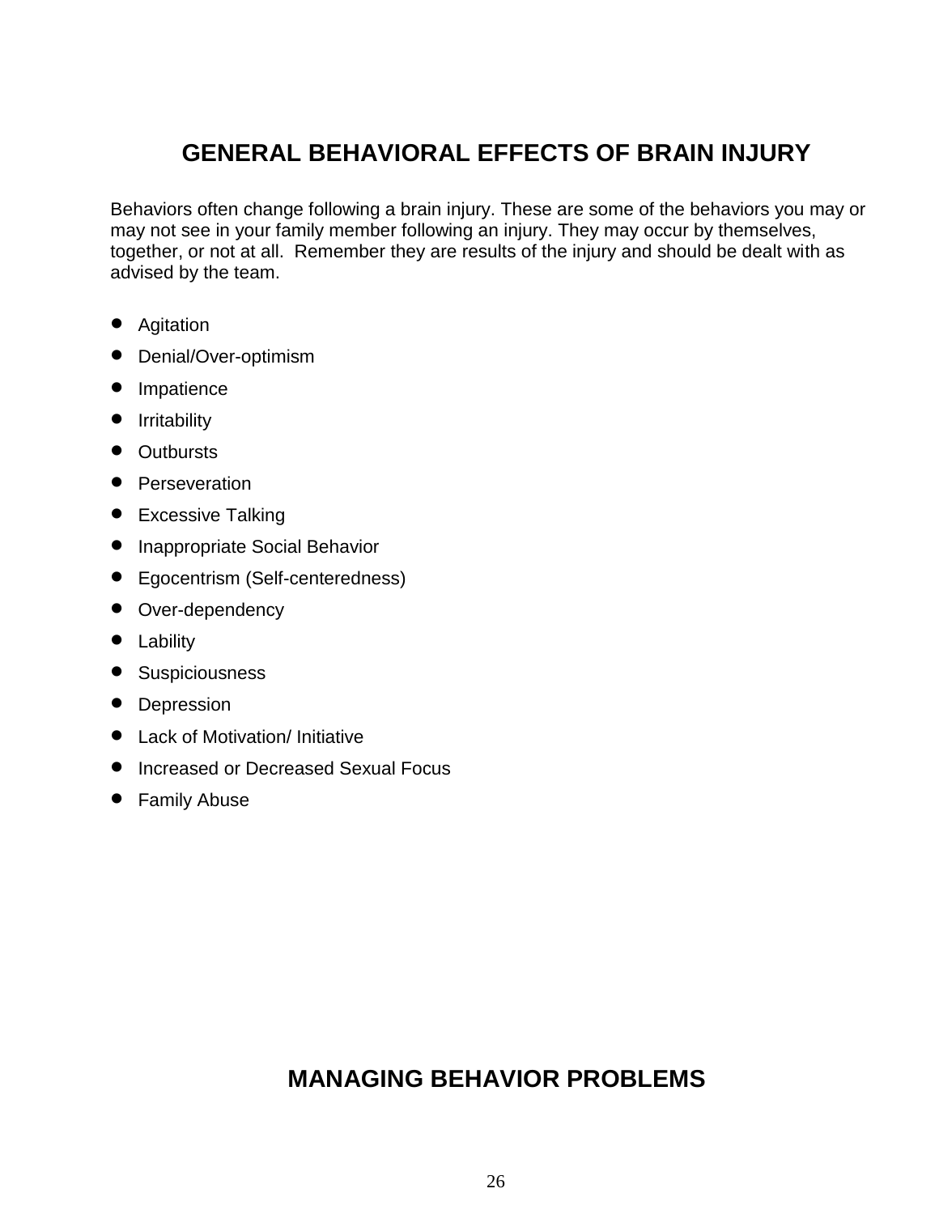## GENERAL BEHAVIORAL EFFECTS OF BRAIN INJURY

Behaviors often change following a brain injury. These are some of the behaviors you may or may not see in your family member following an injury. They may occur by themselves, together, or not at all. Remember they are results of the injury and should be dealt with as advised by the team.

- Agitation
- Denial/Over-optimism
- Impatience
- Irritability
- Outbursts
- Perseveration
- Excessive Talking
- Inappropriate Social Behavior
- Egocentrism (Self-centeredness)
- Over-dependency
- Lability
- Suspiciousness
- Depression
- Lack of Motivation/ Initiative
- Increased or Decreased Sexual Focus
- Family Abuse

## MANAGING BEHAVIOR PROBLEMS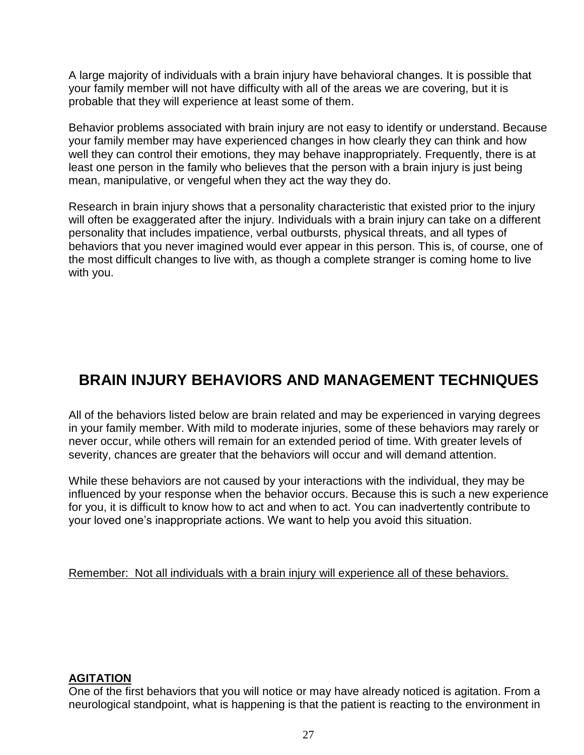A large majority of individuals with a brain injury have behavioral changes. It is possible that your family member will not have difficulty with all of the areas we are covering, but it is probable that they will experience at least some of them.

Behavior problems associated with brain injury are not easy to identify or understand. Because your family member may have experienced changes in how clearly they can think and how well they can control their emotions, they may behave inappropriately. Frequently, there is at least one person in the family who believes that the person with a brain injury is just being mean, manipulative, or vengeful when they act the way they do.

Research in brain injury shows that a personality characteristic that existed prior to the injury will often be exaggerated after the injury. Individuals with a brain injury can take on a different personality that includes impatience, verbal outbursts, physical threats, and all types of behaviors that you never imagined would ever appear in this person. This is, of course, one of the most difficult changes to live with, as though a complete stranger is coming home to live with you.

## BRAIN INJURY BEHAVIORS AND MANAGEMENT TECHNIQUES

All of the behaviors listed below are brain related and may be experienced in varying degrees in your family member. With mild to moderate injuries, some of these behaviors may rarely or never occur, while others will remain for an extended period of time. With greater levels of severity, chances are greater that the behaviors will occur and will demand attention.

While these behaviors are not caused by your interactions with the individual, they may be influenced by your response when the behavior occurs. Because this is such a new experience for you, it is difficult to know how to act and when to act. You can inadvertently contribute to your loved one's inappropriate actions. We want to help you avoid this situation.

Remember: Not all individuals with a brain injury will experience all of these behaviors.

### AGITATION

One of the first behaviors that you will notice or may have already noticed is agitation. From a neurological standpoint, what is happening is that the patient is reacting to the environment in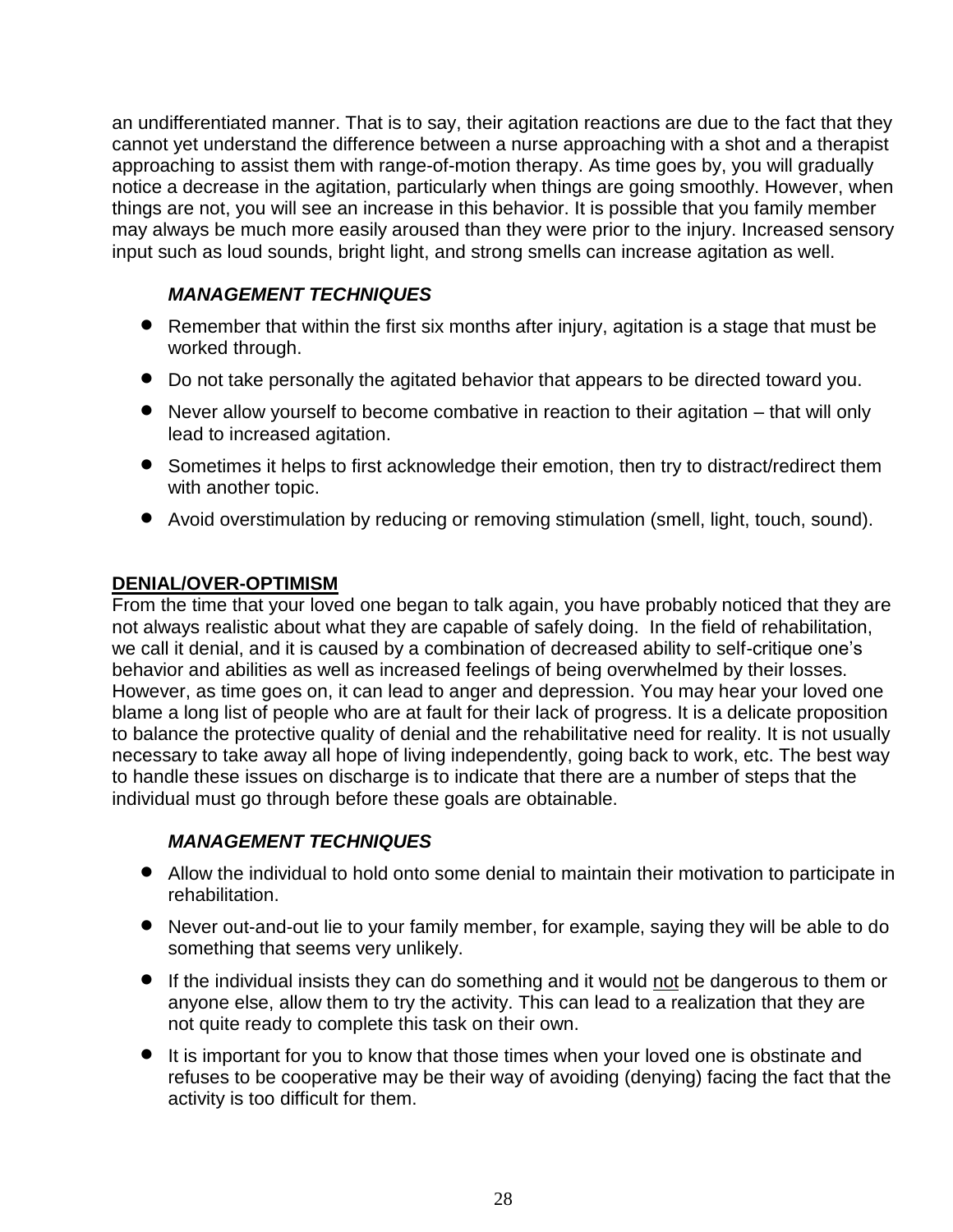an undifferentiated manner. That is to say, their agitation reactions are due to the fact that they cannot yet understand the difference between a nurse approaching with a shot and a therapist approaching to assist them with range-of-motion therapy. As time goes by, you will gradually notice a decrease in the agitation, particularly when things are going smoothly. However, when things are not, you will see an increase in this behavior. It is possible that you family member may always be much more easily aroused than they were prior to the injury. Increased sensory input such as loud sounds, bright light, and strong smells can increase agitation as well.

### *MANAGEMENT TECHNIQUES*

- Remember that within the first six months after injury, agitation is a stage that must be worked through.
- Do not take personally the agitated behavior that appears to be directed toward you.
- Never allow yourself to become combative in reaction to their agitation – that will only lead to increased agitation.
- Sometimes it helps to first acknowledge their emotion, then try to distract/redirect them with another topic.
- Avoid overstimulation by reducing or removing stimulation (smell, light, touch, sound).

## DENIAL/OVER-OPTIMISM

From the time that your loved one began to talk again, you have probably noticed that they are not always realistic about what they are capable of safely doing. In the field of rehabilitation, we call it denial, and it is caused by a combination of decreased ability to self-critique one's behavior and abilities as well as increased feelings of being overwhelmed by their losses. However, as time goes on, it can lead to anger and depression. You may hear your loved one blame a long list of people who are at fault for their lack of progress. It is a delicate proposition to balance the protective quality of denial and the rehabilitative need for reality. It is not usually necessary to take away all hope of living independently, going back to work, etc. The best way to handle these issues on discharge is to indicate that there are a number of steps that the individual must go through before these goals are obtainable.

### *MANAGEMENT TECHNIQUES*

- Allow the individual to hold onto some denial to maintain their motivation to participate in rehabilitation.
- Never out-and-out lie to your family member, for example, saying they will be able to do something that seems very unlikely.
- If the individual insists they can do something and it would not be dangerous to them or anyone else, allow them to try the activity. This can lead to a realization that they are not quite ready to complete this task on their own.
- It is important for you to know that those times when your loved one is obstinate and refuses to be cooperative may be their way of avoiding (denying) facing the fact that the activity is too difficult for them.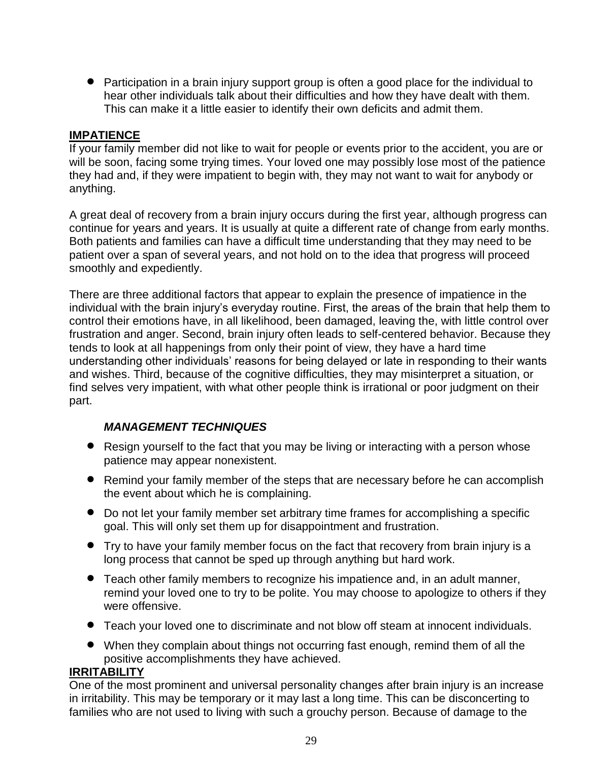- Participation in a brain injury support group is often a good place for the individual to hear other individuals talk about their difficulties and how they have dealt with them. This can make it a little easier to identify their own deficits and admit them.

## IMPATIENCE

If your family member did not like to wait for people or events prior to the accident, you are or will be soon, facing some trying times. Your loved one may possibly lose most of the patience they had and, if they were impatient to begin with, they may not want to wait for anybody or anything.

A great deal of recovery from a brain injury occurs during the first year, although progress can continue for years and years. It is usually at quite a different rate of change from early months. Both patients and families can have a difficult time understanding that they may need to be patient over a span of several years, and not hold on to the idea that progress will proceed smoothly and expediently.

There are three additional factors that appear to explain the presence of impatience in the individual with the brain injury's everyday routine. First, the areas of the brain that help them to control their emotions have, in all likelihood, been damaged, leaving the, with little control over frustration and anger. Second, brain injury often leads to self-centered behavior. Because they tends to look at all happenings from only their point of view, they have a hard time understanding other individuals' reasons for being delayed or late in responding to their wants and wishes. Third, because of the cognitive difficulties, they may misinterpret a situation, or find selves very impatient, with what other people think is irrational or poor judgment on their part.

### *MANAGEMENT TECHNIQUES*

- Resign yourself to the fact that you may be living or interacting with a person whose patience may appear nonexistent.
- Remind your family member of the steps that are necessary before he can accomplish the event about which he is complaining.
- Do not let your family member set arbitrary time frames for accomplishing a specific goal. This will only set them up for disappointment and frustration.
- Try to have your family member focus on the fact that recovery from brain injury is a long process that cannot be sped up through anything but hard work.
- Teach other family members to recognize his impatience and, in an adult manner, remind your loved one to try to be polite. You may choose to apologize to others if they were offensive.
- Teach your loved one to discriminate and not blow off steam at innocent individuals.
- When they complain about things not occurring fast enough, remind them of all the positive accomplishments they have achieved.

## IRRITABILITY

One of the most prominent and universal personality changes after brain injury is an increase in irritability. This may be temporary or it may last a long time. This can be disconcerting to families who are not used to living with such a grouchy person. Because of damage to the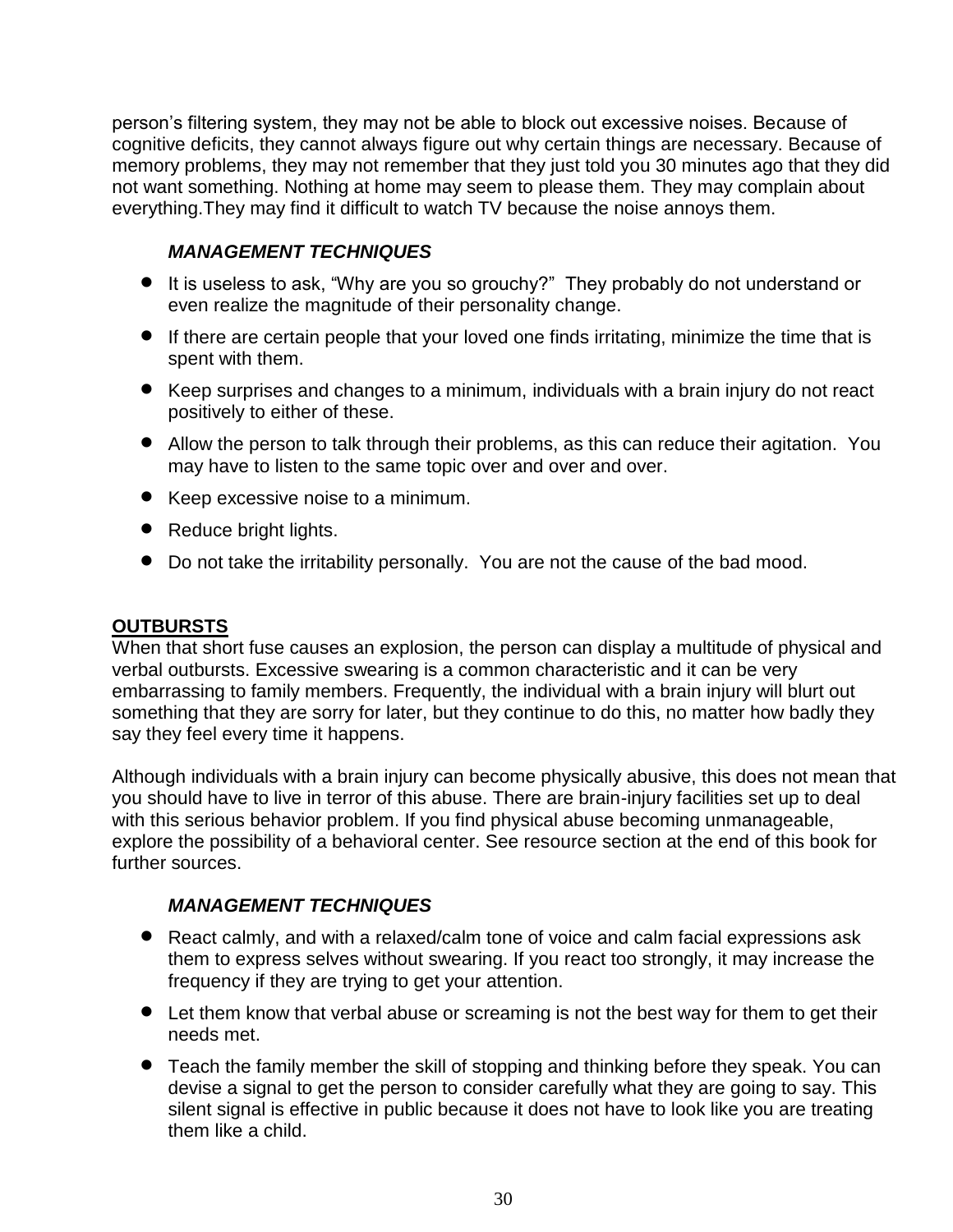person's filtering system, they may not be able to block out excessive noises. Because of cognitive deficits, they cannot always figure out why certain things are necessary. Because of memory problems, they may not remember that they just told you 30 minutes ago that they did not want something. Nothing at home may seem to please them. They may complain about everything.They may find it difficult to watch TV because the noise annoys them.

***MANAGEMENT TECHNIQUES***

- It is useless to ask, "Why are you so grouchy?" They probably do not understand or even realize the magnitude of their personality change.
- If there are certain people that your loved one finds irritating, minimize the time that is spent with them.
- Keep surprises and changes to a minimum, individuals with a brain injury do not react positively to either of these.
- Allow the person to talk through their problems, as this can reduce their agitation. You may have to listen to the same topic over and over and over.
- Keep excessive noise to a minimum.
- Reduce bright lights.
- Do not take the irritability personally. You are not the cause of the bad mood.

## OUTBURSTS

When that short fuse causes an explosion, the person can display a multitude of physical and verbal outbursts. Excessive swearing is a common characteristic and it can be very embarrassing to family members. Frequently, the individual with a brain injury will blurt out something that they are sorry for later, but they continue to do this, no matter how badly they say they feel every time it happens.

Although individuals with a brain injury can become physically abusive, this does not mean that you should have to live in terror of this abuse. There are brain-injury facilities set up to deal with this serious behavior problem. If you find physical abuse becoming unmanageable, explore the possibility of a behavioral center. See resource section at the end of this book for further sources.

***MANAGEMENT TECHNIQUES***

- React calmly, and with a relaxed/calm tone of voice and calm facial expressions ask them to express selves without swearing. If you react too strongly, it may increase the frequency if they are trying to get your attention.
- Let them know that verbal abuse or screaming is not the best way for them to get their needs met.
- Teach the family member the skill of stopping and thinking before they speak. You can devise a signal to get the person to consider carefully what they are going to say. This silent signal is effective in public because it does not have to look like you are treating them like a child.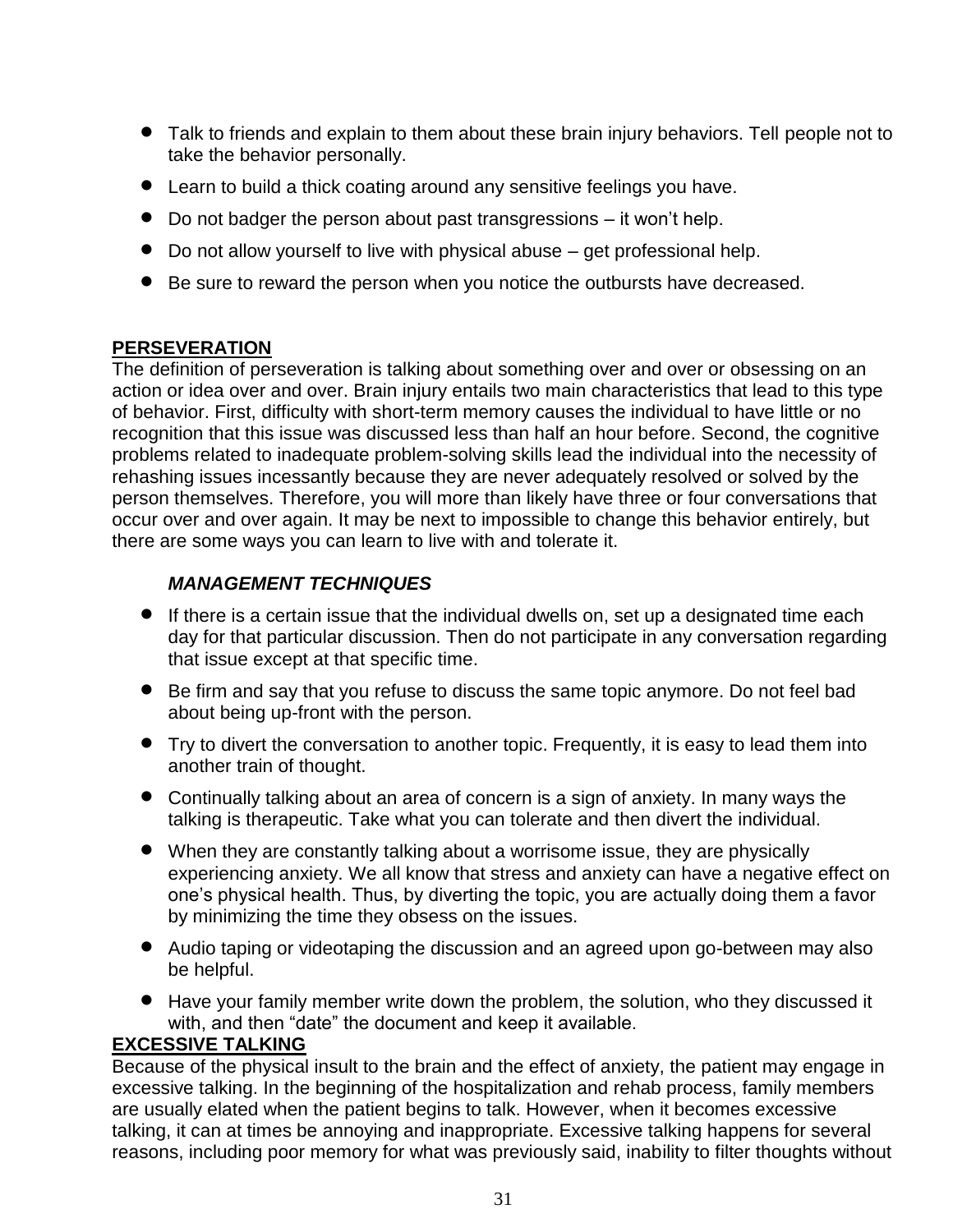- Talk to friends and explain to them about these brain injury behaviors. Tell people not to take the behavior personally.
- Learn to build a thick coating around any sensitive feelings you have.
- Do not badger the person about past transgressions – it won't help.
- Do not allow yourself to live with physical abuse – get professional help.
- Be sure to reward the person when you notice the outbursts have decreased.

## PERSEVERATION

The definition of perseveration is talking about something over and over or obsessing on an action or idea over and over. Brain injury entails two main characteristics that lead to this type of behavior. First, difficulty with short-term memory causes the individual to have little or no recognition that this issue was discussed less than half an hour before. Second, the cognitive problems related to inadequate problem-solving skills lead the individual into the necessity of rehashing issues incessantly because they are never adequately resolved or solved by the person themselves. Therefore, you will more than likely have three or four conversations that occur over and over again. It may be next to impossible to change this behavior entirely, but there are some ways you can learn to live with and tolerate it.

### *MANAGEMENT TECHNIQUES*

- If there is a certain issue that the individual dwells on, set up a designated time each day for that particular discussion. Then do not participate in any conversation regarding that issue except at that specific time.
- Be firm and say that you refuse to discuss the same topic anymore. Do not feel bad about being up-front with the person.
- Try to divert the conversation to another topic. Frequently, it is easy to lead them into another train of thought.
- Continually talking about an area of concern is a sign of anxiety. In many ways the talking is therapeutic. Take what you can tolerate and then divert the individual.
- When they are constantly talking about a worrisome issue, they are physically experiencing anxiety. We all know that stress and anxiety can have a negative effect on one's physical health. Thus, by diverting the topic, you are actually doing them a favor by minimizing the time they obsess on the issues.
- Audio taping or videotaping the discussion and an agreed upon go-between may also be helpful.
- Have your family member write down the problem, the solution, who they discussed it with, and then "date" the document and keep it available.

## EXCESSIVE TALKING

Because of the physical insult to the brain and the effect of anxiety, the patient may engage in excessive talking. In the beginning of the hospitalization and rehab process, family members are usually elated when the patient begins to talk. However, when it becomes excessive talking, it can at times be annoying and inappropriate. Excessive talking happens for several reasons, including poor memory for what was previously said, inability to filter thoughts without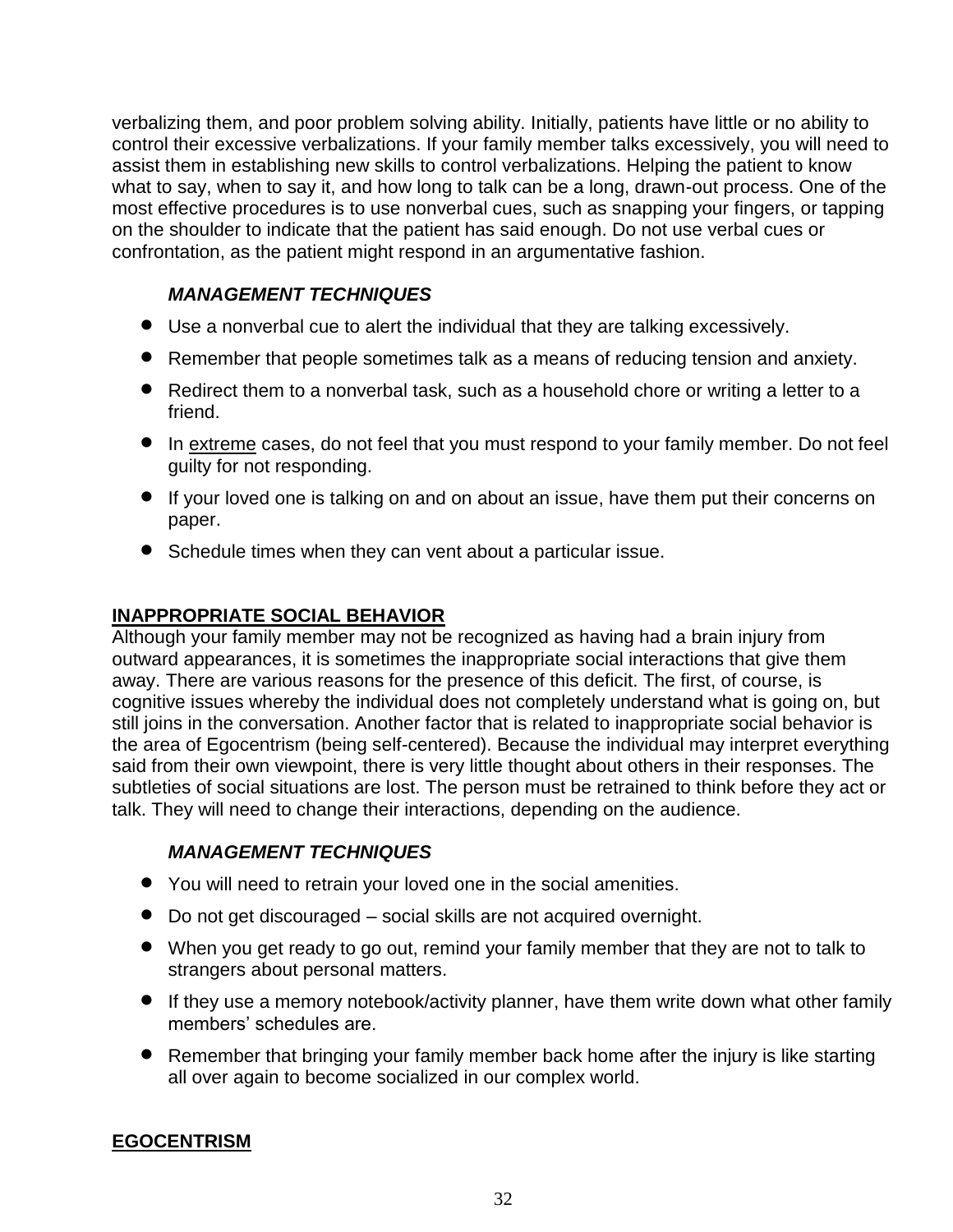verbalizing them, and poor problem solving ability. Initially, patients have little or no ability to control their excessive verbalizations. If your family member talks excessively, you will need to assist them in establishing new skills to control verbalizations. Helping the patient to know what to say, when to say it, and how long to talk can be a long, drawn-out process. One of the most effective procedures is to use nonverbal cues, such as snapping your fingers, or tapping on the shoulder to indicate that the patient has said enough. Do not use verbal cues or confrontation, as the patient might respond in an argumentative fashion.

***MANAGEMENT TECHNIQUES***

- Use a nonverbal cue to alert the individual that they are talking excessively.
- Remember that people sometimes talk as a means of reducing tension and anxiety.
- Redirect them to a nonverbal task, such as a household chore or writing a letter to a friend.
- In <u>extreme</u> cases, do not feel that you must respond to your family member. Do not feel guilty for not responding.
- If your loved one is talking on and on about an issue, have them put their concerns on paper.
- Schedule times when they can vent about a particular issue.

## <u>INAPPROPRIATE SOCIAL BEHAVIOR</u>

Although your family member may not be recognized as having had a brain injury from outward appearances, it is sometimes the inappropriate social interactions that give them away. There are various reasons for the presence of this deficit. The first, of course, is cognitive issues whereby the individual does not completely understand what is going on, but still joins in the conversation. Another factor that is related to inappropriate social behavior is the area of Egocentrism (being self-centered). Because the individual may interpret everything said from their own viewpoint, there is very little thought about others in their responses. The subtleties of social situations are lost. The person must be retrained to think before they act or talk. They will need to change their interactions, depending on the audience.

***MANAGEMENT TECHNIQUES***

- You will need to retrain your loved one in the social amenities.
- Do not get discouraged – social skills are not acquired overnight.
- When you get ready to go out, remind your family member that they are not to talk to strangers about personal matters.
- If they use a memory notebook/activity planner, have them write down what other family members' schedules are.
- Remember that bringing your family member back home after the injury is like starting all over again to become socialized in our complex world.

## <u>EGOCENTRISM</u>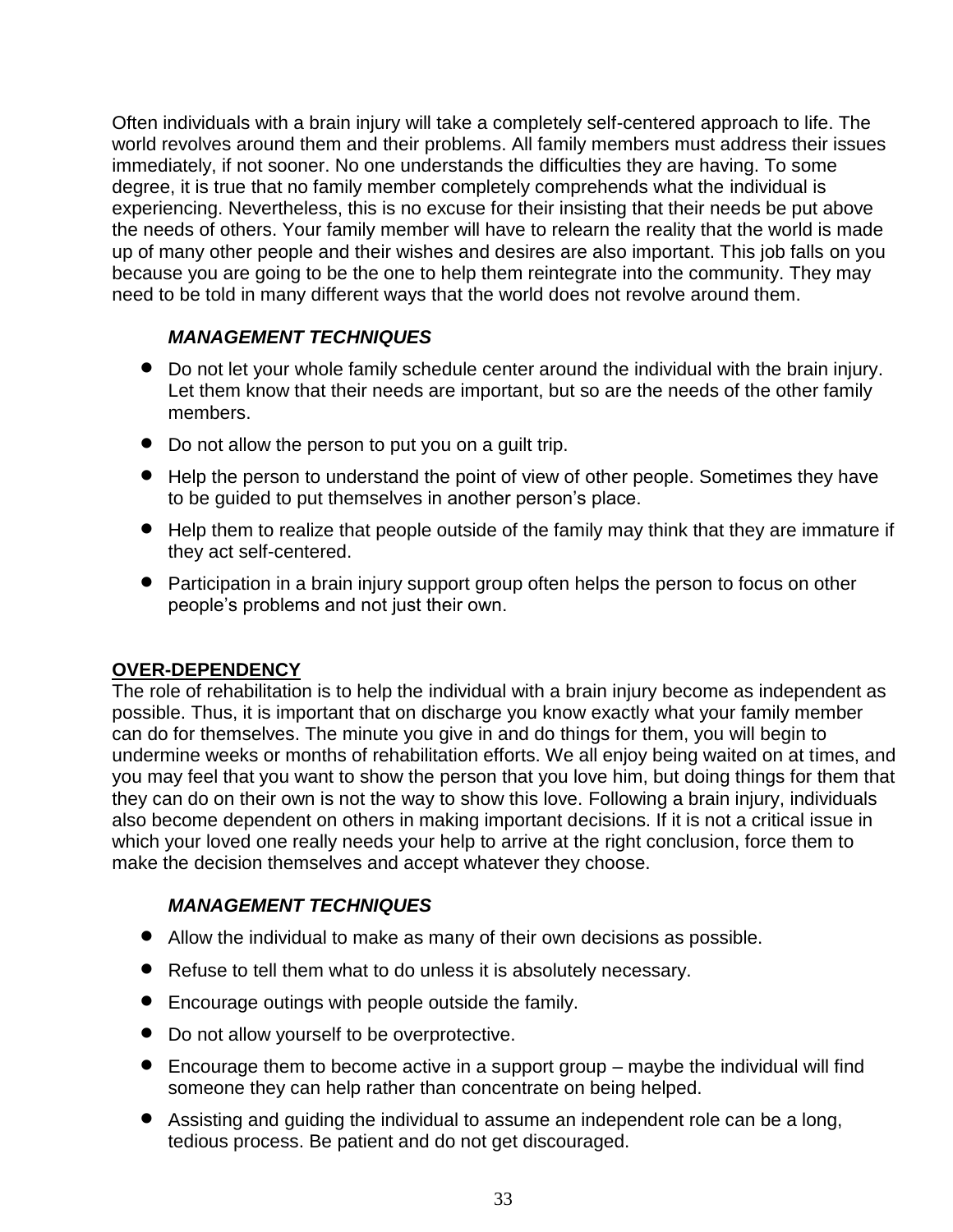Often individuals with a brain injury will take a completely self-centered approach to life. The world revolves around them and their problems. All family members must address their issues immediately, if not sooner. No one understands the difficulties they are having. To some degree, it is true that no family member completely comprehends what the individual is experiencing. Nevertheless, this is no excuse for their insisting that their needs be put above the needs of others. Your family member will have to relearn the reality that the world is made up of many other people and their wishes and desires are also important. This job falls on you because you are going to be the one to help them reintegrate into the community. They may need to be told in many different ways that the world does not revolve around them.

***MANAGEMENT TECHNIQUES***

- Do not let your whole family schedule center around the individual with the brain injury. Let them know that their needs are important, but so are the needs of the other family members.
- Do not allow the person to put you on a guilt trip.
- Help the person to understand the point of view of other people. Sometimes they have to be guided to put themselves in another person's place.
- Help them to realize that people outside of the family may think that they are immature if they act self-centered.
- Participation in a brain injury support group often helps the person to focus on other people's problems and not just their own.

## OVER-DEPENDENCY

The role of rehabilitation is to help the individual with a brain injury become as independent as possible. Thus, it is important that on discharge you know exactly what your family member can do for themselves. The minute you give in and do things for them, you will begin to undermine weeks or months of rehabilitation efforts. We all enjoy being waited on at times, and you may feel that you want to show the person that you love him, but doing things for them that they can do on their own is not the way to show this love. Following a brain injury, individuals also become dependent on others in making important decisions. If it is not a critical issue in which your loved one really needs your help to arrive at the right conclusion, force them to make the decision themselves and accept whatever they choose.

***MANAGEMENT TECHNIQUES***

- Allow the individual to make as many of their own decisions as possible.
- Refuse to tell them what to do unless it is absolutely necessary.
- Encourage outings with people outside the family.
- Do not allow yourself to be overprotective.
- Encourage them to become active in a support group – maybe the individual will find someone they can help rather than concentrate on being helped.
- Assisting and guiding the individual to assume an independent role can be a long, tedious process. Be patient and do not get discouraged.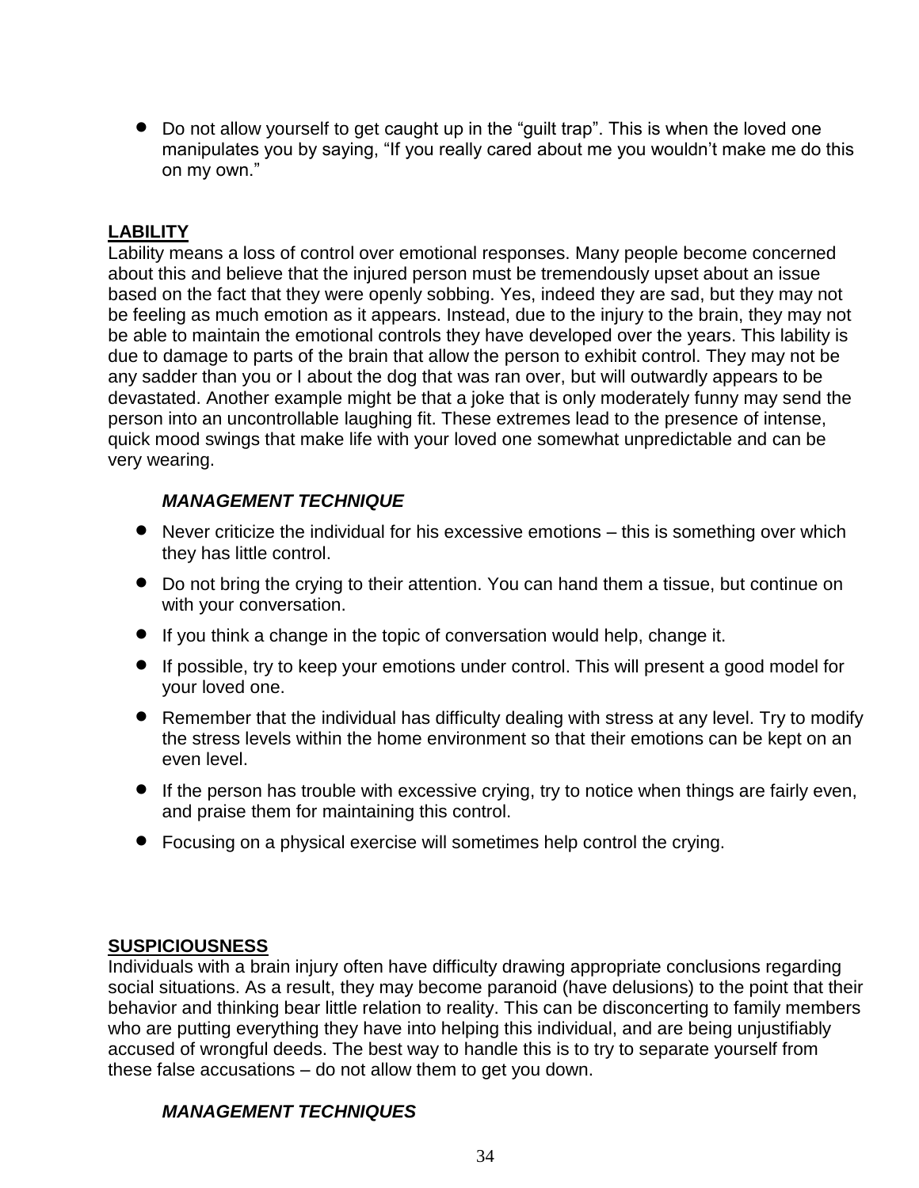- Do not allow yourself to get caught up in the "guilt trap". This is when the loved one manipulates you by saying, "If you really cared about me you wouldn't make me do this on my own."

## LABILITY

Lability means a loss of control over emotional responses. Many people become concerned about this and believe that the injured person must be tremendously upset about an issue based on the fact that they were openly sobbing. Yes, indeed they are sad, but they may not be feeling as much emotion as it appears. Instead, due to the injury to the brain, they may not be able to maintain the emotional controls they have developed over the years. This lability is due to damage to parts of the brain that allow the person to exhibit control. They may not be any sadder than you or I about the dog that was ran over, but will outwardly appears to be devastated. Another example might be that a joke that is only moderately funny may send the person into an uncontrollable laughing fit. These extremes lead to the presence of intense, quick mood swings that make life with your loved one somewhat unpredictable and can be very wearing.

### *MANAGEMENT TECHNIQUE*

- Never criticize the individual for his excessive emotions – this is something over which they has little control.
- Do not bring the crying to their attention. You can hand them a tissue, but continue on with your conversation.
- If you think a change in the topic of conversation would help, change it.
- If possible, try to keep your emotions under control. This will present a good model for your loved one.
- Remember that the individual has difficulty dealing with stress at any level. Try to modify the stress levels within the home environment so that their emotions can be kept on an even level.
- If the person has trouble with excessive crying, try to notice when things are fairly even, and praise them for maintaining this control.
- Focusing on a physical exercise will sometimes help control the crying.

## SUSPICIOUSNESS

Individuals with a brain injury often have difficulty drawing appropriate conclusions regarding social situations. As a result, they may become paranoid (have delusions) to the point that their behavior and thinking bear little relation to reality. This can be disconcerting to family members who are putting everything they have into helping this individual, and are being unjustifiably accused of wrongful deeds. The best way to handle this is to try to separate yourself from these false accusations – do not allow them to get you down.

### *MANAGEMENT TECHNIQUES*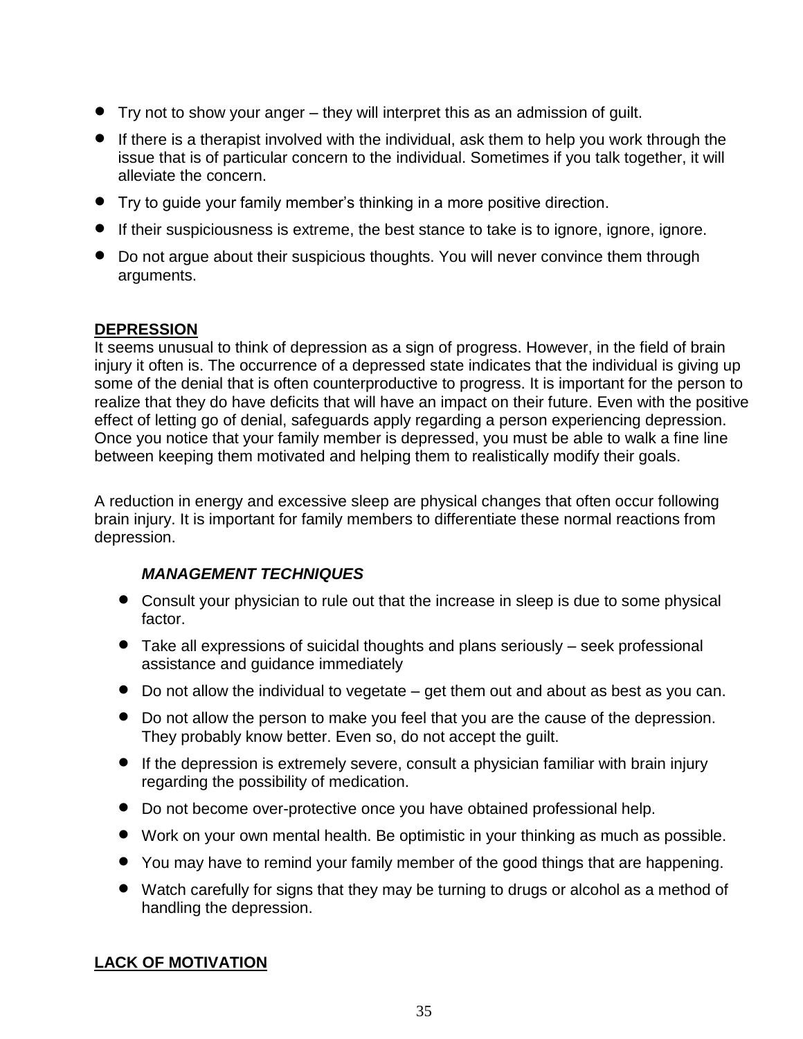- Try not to show your anger – they will interpret this as an admission of guilt.
- If there is a therapist involved with the individual, ask them to help you work through the issue that is of particular concern to the individual. Sometimes if you talk together, it will alleviate the concern.
- Try to guide your family member's thinking in a more positive direction.
- If their suspiciousness is extreme, the best stance to take is to ignore, ignore, ignore.
- Do not argue about their suspicious thoughts. You will never convince them through arguments.

## DEPRESSION

It seems unusual to think of depression as a sign of progress. However, in the field of brain injury it often is. The occurrence of a depressed state indicates that the individual is giving up some of the denial that is often counterproductive to progress. It is important for the person to realize that they do have deficits that will have an impact on their future. Even with the positive effect of letting go of denial, safeguards apply regarding a person experiencing depression. Once you notice that your family member is depressed, you must be able to walk a fine line between keeping them motivated and helping them to realistically modify their goals.

A reduction in energy and excessive sleep are physical changes that often occur following brain injury. It is important for family members to differentiate these normal reactions from depression.

### *MANAGEMENT TECHNIQUES*

- Consult your physician to rule out that the increase in sleep is due to some physical factor.
- Take all expressions of suicidal thoughts and plans seriously – seek professional assistance and guidance immediately
- Do not allow the individual to vegetate – get them out and about as best as you can.
- Do not allow the person to make you feel that you are the cause of the depression. They probably know better. Even so, do not accept the guilt.
- If the depression is extremely severe, consult a physician familiar with brain injury regarding the possibility of medication.
- Do not become over-protective once you have obtained professional help.
- Work on your own mental health. Be optimistic in your thinking as much as possible.
- You may have to remind your family member of the good things that are happening.
- Watch carefully for signs that they may be turning to drugs or alcohol as a method of handling the depression.

## LACK OF MOTIVATION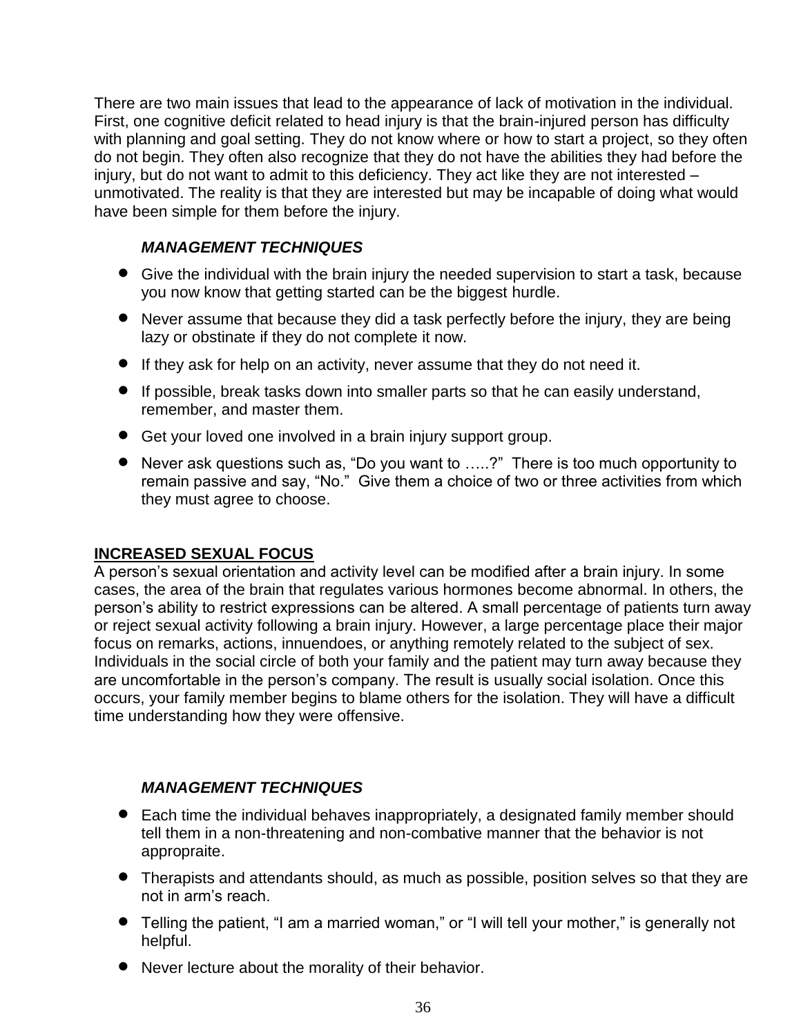There are two main issues that lead to the appearance of lack of motivation in the individual. First, one cognitive deficit related to head injury is that the brain-injured person has difficulty with planning and goal setting. They do not know where or how to start a project, so they often do not begin. They often also recognize that they do not have the abilities they had before the injury, but do not want to admit to this deficiency. They act like they are not interested – unmotivated. The reality is that they are interested but may be incapable of doing what would have been simple for them before the injury.

***MANAGEMENT TECHNIQUES***

- Give the individual with the brain injury the needed supervision to start a task, because you now know that getting started can be the biggest hurdle.
- Never assume that because they did a task perfectly before the injury, they are being lazy or obstinate if they do not complete it now.
- If they ask for help on an activity, never assume that they do not need it.
- If possible, break tasks down into smaller parts so that he can easily understand, remember, and master them.
- Get your loved one involved in a brain injury support group.
- Never ask questions such as, "Do you want to …..?" There is too much opportunity to remain passive and say, "No." Give them a choice of two or three activities from which they must agree to choose.

**INCREASED SEXUAL FOCUS**

A person's sexual orientation and activity level can be modified after a brain injury. In some cases, the area of the brain that regulates various hormones become abnormal. In others, the person's ability to restrict expressions can be altered. A small percentage of patients turn away or reject sexual activity following a brain injury. However, a large percentage place their major focus on remarks, actions, innuendoes, or anything remotely related to the subject of sex. Individuals in the social circle of both your family and the patient may turn away because they are uncomfortable in the person's company. The result is usually social isolation. Once this occurs, your family member begins to blame others for the isolation. They will have a difficult time understanding how they were offensive.

***MANAGEMENT TECHNIQUES***

- Each time the individual behaves inappropriately, a designated family member should tell them in a non-threatening and non-combative manner that the behavior is not appropraite.
- Therapists and attendants should, as much as possible, position selves so that they are not in arm's reach.
- Telling the patient, "I am a married woman," or "I will tell your mother," is generally not helpful.
- Never lecture about the morality of their behavior.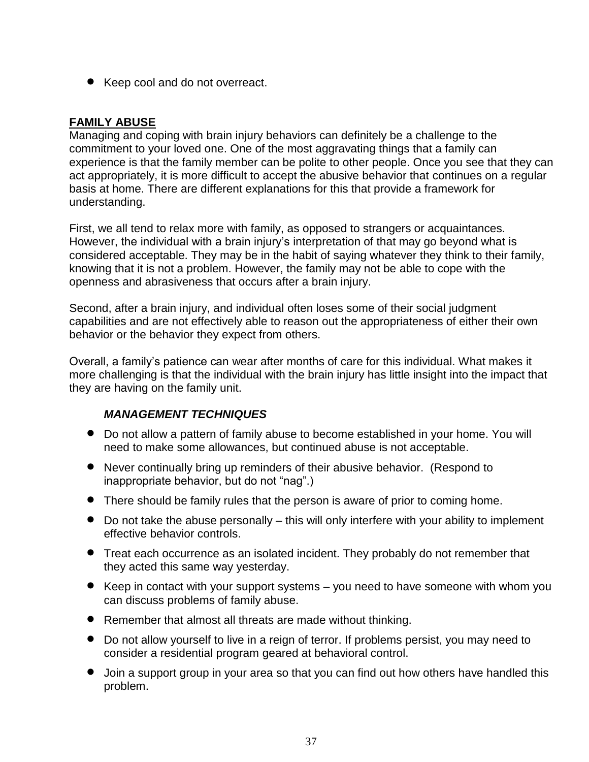- Keep cool and do not overreact.

**FAMILY ABUSE**

Managing and coping with brain injury behaviors can definitely be a challenge to the commitment to your loved one. One of the most aggravating things that a family can experience is that the family member can be polite to other people. Once you see that they can act appropriately, it is more difficult to accept the abusive behavior that continues on a regular basis at home. There are different explanations for this that provide a framework for understanding.

First, we all tend to relax more with family, as opposed to strangers or acquaintances. However, the individual with a brain injury's interpretation of that may go beyond what is considered acceptable. They may be in the habit of saying whatever they think to their family, knowing that it is not a problem. However, the family may not be able to cope with the openness and abrasiveness that occurs after a brain injury.

Second, after a brain injury, and individual often loses some of their social judgment capabilities and are not effectively able to reason out the appropriateness of either their own behavior or the behavior they expect from others.

Overall, a family's patience can wear after months of care for this individual. What makes it more challenging is that the individual with the brain injury has little insight into the impact that they are having on the family unit.

***MANAGEMENT TECHNIQUES***

- Do not allow a pattern of family abuse to become established in your home. You will need to make some allowances, but continued abuse is not acceptable.
- Never continually bring up reminders of their abusive behavior. (Respond to inappropriate behavior, but do not "nag".)
- There should be family rules that the person is aware of prior to coming home.
- Do not take the abuse personally – this will only interfere with your ability to implement effective behavior controls.
- Treat each occurrence as an isolated incident. They probably do not remember that they acted this same way yesterday.
- Keep in contact with your support systems – you need to have someone with whom you can discuss problems of family abuse.
- Remember that almost all threats are made without thinking.
- Do not allow yourself to live in a reign of terror. If problems persist, you may need to consider a residential program geared at behavioral control.
- Join a support group in your area so that you can find out how others have handled this problem.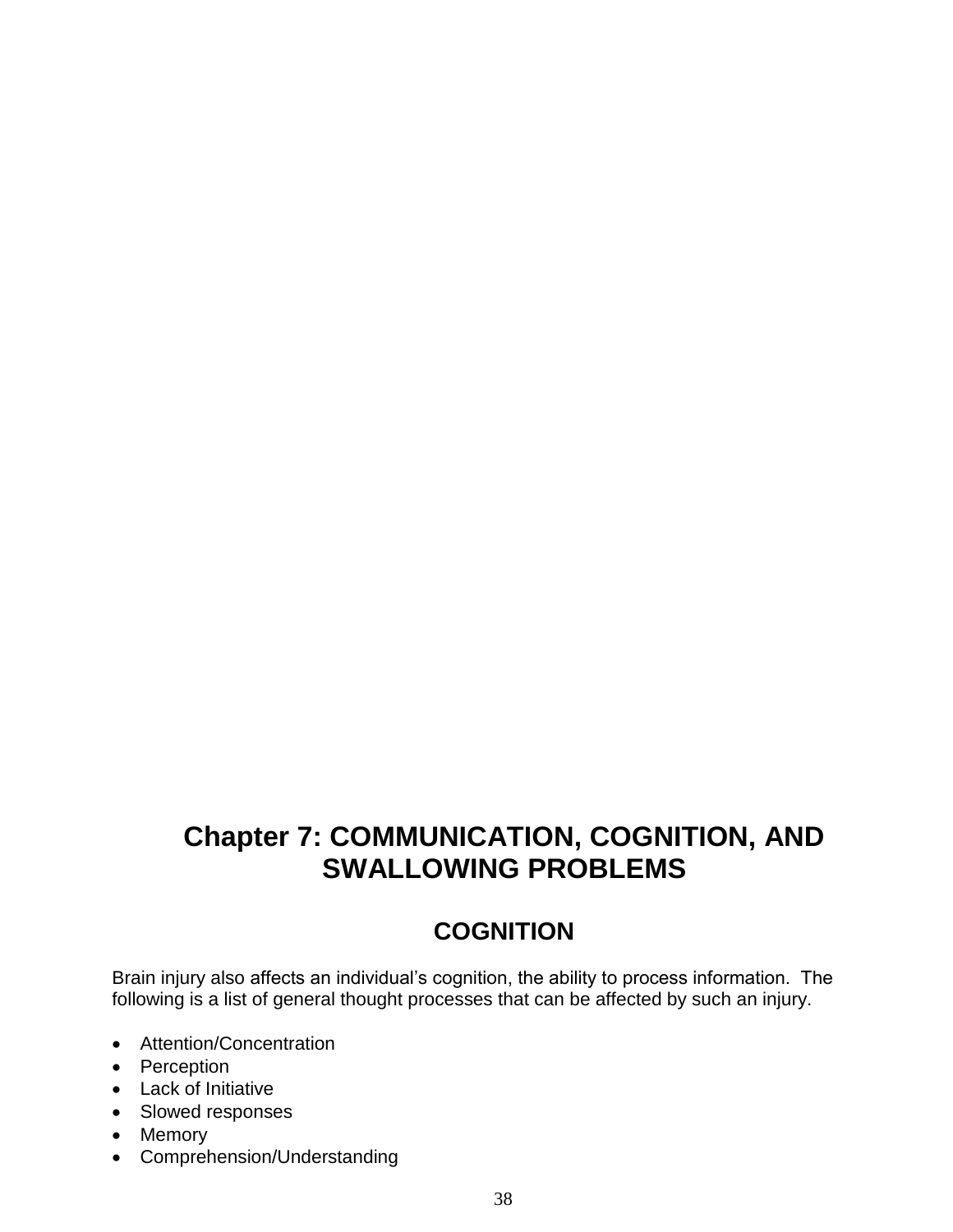# Chapter 7: COMMUNICATION, COGNITION, AND SWALLOWING PROBLEMS

## COGNITION

Brain injury also affects an individual's cognition, the ability to process information. The following is a list of general thought processes that can be affected by such an injury.

- Attention/Concentration
- Perception
- Lack of Initiative
- Slowed responses
- Memory
- Comprehension/Understanding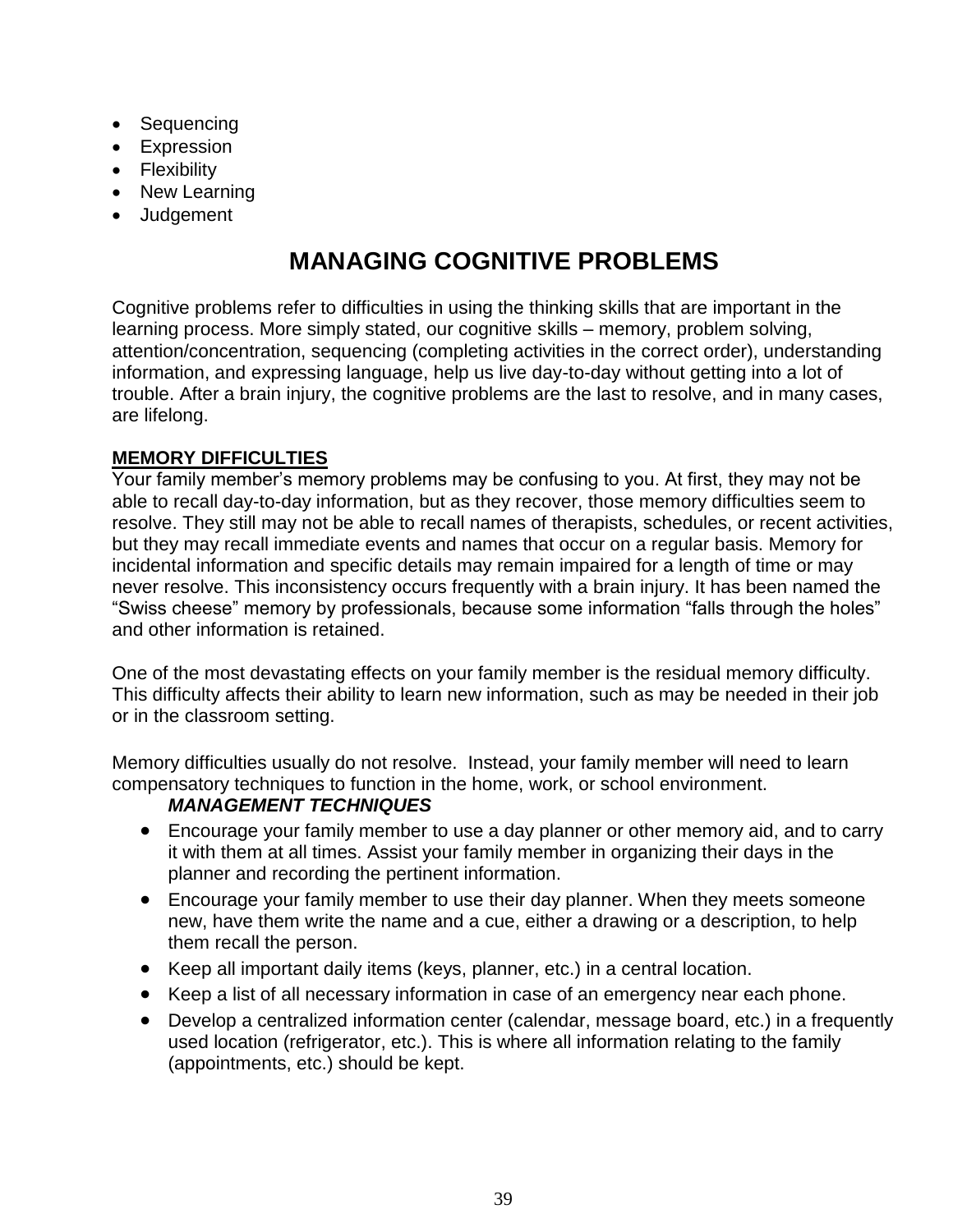- Sequencing
- Expression
- Flexibility
- New Learning
- Judgement

# MANAGING COGNITIVE PROBLEMS

Cognitive problems refer to difficulties in using the thinking skills that are important in the learning process. More simply stated, our cognitive skills – memory, problem solving, attention/concentration, sequencing (completing activities in the correct order), understanding information, and expressing language, help us live day-to-day without getting into a lot of trouble. After a brain injury, the cognitive problems are the last to resolve, and in many cases, are lifelong.

## MEMORY DIFFICULTIES

Your family member's memory problems may be confusing to you. At first, they may not be able to recall day-to-day information, but as they recover, those memory difficulties seem to resolve. They still may not be able to recall names of therapists, schedules, or recent activities, but they may recall immediate events and names that occur on a regular basis. Memory for incidental information and specific details may remain impaired for a length of time or may never resolve. This inconsistency occurs frequently with a brain injury. It has been named the "Swiss cheese" memory by professionals, because some information "falls through the holes" and other information is retained.

One of the most devastating effects on your family member is the residual memory difficulty. This difficulty affects their ability to learn new information, such as may be needed in their job or in the classroom setting.

Memory difficulties usually do not resolve. Instead, your family member will need to learn compensatory techniques to function in the home, work, or school environment.

***MANAGEMENT TECHNIQUES***

- Encourage your family member to use a day planner or other memory aid, and to carry it with them at all times. Assist your family member in organizing their days in the planner and recording the pertinent information.
- Encourage your family member to use their day planner. When they meets someone new, have them write the name and a cue, either a drawing or a description, to help them recall the person.
- Keep all important daily items (keys, planner, etc.) in a central location.
- Keep a list of all necessary information in case of an emergency near each phone.
- Develop a centralized information center (calendar, message board, etc.) in a frequently used location (refrigerator, etc.). This is where all information relating to the family (appointments, etc.) should be kept.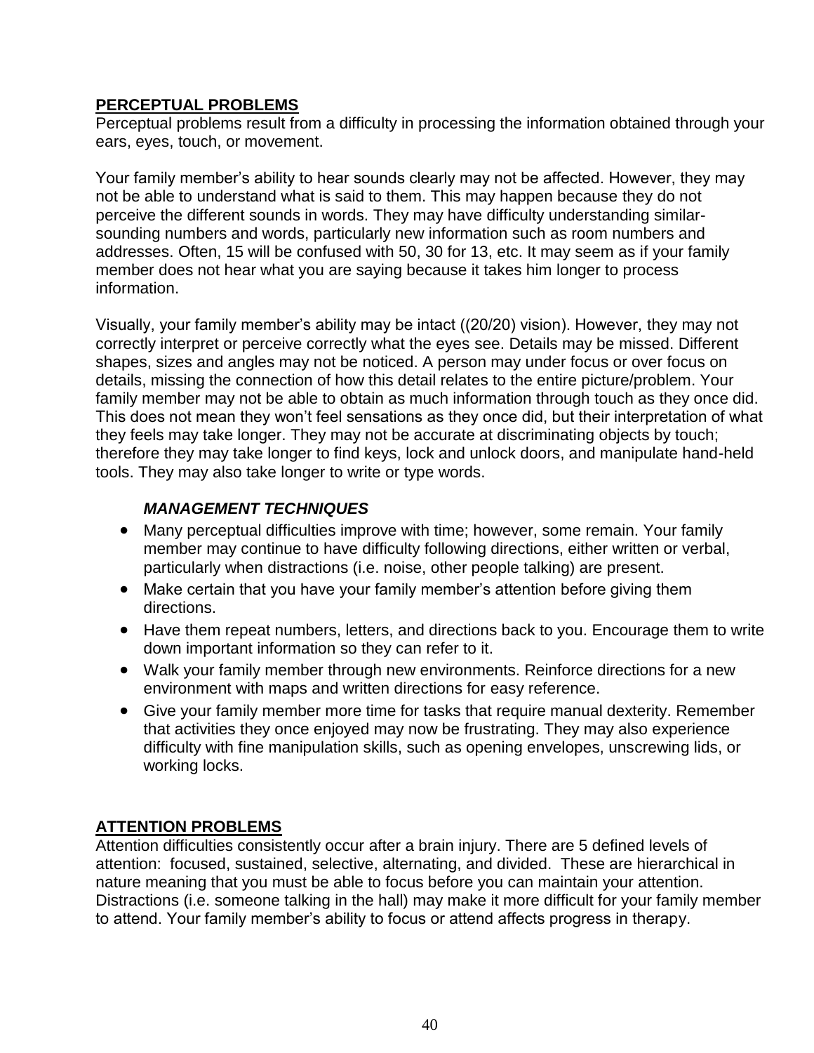## PERCEPTUAL PROBLEMS

Perceptual problems result from a difficulty in processing the information obtained through your ears, eyes, touch, or movement.

Your family member's ability to hear sounds clearly may not be affected. However, they may not be able to understand what is said to them. This may happen because they do not perceive the different sounds in words. They may have difficulty understanding similar-sounding numbers and words, particularly new information such as room numbers and addresses. Often, 15 will be confused with 50, 30 for 13, etc. It may seem as if your family member does not hear what you are saying because it takes him longer to process information.

Visually, your family member's ability may be intact ((20/20) vision). However, they may not correctly interpret or perceive correctly what the eyes see. Details may be missed. Different shapes, sizes and angles may not be noticed. A person may under focus or over focus on details, missing the connection of how this detail relates to the entire picture/problem. Your family member may not be able to obtain as much information through touch as they once did. This does not mean they won't feel sensations as they once did, but their interpretation of what they feels may take longer. They may not be accurate at discriminating objects by touch; therefore they may take longer to find keys, lock and unlock doors, and manipulate hand-held tools. They may also take longer to write or type words.

### *MANAGEMENT TECHNIQUES*

- Many perceptual difficulties improve with time; however, some remain. Your family member may continue to have difficulty following directions, either written or verbal, particularly when distractions (i.e. noise, other people talking) are present.
- Make certain that you have your family member's attention before giving them directions.
- Have them repeat numbers, letters, and directions back to you. Encourage them to write down important information so they can refer to it.
- Walk your family member through new environments. Reinforce directions for a new environment with maps and written directions for easy reference.
- Give your family member more time for tasks that require manual dexterity. Remember that activities they once enjoyed may now be frustrating. They may also experience difficulty with fine manipulation skills, such as opening envelopes, unscrewing lids, or working locks.

## ATTENTION PROBLEMS

Attention difficulties consistently occur after a brain injury. There are 5 defined levels of attention: focused, sustained, selective, alternating, and divided. These are hierarchical in nature meaning that you must be able to focus before you can maintain your attention. Distractions (i.e. someone talking in the hall) may make it more difficult for your family member to attend. Your family member's ability to focus or attend affects progress in therapy.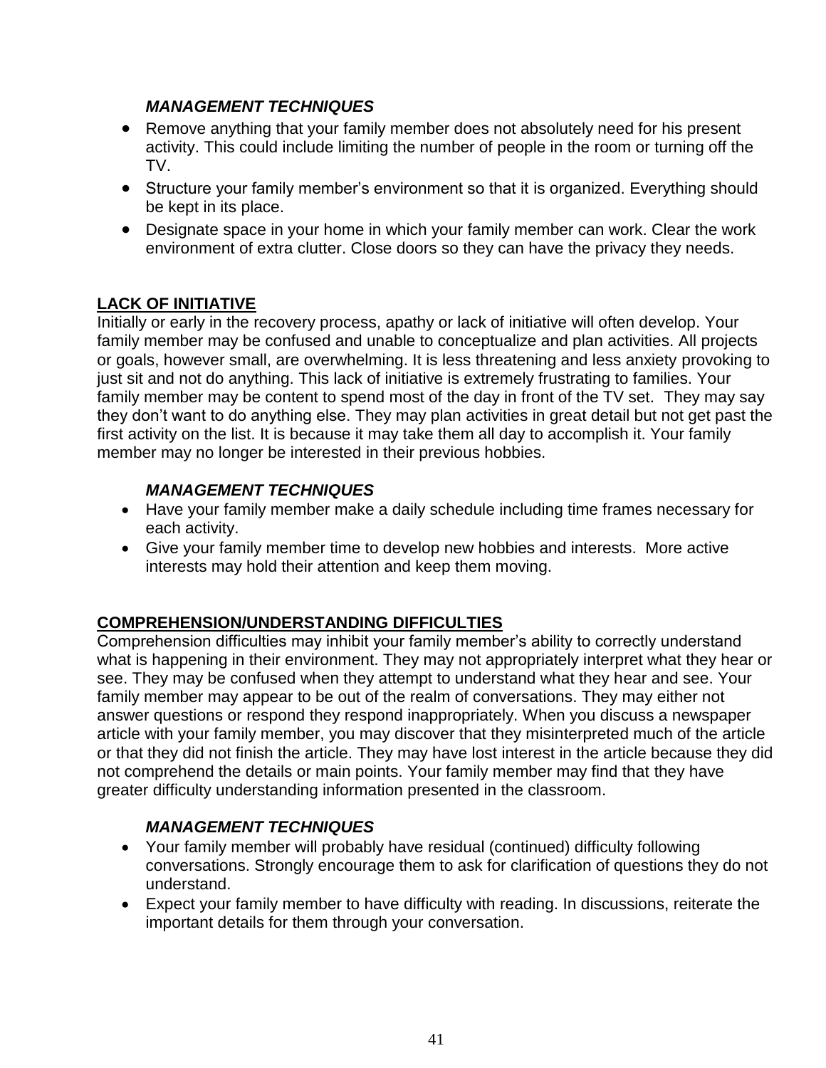***MANAGEMENT TECHNIQUES***

- Remove anything that your family member does not absolutely need for his present activity. This could include limiting the number of people in the room or turning off the TV.
- Structure your family member's environment so that it is organized. Everything should be kept in its place.
- Designate space in your home in which your family member can work. Clear the work environment of extra clutter. Close doors so they can have the privacy they needs.

**LACK OF INITIATIVE**

Initially or early in the recovery process, apathy or lack of initiative will often develop. Your family member may be confused and unable to conceptualize and plan activities. All projects or goals, however small, are overwhelming. It is less threatening and less anxiety provoking to just sit and not do anything. This lack of initiative is extremely frustrating to families. Your family member may be content to spend most of the day in front of the TV set. They may say they don't want to do anything else. They may plan activities in great detail but not get past the first activity on the list. It is because it may take them all day to accomplish it. Your family member may no longer be interested in their previous hobbies.

***MANAGEMENT TECHNIQUES***

- Have your family member make a daily schedule including time frames necessary for each activity.
- Give your family member time to develop new hobbies and interests. More active interests may hold their attention and keep them moving.

**COMPREHENSION/UNDERSTANDING DIFFICULTIES**

Comprehension difficulties may inhibit your family member's ability to correctly understand what is happening in their environment. They may not appropriately interpret what they hear or see. They may be confused when they attempt to understand what they hear and see. Your family member may appear to be out of the realm of conversations. They may either not answer questions or respond they respond inappropriately. When you discuss a newspaper article with your family member, you may discover that they misinterpreted much of the article or that they did not finish the article. They may have lost interest in the article because they did not comprehend the details or main points. Your family member may find that they have greater difficulty understanding information presented in the classroom.

***MANAGEMENT TECHNIQUES***

- Your family member will probably have residual (continued) difficulty following conversations. Strongly encourage them to ask for clarification of questions they do not understand.
- Expect your family member to have difficulty with reading. In discussions, reiterate the important details for them through your conversation.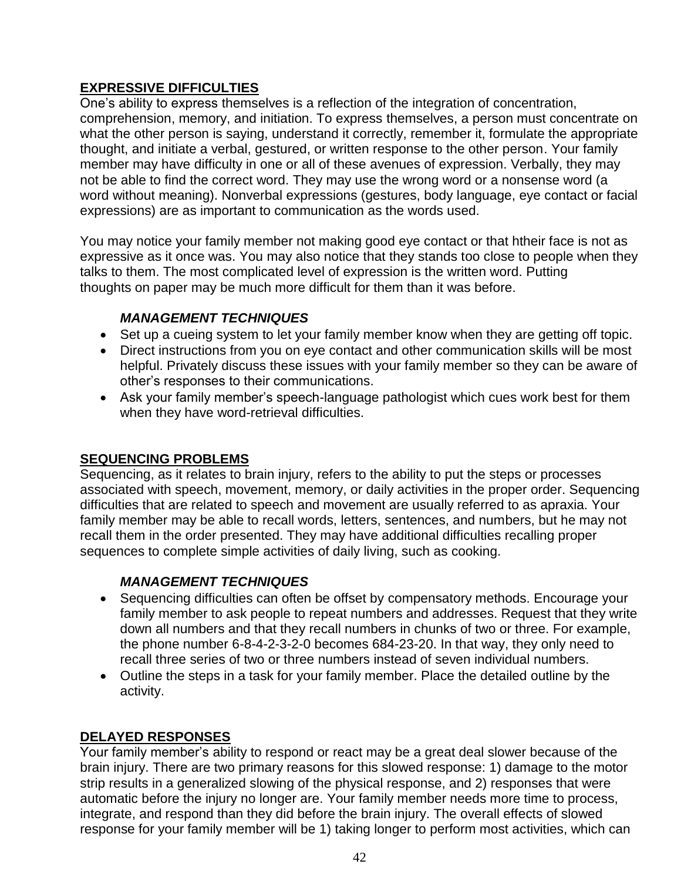## EXPRESSIVE DIFFICULTIES

One's ability to express themselves is a reflection of the integration of concentration, comprehension, memory, and initiation. To express themselves, a person must concentrate on what the other person is saying, understand it correctly, remember it, formulate the appropriate thought, and initiate a verbal, gestured, or written response to the other person. Your family member may have difficulty in one or all of these avenues of expression. Verbally, they may not be able to find the correct word. They may use the wrong word or a nonsense word (a word without meaning). Nonverbal expressions (gestures, body language, eye contact or facial expressions) are as important to communication as the words used.

You may notice your family member not making good eye contact or that htheir face is not as expressive as it once was. You may also notice that they stands too close to people when they talks to them. The most complicated level of expression is the written word. Putting thoughts on paper may be much more difficult for them than it was before.

### *MANAGEMENT TECHNIQUES*

- Set up a cueing system to let your family member know when they are getting off topic.
- Direct instructions from you on eye contact and other communication skills will be most helpful. Privately discuss these issues with your family member so they can be aware of other's responses to their communications.
- Ask your family member's speech-language pathologist which cues work best for them when they have word-retrieval difficulties.

## SEQUENCING PROBLEMS

Sequencing, as it relates to brain injury, refers to the ability to put the steps or processes associated with speech, movement, memory, or daily activities in the proper order. Sequencing difficulties that are related to speech and movement are usually referred to as apraxia. Your family member may be able to recall words, letters, sentences, and numbers, but he may not recall them in the order presented. They may have additional difficulties recalling proper sequences to complete simple activities of daily living, such as cooking.

### *MANAGEMENT TECHNIQUES*

- Sequencing difficulties can often be offset by compensatory methods. Encourage your family member to ask people to repeat numbers and addresses. Request that they write down all numbers and that they recall numbers in chunks of two or three. For example, the phone number 6-8-4-2-3-2-0 becomes 684-23-20. In that way, they only need to recall three series of two or three numbers instead of seven individual numbers.
- Outline the steps in a task for your family member. Place the detailed outline by the activity.

## DELAYED RESPONSES

Your family member's ability to respond or react may be a great deal slower because of the brain injury. There are two primary reasons for this slowed response: 1) damage to the motor strip results in a generalized slowing of the physical response, and 2) responses that were automatic before the injury no longer are. Your family member needs more time to process, integrate, and respond than they did before the brain injury. The overall effects of slowed response for your family member will be 1) taking longer to perform most activities, which can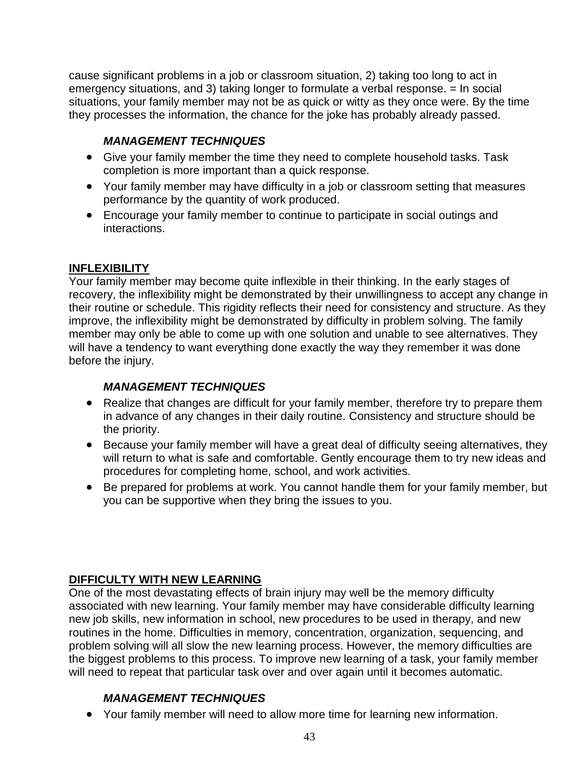cause significant problems in a job or classroom situation, 2) taking too long to act in emergency situations, and 3) taking longer to formulate a verbal response. = In social situations, your family member may not be as quick or witty as they once were. By the time they processes the information, the chance for the joke has probably already passed.

***MANAGEMENT TECHNIQUES***

- Give your family member the time they need to complete household tasks. Task completion is more important than a quick response.
- Your family member may have difficulty in a job or classroom setting that measures performance by the quantity of work produced.
- Encourage your family member to continue to participate in social outings and interactions.

## INFLEXIBILITY

Your family member may become quite inflexible in their thinking. In the early stages of recovery, the inflexibility might be demonstrated by their unwillingness to accept any change in their routine or schedule. This rigidity reflects their need for consistency and structure. As they improve, the inflexibility might be demonstrated by difficulty in problem solving. The family member may only be able to come up with one solution and unable to see alternatives. They will have a tendency to want everything done exactly the way they remember it was done before the injury.

***MANAGEMENT TECHNIQUES***

- Realize that changes are difficult for your family member, therefore try to prepare them in advance of any changes in their daily routine. Consistency and structure should be the priority.
- Because your family member will have a great deal of difficulty seeing alternatives, they will return to what is safe and comfortable. Gently encourage them to try new ideas and procedures for completing home, school, and work activities.
- Be prepared for problems at work. You cannot handle them for your family member, but you can be supportive when they bring the issues to you.

## DIFFICULTY WITH NEW LEARNING

One of the most devastating effects of brain injury may well be the memory difficulty associated with new learning. Your family member may have considerable difficulty learning new job skills, new information in school, new procedures to be used in therapy, and new routines in the home. Difficulties in memory, concentration, organization, sequencing, and problem solving will all slow the new learning process. However, the memory difficulties are the biggest problems to this process. To improve new learning of a task, your family member will need to repeat that particular task over and over again until it becomes automatic.

***MANAGEMENT TECHNIQUES***

- Your family member will need to allow more time for learning new information.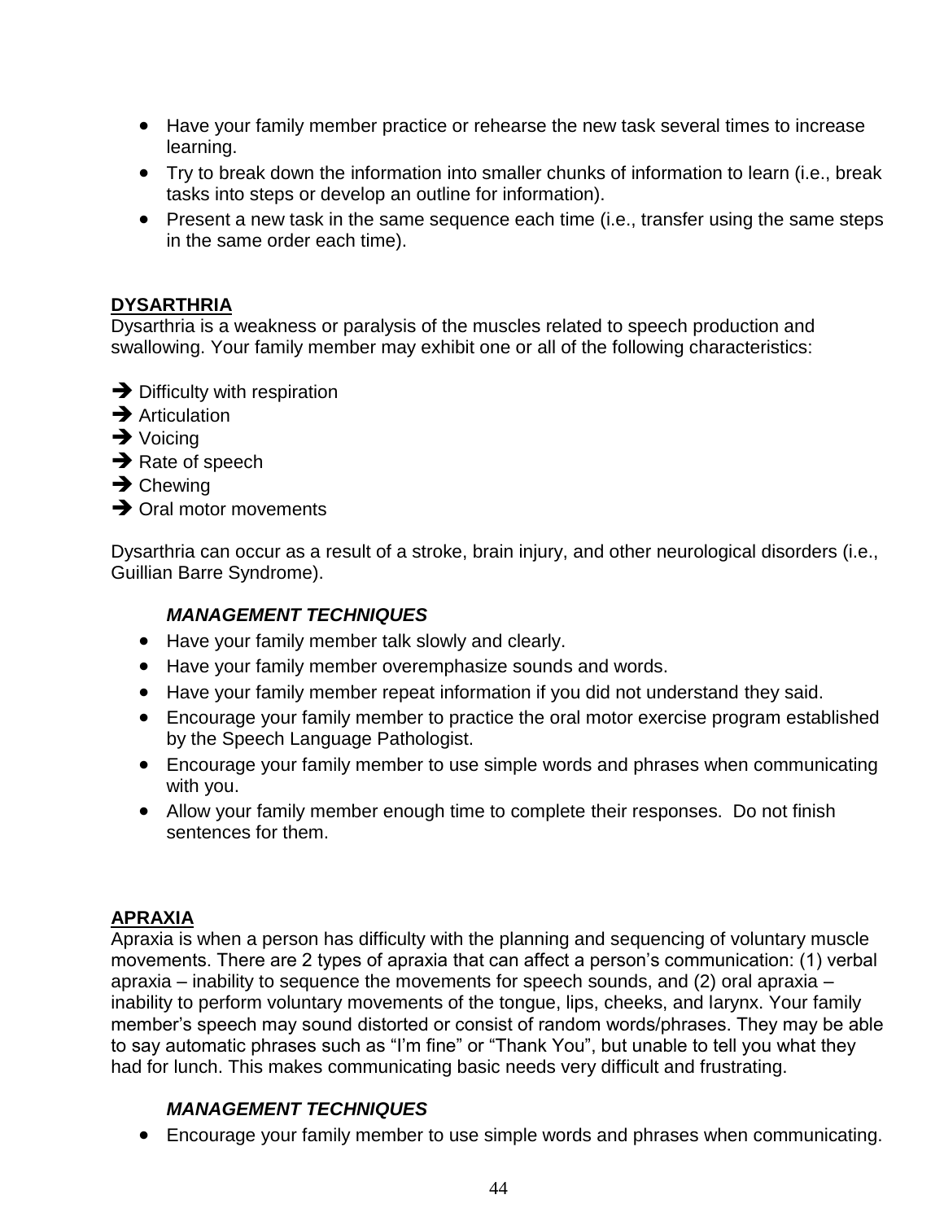- Have your family member practice or rehearse the new task several times to increase learning.
- Try to break down the information into smaller chunks of information to learn (i.e., break tasks into steps or develop an outline for information).
- Present a new task in the same sequence each time (i.e., transfer using the same steps in the same order each time).

## DYSARTHRIA

Dysarthria is a weakness or paralysis of the muscles related to speech production and swallowing. Your family member may exhibit one or all of the following characteristics:

➔ Difficulty with respiration
➔ Articulation
➔ Voicing
➔ Rate of speech
➔ Chewing
➔ Oral motor movements

Dysarthria can occur as a result of a stroke, brain injury, and other neurological disorders (i.e., Guillian Barre Syndrome).

### *MANAGEMENT TECHNIQUES*

- Have your family member talk slowly and clearly.
- Have your family member overemphasize sounds and words.
- Have your family member repeat information if you did not understand they said.
- Encourage your family member to practice the oral motor exercise program established by the Speech Language Pathologist.
- Encourage your family member to use simple words and phrases when communicating with you.
- Allow your family member enough time to complete their responses. Do not finish sentences for them.

## APRAXIA

Apraxia is when a person has difficulty with the planning and sequencing of voluntary muscle movements. There are 2 types of apraxia that can affect a person's communication: (1) verbal apraxia – inability to sequence the movements for speech sounds, and (2) oral apraxia – inability to perform voluntary movements of the tongue, lips, cheeks, and larynx. Your family member's speech may sound distorted or consist of random words/phrases. They may be able to say automatic phrases such as "I'm fine" or "Thank You", but unable to tell you what they had for lunch. This makes communicating basic needs very difficult and frustrating.

### *MANAGEMENT TECHNIQUES*

- Encourage your family member to use simple words and phrases when communicating.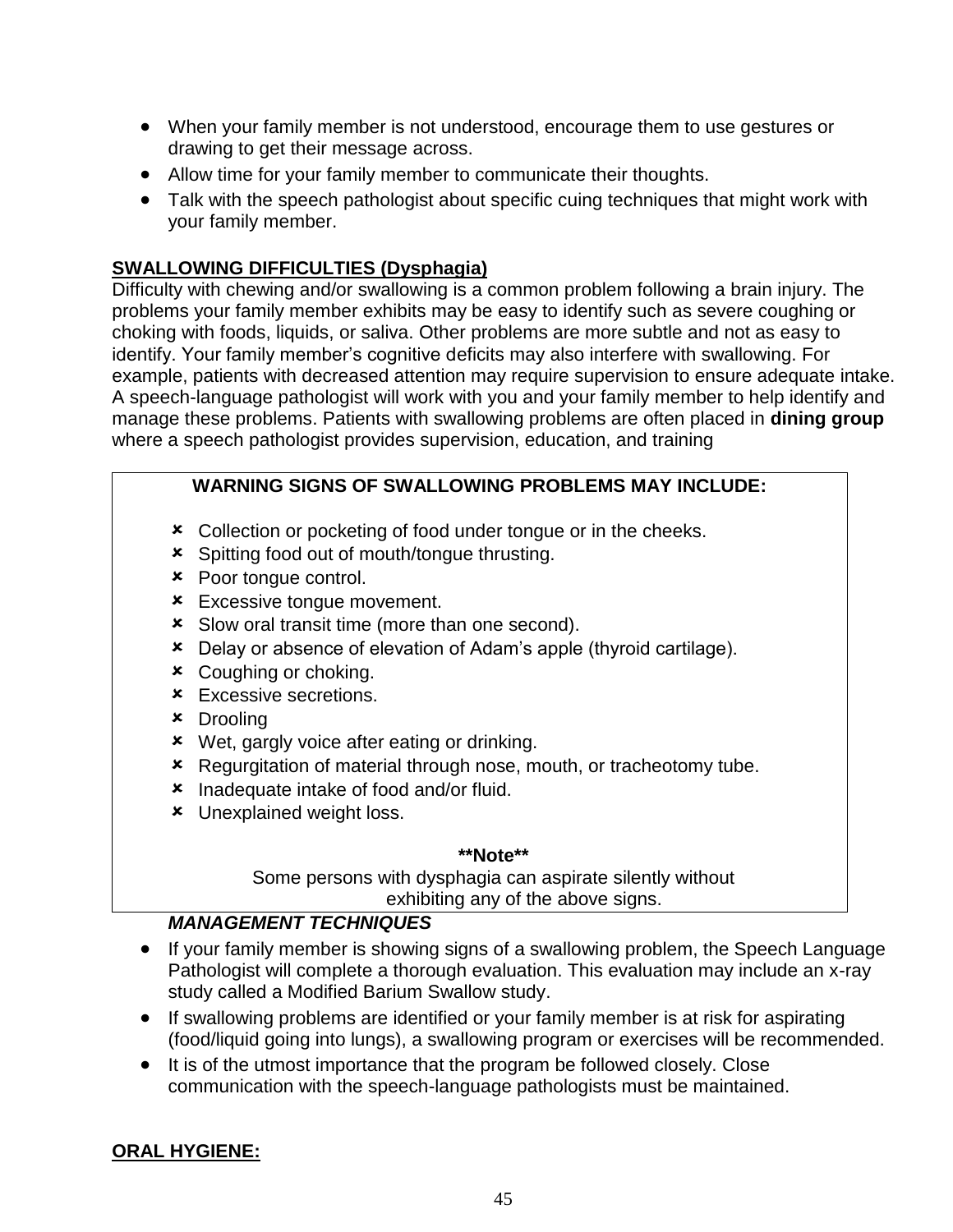- When your family member is not understood, encourage them to use gestures or drawing to get their message across.
- Allow time for your family member to communicate their thoughts.
- Talk with the speech pathologist about specific cuing techniques that might work with your family member.

**SWALLOWING DIFFICULTIES (Dysphagia)**

Difficulty with chewing and/or swallowing is a common problem following a brain injury. The problems your family member exhibits may be easy to identify such as severe coughing or choking with foods, liquids, or saliva. Other problems are more subtle and not as easy to identify. Your family member's cognitive deficits may also interfere with swallowing. For example, patients with decreased attention may require supervision to ensure adequate intake. A speech-language pathologist will work with you and your family member to help identify and manage these problems. Patients with swallowing problems are often placed in **dining group** where a speech pathologist provides supervision, education, and training

**WARNING SIGNS OF SWALLOWING PROBLEMS MAY INCLUDE:**

- Collection or pocketing of food under tongue or in the cheeks.
- Spitting food out of mouth/tongue thrusting.
- Poor tongue control.
- Excessive tongue movement.
- Slow oral transit time (more than one second).
- Delay or absence of elevation of Adam's apple (thyroid cartilage).
- Coughing or choking.
- Excessive secretions.
- Drooling
- Wet, gargly voice after eating or drinking.
- Regurgitation of material through nose, mouth, or tracheotomy tube.
- Inadequate intake of food and/or fluid.
- Unexplained weight loss.

**\*\*Note\*\***

Some persons with dysphagia can aspirate silently without exhibiting any of the above signs.

***MANAGEMENT TECHNIQUES***

- If your family member is showing signs of a swallowing problem, the Speech Language Pathologist will complete a thorough evaluation. This evaluation may include an x-ray study called a Modified Barium Swallow study.
- If swallowing problems are identified or your family member is at risk for aspirating (food/liquid going into lungs), a swallowing program or exercises will be recommended.
- It is of the utmost importance that the program be followed closely. Close communication with the speech-language pathologists must be maintained.

**ORAL HYGIENE:**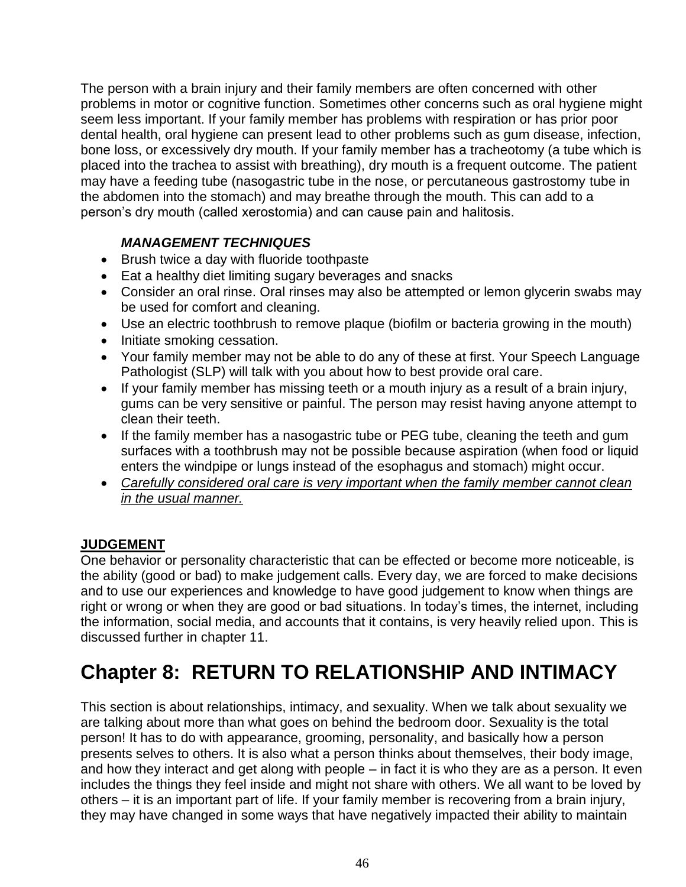The person with a brain injury and their family members are often concerned with other problems in motor or cognitive function. Sometimes other concerns such as oral hygiene might seem less important. If your family member has problems with respiration or has prior poor dental health, oral hygiene can present lead to other problems such as gum disease, infection, bone loss, or excessively dry mouth. If your family member has a tracheotomy (a tube which is placed into the trachea to assist with breathing), dry mouth is a frequent outcome. The patient may have a feeding tube (nasogastric tube in the nose, or percutaneous gastrostomy tube in the abdomen into the stomach) and may breathe through the mouth. This can add to a person's dry mouth (called xerostomia) and can cause pain and halitosis.

***MANAGEMENT TECHNIQUES***

- Brush twice a day with fluoride toothpaste
- Eat a healthy diet limiting sugary beverages and snacks
- Consider an oral rinse. Oral rinses may also be attempted or lemon glycerin swabs may be used for comfort and cleaning.
- Use an electric toothbrush to remove plaque (biofilm or bacteria growing in the mouth)
- Initiate smoking cessation.
- Your family member may not be able to do any of these at first. Your Speech Language Pathologist (SLP) will talk with you about how to best provide oral care.
- If your family member has missing teeth or a mouth injury as a result of a brain injury, gums can be very sensitive or painful. The person may resist having anyone attempt to clean their teeth.
- If the family member has a nasogastric tube or PEG tube, cleaning the teeth and gum surfaces with a toothbrush may not be possible because aspiration (when food or liquid enters the windpipe or lungs instead of the esophagus and stomach) might occur.
- *Carefully considered oral care is very important when the family member cannot clean in the usual manner.*

**JUDGEMENT**

One behavior or personality characteristic that can be effected or become more noticeable, is the ability (good or bad) to make judgement calls. Every day, we are forced to make decisions and to use our experiences and knowledge to have good judgement to know when things are right or wrong or when they are good or bad situations. In today's times, the internet, including the information, social media, and accounts that it contains, is very heavily relied upon. This is discussed further in chapter 11.

# Chapter 8: RETURN TO RELATIONSHIP AND INTIMACY

This section is about relationships, intimacy, and sexuality. When we talk about sexuality we are talking about more than what goes on behind the bedroom door. Sexuality is the total person! It has to do with appearance, grooming, personality, and basically how a person presents selves to others. It is also what a person thinks about themselves, their body image, and how they interact and get along with people – in fact it is who they are as a person. It even includes the things they feel inside and might not share with others. We all want to be loved by others – it is an important part of life. If your family member is recovering from a brain injury, they may have changed in some ways that have negatively impacted their ability to maintain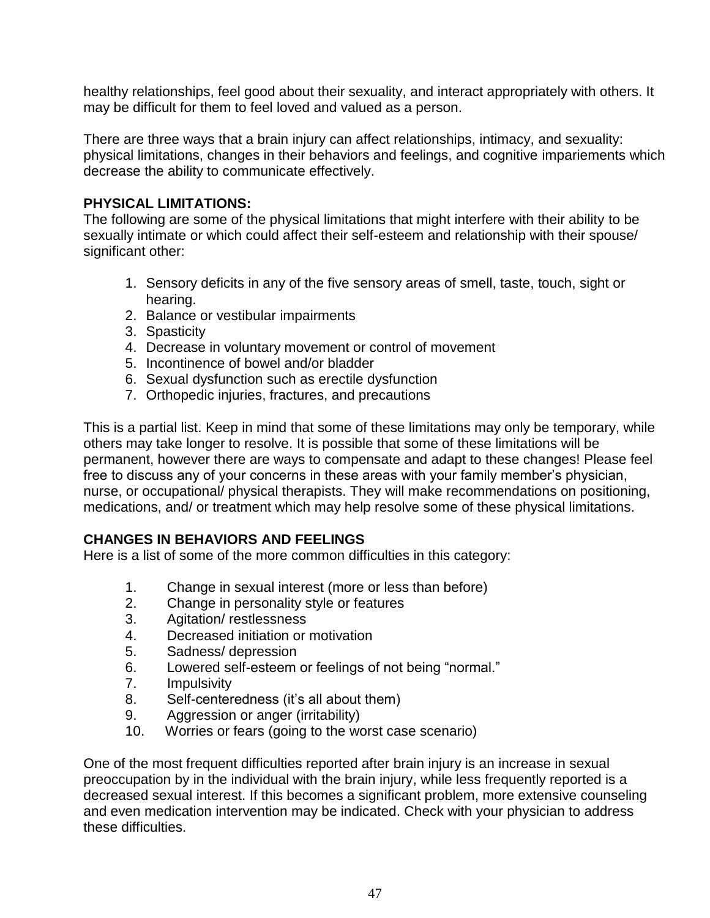healthy relationships, feel good about their sexuality, and interact appropriately with others. It may be difficult for them to feel loved and valued as a person.

There are three ways that a brain injury can affect relationships, intimacy, and sexuality: physical limitations, changes in their behaviors and feelings, and cognitive impariements which decrease the ability to communicate effectively.

**PHYSICAL LIMITATIONS:**

The following are some of the physical limitations that might interfere with their ability to be sexually intimate or which could affect their self-esteem and relationship with their spouse/ significant other:

1. Sensory deficits in any of the five sensory areas of smell, taste, touch, sight or hearing.
2. Balance or vestibular impairments
3. Spasticity
4. Decrease in voluntary movement or control of movement
5. Incontinence of bowel and/or bladder
6. Sexual dysfunction such as erectile dysfunction
7. Orthopedic injuries, fractures, and precautions

This is a partial list. Keep in mind that some of these limitations may only be temporary, while others may take longer to resolve. It is possible that some of these limitations will be permanent, however there are ways to compensate and adapt to these changes! Please feel free to discuss any of your concerns in these areas with your family member's physician, nurse, or occupational/ physical therapists. They will make recommendations on positioning, medications, and/ or treatment which may help resolve some of these physical limitations.

**CHANGES IN BEHAVIORS AND FEELINGS**

Here is a list of some of the more common difficulties in this category:

1. Change in sexual interest (more or less than before)
2. Change in personality style or features
3. Agitation/ restlessness
4. Decreased initiation or motivation
5. Sadness/ depression
6. Lowered self-esteem or feelings of not being "normal."
7. Impulsivity
8. Self-centeredness (it's all about them)
9. Aggression or anger (irritability)
10. Worries or fears (going to the worst case scenario)

One of the most frequent difficulties reported after brain injury is an increase in sexual preoccupation by in the individual with the brain injury, while less frequently reported is a decreased sexual interest. If this becomes a significant problem, more extensive counseling and even medication intervention may be indicated. Check with your physician to address these difficulties.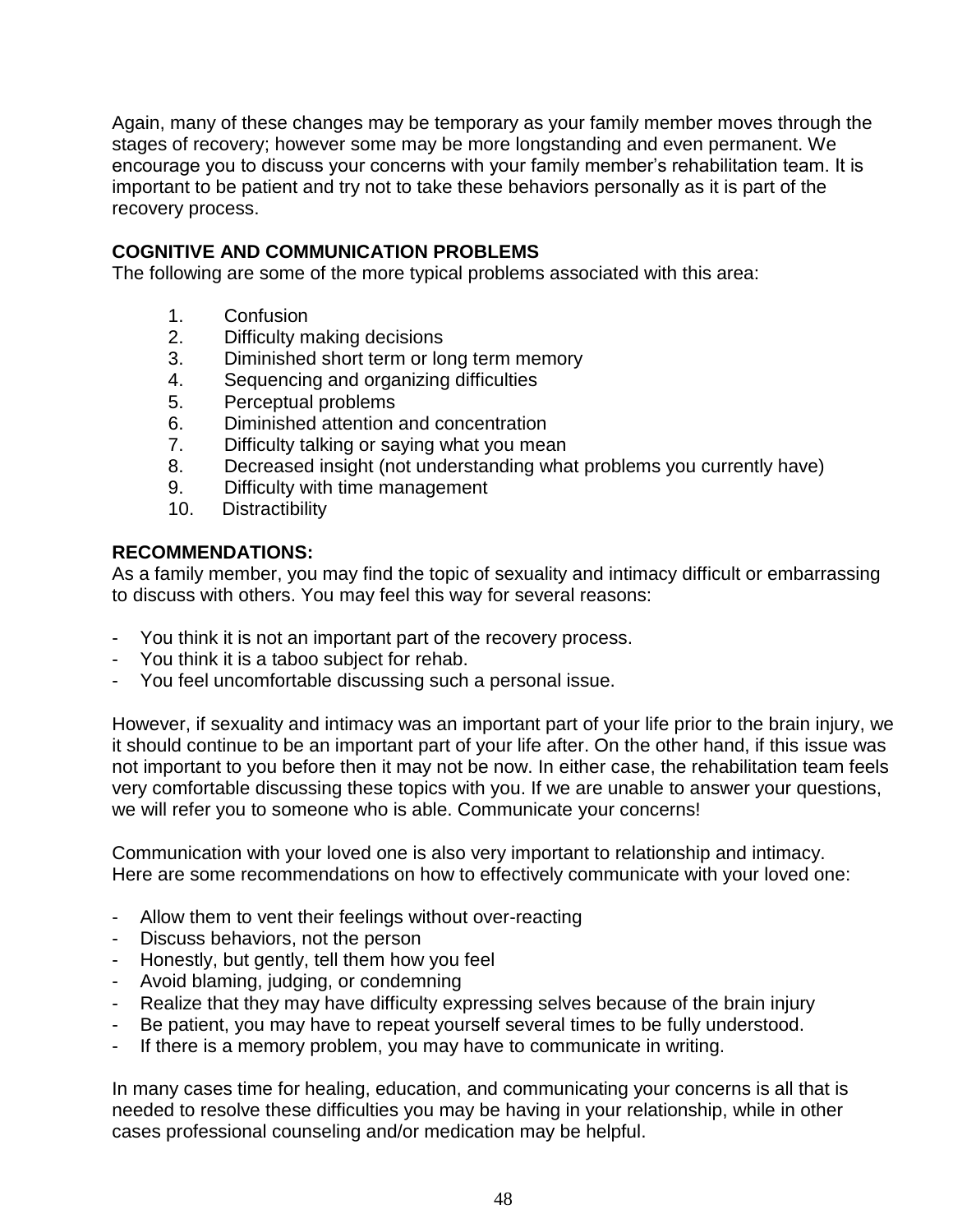Again, many of these changes may be temporary as your family member moves through the stages of recovery; however some may be more longstanding and even permanent. We encourage you to discuss your concerns with your family member's rehabilitation team. It is important to be patient and try not to take these behaviors personally as it is part of the recovery process.

**COGNITIVE AND COMMUNICATION PROBLEMS**

The following are some of the more typical problems associated with this area:

1. Confusion
2. Difficulty making decisions
3. Diminished short term or long term memory
4. Sequencing and organizing difficulties
5. Perceptual problems
6. Diminished attention and concentration
7. Difficulty talking or saying what you mean
8. Decreased insight (not understanding what problems you currently have)
9. Difficulty with time management
10. Distractibility

**RECOMMENDATIONS:**

As a family member, you may find the topic of sexuality and intimacy difficult or embarrassing to discuss with others. You may feel this way for several reasons:

- You think it is not an important part of the recovery process.
- You think it is a taboo subject for rehab.
- You feel uncomfortable discussing such a personal issue.

However, if sexuality and intimacy was an important part of your life prior to the brain injury, we it should continue to be an important part of your life after. On the other hand, if this issue was not important to you before then it may not be now. In either case, the rehabilitation team feels very comfortable discussing these topics with you. If we are unable to answer your questions, we will refer you to someone who is able. Communicate your concerns!

Communication with your loved one is also very important to relationship and intimacy. Here are some recommendations on how to effectively communicate with your loved one:

- Allow them to vent their feelings without over-reacting
- Discuss behaviors, not the person
- Honestly, but gently, tell them how you feel
- Avoid blaming, judging, or condemning
- Realize that they may have difficulty expressing selves because of the brain injury
- Be patient, you may have to repeat yourself several times to be fully understood.
- If there is a memory problem, you may have to communicate in writing.

In many cases time for healing, education, and communicating your concerns is all that is needed to resolve these difficulties you may be having in your relationship, while in other cases professional counseling and/or medication may be helpful.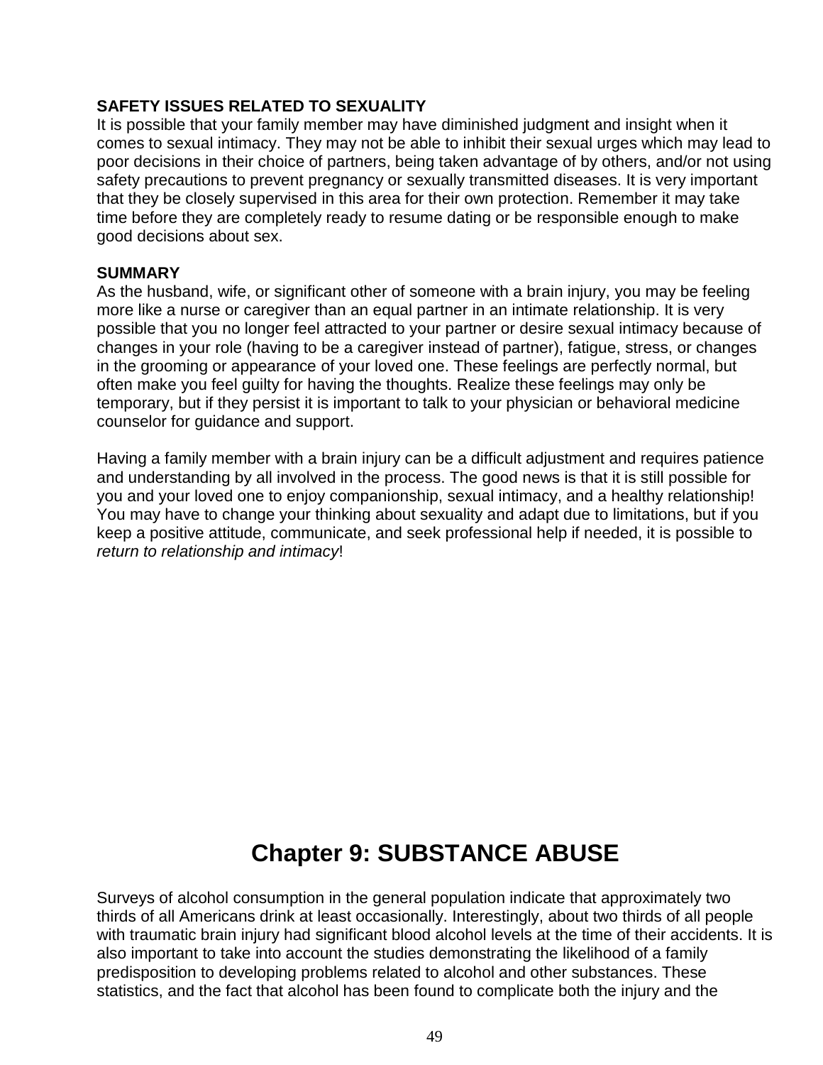**SAFETY ISSUES RELATED TO SEXUALITY**

It is possible that your family member may have diminished judgment and insight when it comes to sexual intimacy. They may not be able to inhibit their sexual urges which may lead to poor decisions in their choice of partners, being taken advantage of by others, and/or not using safety precautions to prevent pregnancy or sexually transmitted diseases. It is very important that they be closely supervised in this area for their own protection. Remember it may take time before they are completely ready to resume dating or be responsible enough to make good decisions about sex.

**SUMMARY**

As the husband, wife, or significant other of someone with a brain injury, you may be feeling more like a nurse or caregiver than an equal partner in an intimate relationship. It is very possible that you no longer feel attracted to your partner or desire sexual intimacy because of changes in your role (having to be a caregiver instead of partner), fatigue, stress, or changes in the grooming or appearance of your loved one. These feelings are perfectly normal, but often make you feel guilty for having the thoughts. Realize these feelings may only be temporary, but if they persist it is important to talk to your physician or behavioral medicine counselor for guidance and support.

Having a family member with a brain injury can be a difficult adjustment and requires patience and understanding by all involved in the process. The good news is that it is still possible for you and your loved one to enjoy companionship, sexual intimacy, and a healthy relationship! You may have to change your thinking about sexuality and adapt due to limitations, but if you keep a positive attitude, communicate, and seek professional help if needed, it is possible to *return to relationship and intimacy*!

# Chapter 9: SUBSTANCE ABUSE

Surveys of alcohol consumption in the general population indicate that approximately two thirds of all Americans drink at least occasionally. Interestingly, about two thirds of all people with traumatic brain injury had significant blood alcohol levels at the time of their accidents. It is also important to take into account the studies demonstrating the likelihood of a family predisposition to developing problems related to alcohol and other substances. These statistics, and the fact that alcohol has been found to complicate both the injury and the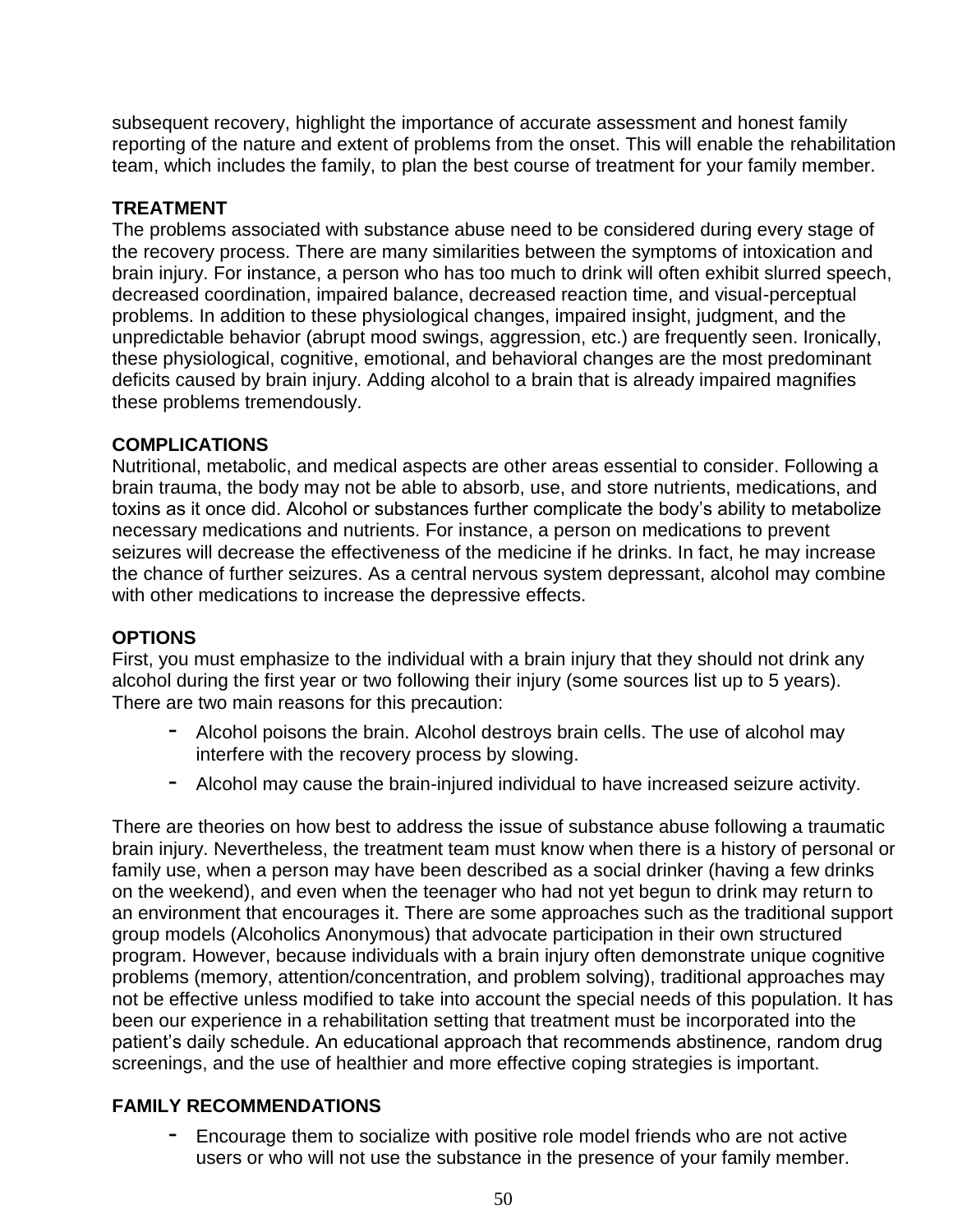subsequent recovery, highlight the importance of accurate assessment and honest family reporting of the nature and extent of problems from the onset. This will enable the rehabilitation team, which includes the family, to plan the best course of treatment for your family member.

**TREATMENT**

The problems associated with substance abuse need to be considered during every stage of the recovery process. There are many similarities between the symptoms of intoxication and brain injury. For instance, a person who has too much to drink will often exhibit slurred speech, decreased coordination, impaired balance, decreased reaction time, and visual-perceptual problems. In addition to these physiological changes, impaired insight, judgment, and the unpredictable behavior (abrupt mood swings, aggression, etc.) are frequently seen. Ironically, these physiological, cognitive, emotional, and behavioral changes are the most predominant deficits caused by brain injury. Adding alcohol to a brain that is already impaired magnifies these problems tremendously.

**COMPLICATIONS**

Nutritional, metabolic, and medical aspects are other areas essential to consider. Following a brain trauma, the body may not be able to absorb, use, and store nutrients, medications, and toxins as it once did. Alcohol or substances further complicate the body's ability to metabolize necessary medications and nutrients. For instance, a person on medications to prevent seizures will decrease the effectiveness of the medicine if he drinks. In fact, he may increase the chance of further seizures. As a central nervous system depressant, alcohol may combine with other medications to increase the depressive effects.

**OPTIONS**

First, you must emphasize to the individual with a brain injury that they should not drink any alcohol during the first year or two following their injury (some sources list up to 5 years). There are two main reasons for this precaution:

- Alcohol poisons the brain. Alcohol destroys brain cells. The use of alcohol may interfere with the recovery process by slowing.
- Alcohol may cause the brain-injured individual to have increased seizure activity.

There are theories on how best to address the issue of substance abuse following a traumatic brain injury. Nevertheless, the treatment team must know when there is a history of personal or family use, when a person may have been described as a social drinker (having a few drinks on the weekend), and even when the teenager who had not yet begun to drink may return to an environment that encourages it. There are some approaches such as the traditional support group models (Alcoholics Anonymous) that advocate participation in their own structured program. However, because individuals with a brain injury often demonstrate unique cognitive problems (memory, attention/concentration, and problem solving), traditional approaches may not be effective unless modified to take into account the special needs of this population. It has been our experience in a rehabilitation setting that treatment must be incorporated into the patient's daily schedule. An educational approach that recommends abstinence, random drug screenings, and the use of healthier and more effective coping strategies is important.

**FAMILY RECOMMENDATIONS**

- Encourage them to socialize with positive role model friends who are not active users or who will not use the substance in the presence of your family member.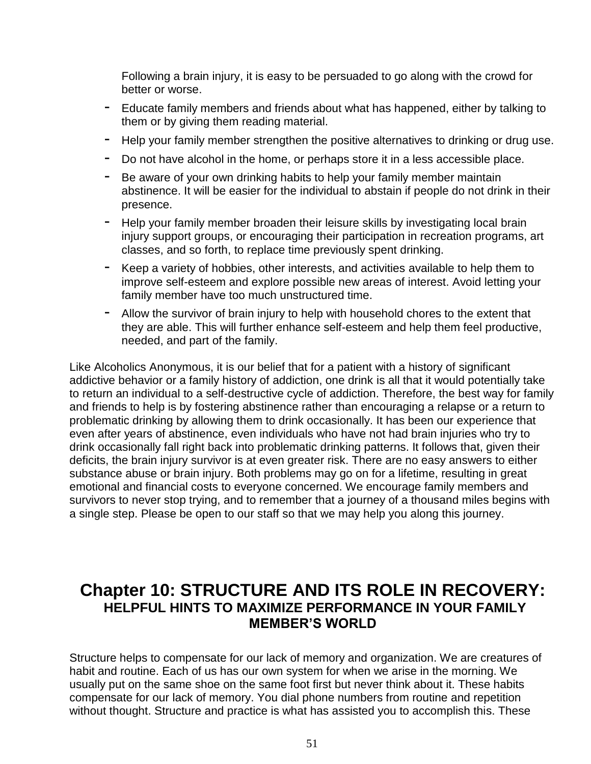Following a brain injury, it is easy to be persuaded to go along with the crowd for better or worse.

- Educate family members and friends about what has happened, either by talking to them or by giving them reading material.
- Help your family member strengthen the positive alternatives to drinking or drug use.
- Do not have alcohol in the home, or perhaps store it in a less accessible place.
- Be aware of your own drinking habits to help your family member maintain abstinence. It will be easier for the individual to abstain if people do not drink in their presence.
- Help your family member broaden their leisure skills by investigating local brain injury support groups, or encouraging their participation in recreation programs, art classes, and so forth, to replace time previously spent drinking.
- Keep a variety of hobbies, other interests, and activities available to help them to improve self-esteem and explore possible new areas of interest. Avoid letting your family member have too much unstructured time.
- Allow the survivor of brain injury to help with household chores to the extent that they are able. This will further enhance self-esteem and help them feel productive, needed, and part of the family.

Like Alcoholics Anonymous, it is our belief that for a patient with a history of significant addictive behavior or a family history of addiction, one drink is all that it would potentially take to return an individual to a self-destructive cycle of addiction. Therefore, the best way for family and friends to help is by fostering abstinence rather than encouraging a relapse or a return to problematic drinking by allowing them to drink occasionally. It has been our experience that even after years of abstinence, even individuals who have not had brain injuries who try to drink occasionally fall right back into problematic drinking patterns. It follows that, given their deficits, the brain injury survivor is at even greater risk. There are no easy answers to either substance abuse or brain injury. Both problems may go on for a lifetime, resulting in great emotional and financial costs to everyone concerned. We encourage family members and survivors to never stop trying, and to remember that a journey of a thousand miles begins with a single step. Please be open to our staff so that we may help you along this journey.

# Chapter 10: STRUCTURE AND ITS ROLE IN RECOVERY:

## HELPFUL HINTS TO MAXIMIZE PERFORMANCE IN YOUR FAMILY MEMBER'S WORLD

Structure helps to compensate for our lack of memory and organization. We are creatures of habit and routine. Each of us has our own system for when we arise in the morning. We usually put on the same shoe on the same foot first but never think about it. These habits compensate for our lack of memory. You dial phone numbers from routine and repetition without thought. Structure and practice is what has assisted you to accomplish this. These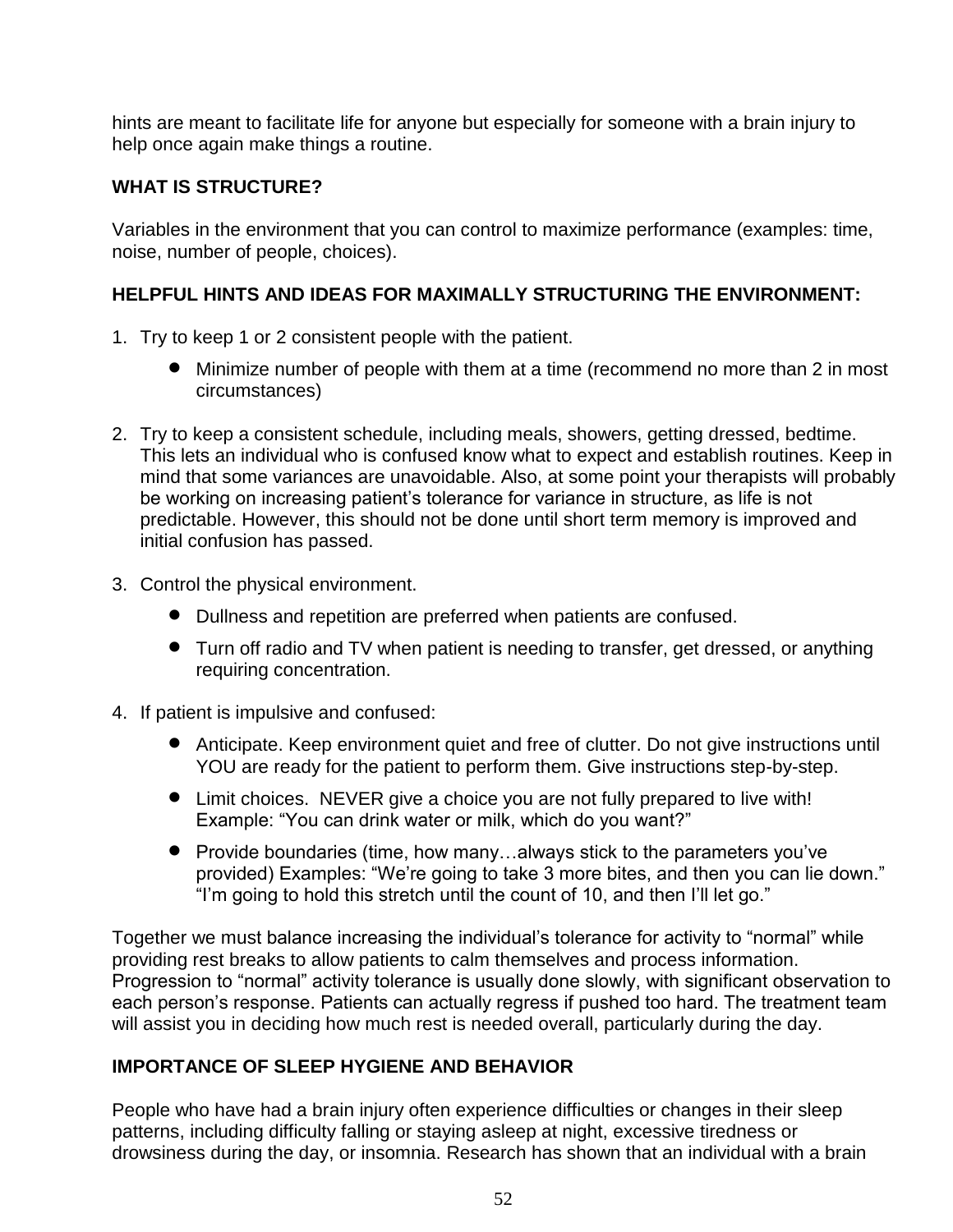hints are meant to facilitate life for anyone but especially for someone with a brain injury to help once again make things a routine.

**WHAT IS STRUCTURE?**

Variables in the environment that you can control to maximize performance (examples: time, noise, number of people, choices).

**HELPFUL HINTS AND IDEAS FOR MAXIMALLY STRUCTURING THE ENVIRONMENT:**

1. Try to keep 1 or 2 consistent people with the patient.
    - Minimize number of people with them at a time (recommend no more than 2 in most circumstances)

2. Try to keep a consistent schedule, including meals, showers, getting dressed, bedtime. This lets an individual who is confused know what to expect and establish routines. Keep in mind that some variances are unavoidable. Also, at some point your therapists will probably be working on increasing patient's tolerance for variance in structure, as life is not predictable. However, this should not be done until short term memory is improved and initial confusion has passed.

3. Control the physical environment.
    - Dullness and repetition are preferred when patients are confused.
    - Turn off radio and TV when patient is needing to transfer, get dressed, or anything requiring concentration.

4. If patient is impulsive and confused:
    - Anticipate. Keep environment quiet and free of clutter. Do not give instructions until YOU are ready for the patient to perform them. Give instructions step-by-step.
    - Limit choices. NEVER give a choice you are not fully prepared to live with! Example: "You can drink water or milk, which do you want?"
    - Provide boundaries (time, how many…always stick to the parameters you've provided) Examples: "We're going to take 3 more bites, and then you can lie down." "I'm going to hold this stretch until the count of 10, and then I'll let go."

Together we must balance increasing the individual's tolerance for activity to "normal" while providing rest breaks to allow patients to calm themselves and process information. Progression to "normal" activity tolerance is usually done slowly, with significant observation to each person's response. Patients can actually regress if pushed too hard. The treatment team will assist you in deciding how much rest is needed overall, particularly during the day.

**IMPORTANCE OF SLEEP HYGIENE AND BEHAVIOR**

People who have had a brain injury often experience difficulties or changes in their sleep patterns, including difficulty falling or staying asleep at night, excessive tiredness or drowsiness during the day, or insomnia. Research has shown that an individual with a brain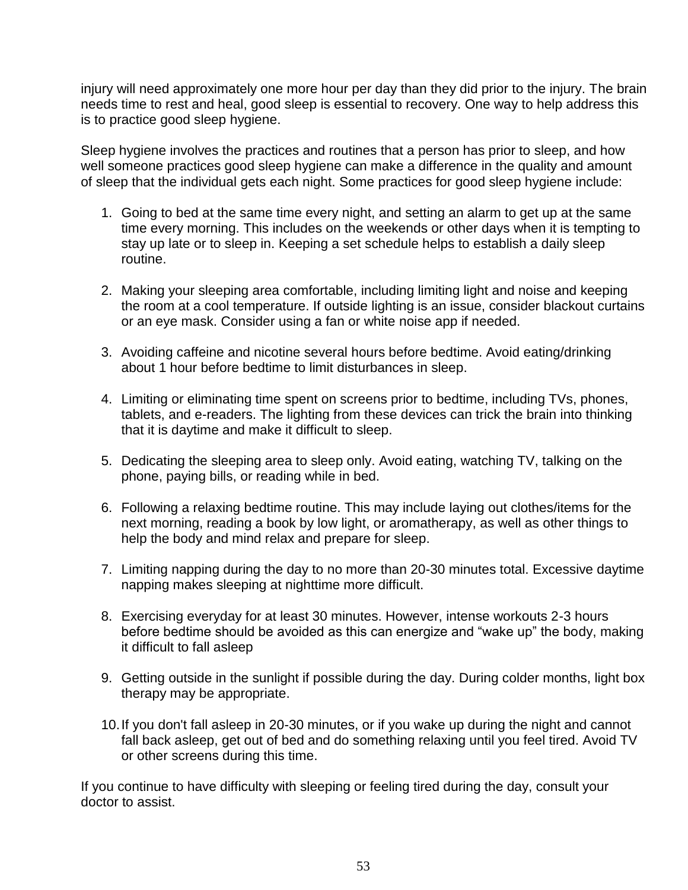injury will need approximately one more hour per day than they did prior to the injury. The brain needs time to rest and heal, good sleep is essential to recovery. One way to help address this is to practice good sleep hygiene.

Sleep hygiene involves the practices and routines that a person has prior to sleep, and how well someone practices good sleep hygiene can make a difference in the quality and amount of sleep that the individual gets each night. Some practices for good sleep hygiene include:

1. Going to bed at the same time every night, and setting an alarm to get up at the same time every morning. This includes on the weekends or other days when it is tempting to stay up late or to sleep in. Keeping a set schedule helps to establish a daily sleep routine.

2. Making your sleeping area comfortable, including limiting light and noise and keeping the room at a cool temperature. If outside lighting is an issue, consider blackout curtains or an eye mask. Consider using a fan or white noise app if needed.

3. Avoiding caffeine and nicotine several hours before bedtime. Avoid eating/drinking about 1 hour before bedtime to limit disturbances in sleep.

4. Limiting or eliminating time spent on screens prior to bedtime, including TVs, phones, tablets, and e-readers. The lighting from these devices can trick the brain into thinking that it is daytime and make it difficult to sleep.

5. Dedicating the sleeping area to sleep only. Avoid eating, watching TV, talking on the phone, paying bills, or reading while in bed.

6. Following a relaxing bedtime routine. This may include laying out clothes/items for the next morning, reading a book by low light, or aromatherapy, as well as other things to help the body and mind relax and prepare for sleep.

7. Limiting napping during the day to no more than 20-30 minutes total. Excessive daytime napping makes sleeping at nighttime more difficult.

8. Exercising everyday for at least 30 minutes. However, intense workouts 2-3 hours before bedtime should be avoided as this can energize and "wake up" the body, making it difficult to fall asleep

9. Getting outside in the sunlight if possible during the day. During colder months, light box therapy may be appropriate.

10. If you don't fall asleep in 20-30 minutes, or if you wake up during the night and cannot fall back asleep, get out of bed and do something relaxing until you feel tired. Avoid TV or other screens during this time.

If you continue to have difficulty with sleeping or feeling tired during the day, consult your doctor to assist.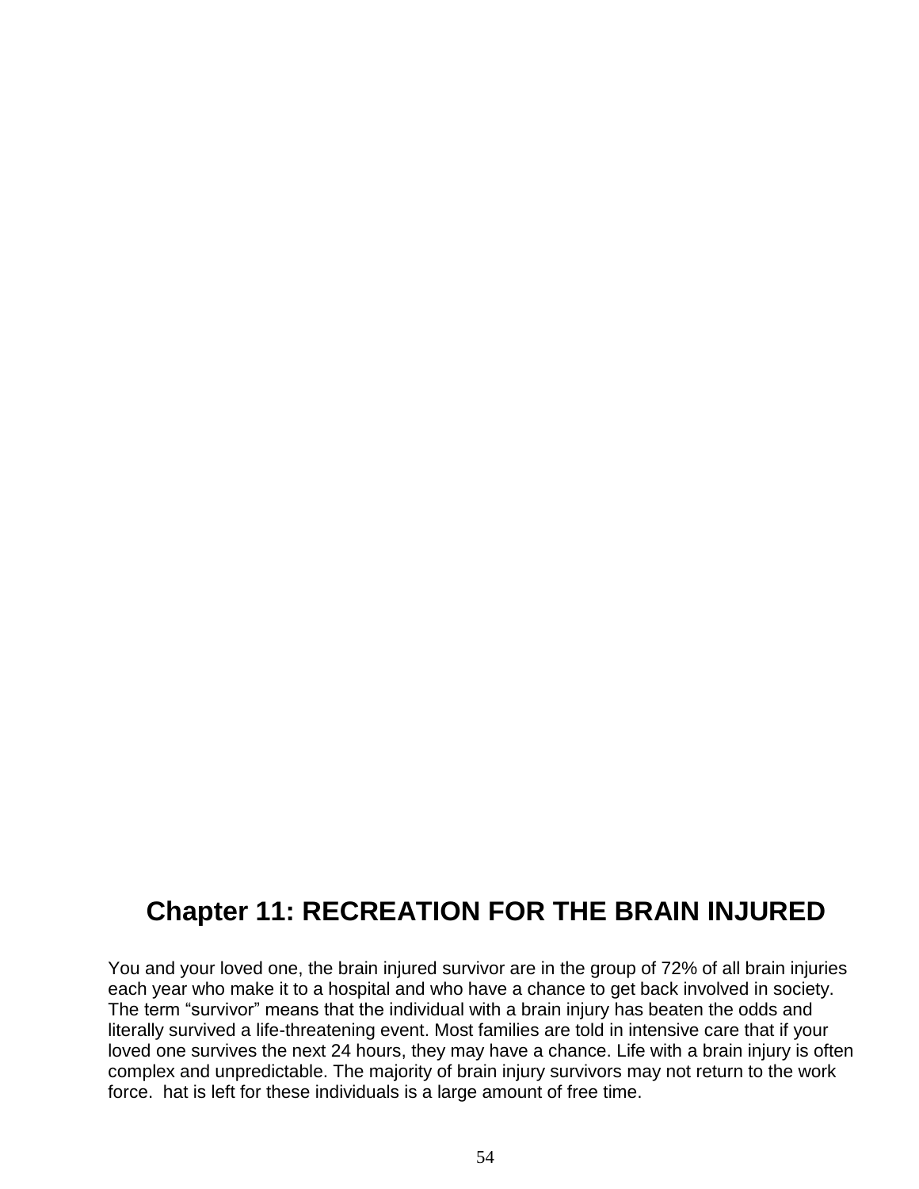# Chapter 11: RECREATION FOR THE BRAIN INJURED

You and your loved one, the brain injured survivor are in the group of 72% of all brain injuries each year who make it to a hospital and who have a chance to get back involved in society. The term “survivor” means that the individual with a brain injury has beaten the odds and literally survived a life-threatening event. Most families are told in intensive care that if your loved one survives the next 24 hours, they may have a chance. Life with a brain injury is often complex and unpredictable. The majority of brain injury survivors may not return to the work force.  hat is left for these individuals is a large amount of free time.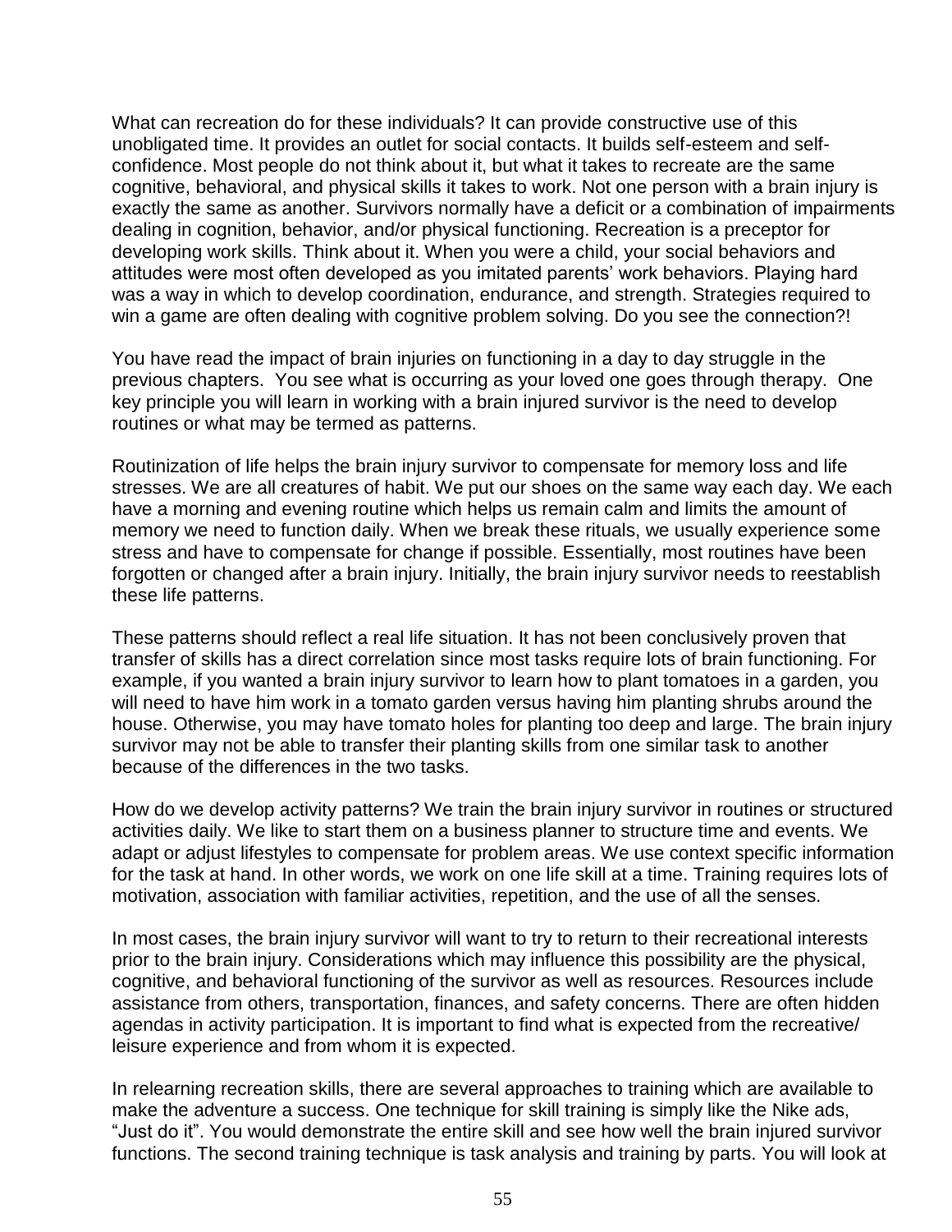What can recreation do for these individuals? It can provide constructive use of this unobligated time. It provides an outlet for social contacts. It builds self-esteem and self-confidence. Most people do not think about it, but what it takes to recreate are the same cognitive, behavioral, and physical skills it takes to work. Not one person with a brain injury is exactly the same as another. Survivors normally have a deficit or a combination of impairments dealing in cognition, behavior, and/or physical functioning. Recreation is a preceptor for developing work skills. Think about it. When you were a child, your social behaviors and attitudes were most often developed as you imitated parents' work behaviors. Playing hard was a way in which to develop coordination, endurance, and strength. Strategies required to win a game are often dealing with cognitive problem solving. Do you see the connection?!

You have read the impact of brain injuries on functioning in a day to day struggle in the previous chapters. You see what is occurring as your loved one goes through therapy. One key principle you will learn in working with a brain injured survivor is the need to develop routines or what may be termed as patterns.

Routinization of life helps the brain injury survivor to compensate for memory loss and life stresses. We are all creatures of habit. We put our shoes on the same way each day. We each have a morning and evening routine which helps us remain calm and limits the amount of memory we need to function daily. When we break these rituals, we usually experience some stress and have to compensate for change if possible. Essentially, most routines have been forgotten or changed after a brain injury. Initially, the brain injury survivor needs to reestablish these life patterns.

These patterns should reflect a real life situation. It has not been conclusively proven that transfer of skills has a direct correlation since most tasks require lots of brain functioning. For example, if you wanted a brain injury survivor to learn how to plant tomatoes in a garden, you will need to have him work in a tomato garden versus having him planting shrubs around the house. Otherwise, you may have tomato holes for planting too deep and large. The brain injury survivor may not be able to transfer their planting skills from one similar task to another because of the differences in the two tasks.

How do we develop activity patterns? We train the brain injury survivor in routines or structured activities daily. We like to start them on a business planner to structure time and events. We adapt or adjust lifestyles to compensate for problem areas. We use context specific information for the task at hand. In other words, we work on one life skill at a time. Training requires lots of motivation, association with familiar activities, repetition, and the use of all the senses.

In most cases, the brain injury survivor will want to try to return to their recreational interests prior to the brain injury. Considerations which may influence this possibility are the physical, cognitive, and behavioral functioning of the survivor as well as resources. Resources include assistance from others, transportation, finances, and safety concerns. There are often hidden agendas in activity participation. It is important to find what is expected from the recreative/ leisure experience and from whom it is expected.

In relearning recreation skills, there are several approaches to training which are available to make the adventure a success. One technique for skill training is simply like the Nike ads, "Just do it". You would demonstrate the entire skill and see how well the brain injured survivor functions. The second training technique is task analysis and training by parts. You will look at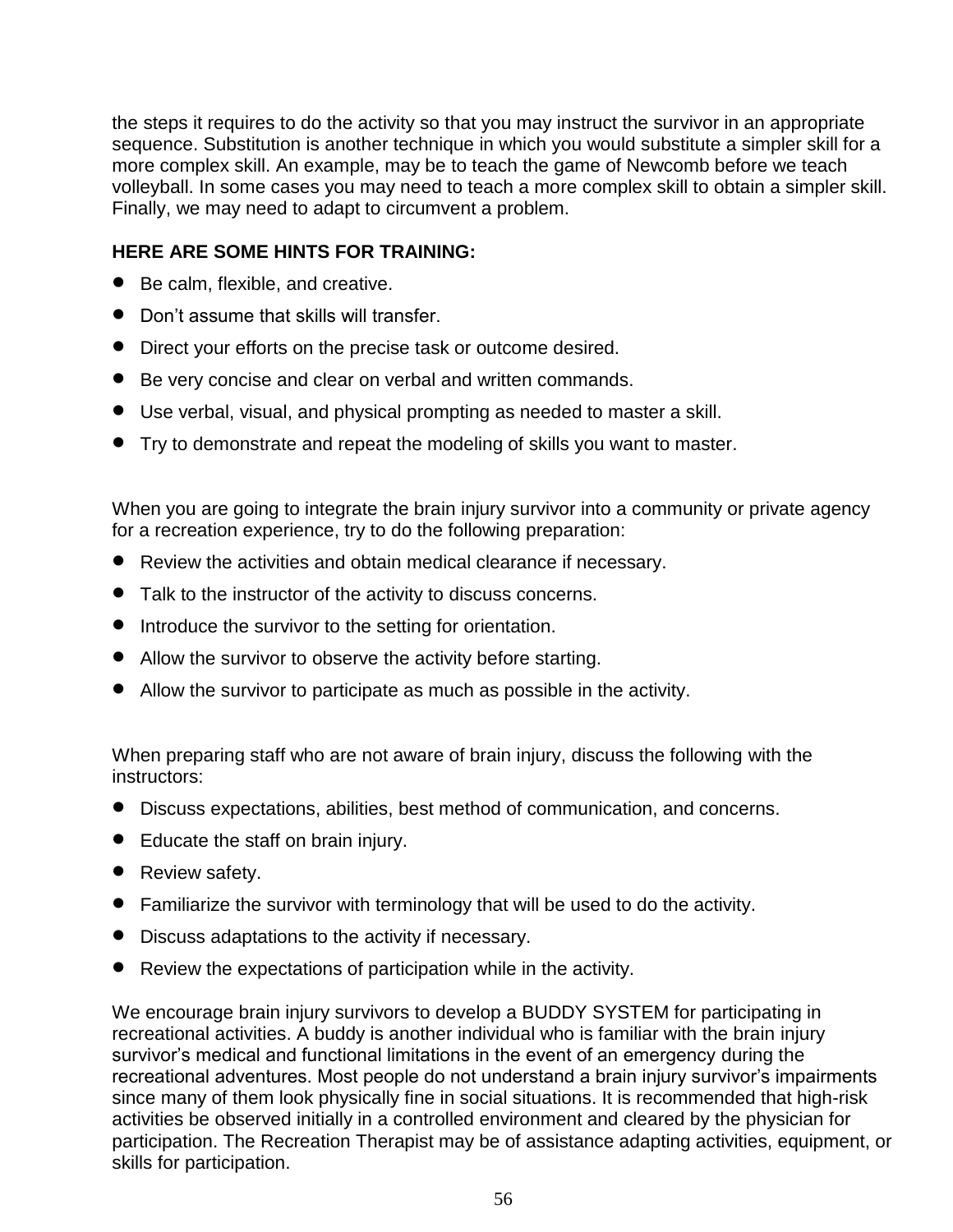the steps it requires to do the activity so that you may instruct the survivor in an appropriate sequence. Substitution is another technique in which you would substitute a simpler skill for a more complex skill. An example, may be to teach the game of Newcomb before we teach volleyball. In some cases you may need to teach a more complex skill to obtain a simpler skill. Finally, we may need to adapt to circumvent a problem.

**HERE ARE SOME HINTS FOR TRAINING:**

- Be calm, flexible, and creative.
- Don't assume that skills will transfer.
- Direct your efforts on the precise task or outcome desired.
- Be very concise and clear on verbal and written commands.
- Use verbal, visual, and physical prompting as needed to master a skill.
- Try to demonstrate and repeat the modeling of skills you want to master.

When you are going to integrate the brain injury survivor into a community or private agency for a recreation experience, try to do the following preparation:

- Review the activities and obtain medical clearance if necessary.
- Talk to the instructor of the activity to discuss concerns.
- Introduce the survivor to the setting for orientation.
- Allow the survivor to observe the activity before starting.
- Allow the survivor to participate as much as possible in the activity.

When preparing staff who are not aware of brain injury, discuss the following with the instructors:

- Discuss expectations, abilities, best method of communication, and concerns.
- Educate the staff on brain injury.
- Review safety.
- Familiarize the survivor with terminology that will be used to do the activity.
- Discuss adaptations to the activity if necessary.
- Review the expectations of participation while in the activity.

We encourage brain injury survivors to develop a BUDDY SYSTEM for participating in recreational activities. A buddy is another individual who is familiar with the brain injury survivor's medical and functional limitations in the event of an emergency during the recreational adventures. Most people do not understand a brain injury survivor's impairments since many of them look physically fine in social situations. It is recommended that high-risk activities be observed initially in a controlled environment and cleared by the physician for participation. The Recreation Therapist may be of assistance adapting activities, equipment, or skills for participation.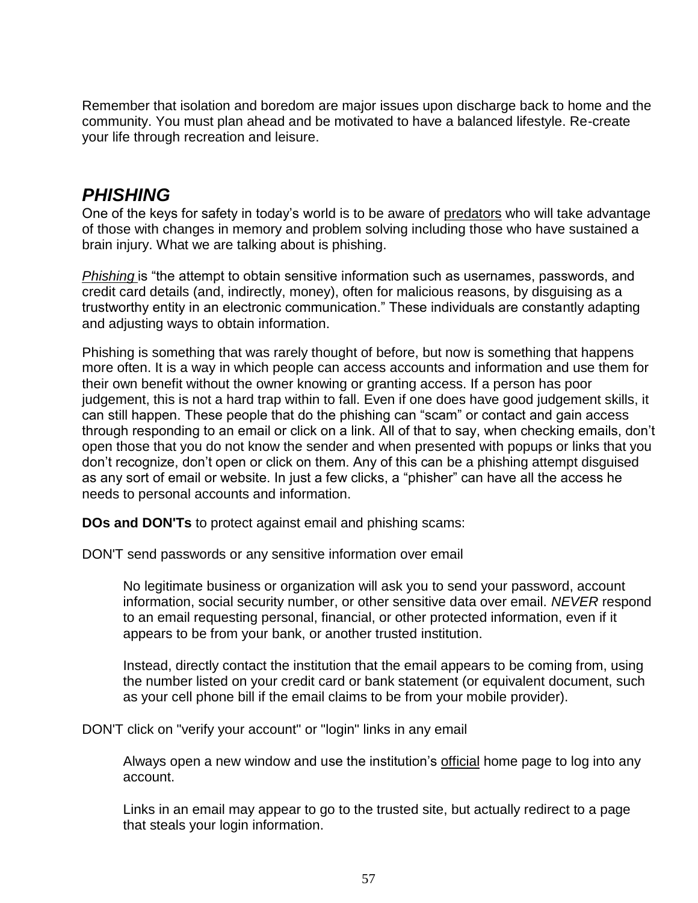Remember that isolation and boredom are major issues upon discharge back to home and the community. You must plan ahead and be motivated to have a balanced lifestyle. Re-create your life through recreation and leisure.

## *PHISHING*

One of the keys for safety in today's world is to be aware of predators who will take advantage of those with changes in memory and problem solving including those who have sustained a brain injury. What we are talking about is phishing.

*Phishing* is "the attempt to obtain sensitive information such as usernames, passwords, and credit card details (and, indirectly, money), often for malicious reasons, by disguising as a trustworthy entity in an electronic communication." These individuals are constantly adapting and adjusting ways to obtain information.

Phishing is something that was rarely thought of before, but now is something that happens more often. It is a way in which people can access accounts and information and use them for their own benefit without the owner knowing or granting access. If a person has poor judgement, this is not a hard trap within to fall. Even if one does have good judgement skills, it can still happen. These people that do the phishing can "scam" or contact and gain access through responding to an email or click on a link. All of that to say, when checking emails, don't open those that you do not know the sender and when presented with popups or links that you don't recognize, don't open or click on them. Any of this can be a phishing attempt disguised as any sort of email or website. In just a few clicks, a "phisher" can have all the access he needs to personal accounts and information.

**DOs and DON'Ts** to protect against email and phishing scams:

DON'T send passwords or any sensitive information over email

> No legitimate business or organization will ask you to send your password, account information, social security number, or other sensitive data over email. *NEVER* respond to an email requesting personal, financial, or other protected information, even if it appears to be from your bank, or another trusted institution.
>
> Instead, directly contact the institution that the email appears to be coming from, using the number listed on your credit card or bank statement (or equivalent document, such as your cell phone bill if the email claims to be from your mobile provider).

DON'T click on "verify your account" or "login" links in any email

> Always open a new window and use the institution's official home page to log into any account.
>
> Links in an email may appear to go to the trusted site, but actually redirect to a page that steals your login information.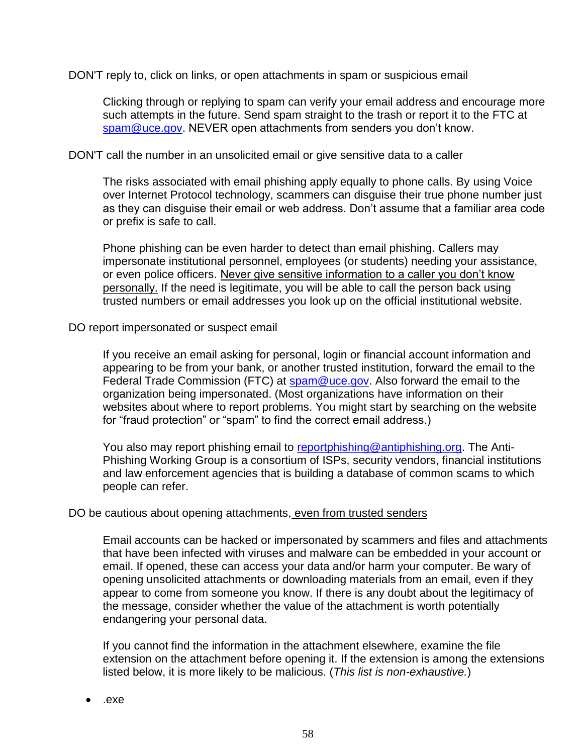DON'T reply to, click on links, or open attachments in spam or suspicious email

Clicking through or replying to spam can verify your email address and encourage more such attempts in the future. Send spam straight to the trash or report it to the FTC at spam@uce.gov. NEVER open attachments from senders you don't know.

DON'T call the number in an unsolicited email or give sensitive data to a caller

The risks associated with email phishing apply equally to phone calls. By using Voice over Internet Protocol technology, scammers can disguise their true phone number just as they can disguise their email or web address. Don't assume that a familiar area code or prefix is safe to call.

Phone phishing can be even harder to detect than email phishing. Callers may impersonate institutional personnel, employees (or students) needing your assistance, or even police officers. Never give sensitive information to a caller you don't know personally. If the need is legitimate, you will be able to call the person back using trusted numbers or email addresses you look up on the official institutional website.

DO report impersonated or suspect email

If you receive an email asking for personal, login or financial account information and appearing to be from your bank, or another trusted institution, forward the email to the Federal Trade Commission (FTC) at spam@uce.gov. Also forward the email to the organization being impersonated. (Most organizations have information on their websites about where to report problems. You might start by searching on the website for "fraud protection" or "spam" to find the correct email address.)

You also may report phishing email to reportphishing@antiphishing.org. The Anti-Phishing Working Group is a consortium of ISPs, security vendors, financial institutions and law enforcement agencies that is building a database of common scams to which people can refer.

DO be cautious about opening attachments, even from trusted senders

Email accounts can be hacked or impersonated by scammers and files and attachments that have been infected with viruses and malware can be embedded in your account or email. If opened, these can access your data and/or harm your computer. Be wary of opening unsolicited attachments or downloading materials from an email, even if they appear to come from someone you know. If there is any doubt about the legitimacy of the message, consider whether the value of the attachment is worth potentially endangering your personal data.

If you cannot find the information in the attachment elsewhere, examine the file extension on the attachment before opening it. If the extension is among the extensions listed below, it is more likely to be malicious. (*This list is non-exhaustive.*)

- .exe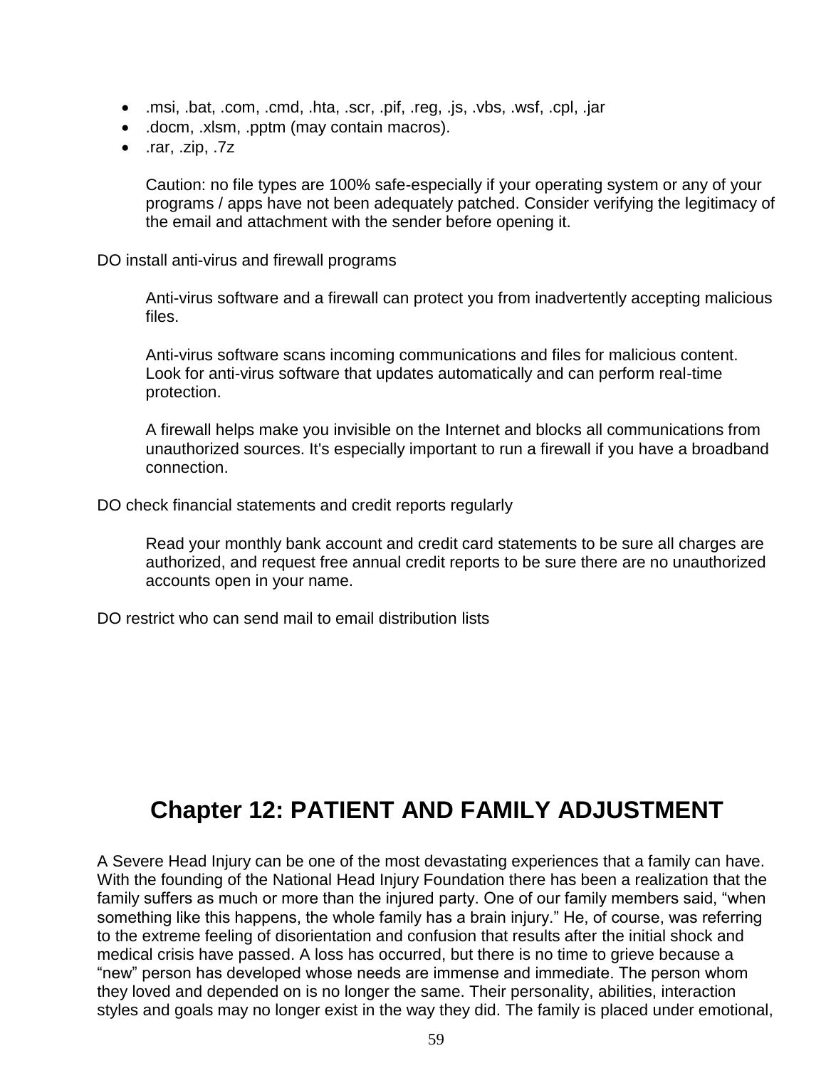- .msi, .bat, .com, .cmd, .hta, .scr, .pif, .reg, .js, .vbs, .wsf, .cpl, .jar
- .docm, .xlsm, .pptm (may contain macros).
- .rar, .zip, .7z

  Caution: no file types are 100% safe-especially if your operating system or any of your programs / apps have not been adequately patched. Consider verifying the legitimacy of the email and attachment with the sender before opening it.

DO install anti-virus and firewall programs

> Anti-virus software and a firewall can protect you from inadvertently accepting malicious files.
>
> Anti-virus software scans incoming communications and files for malicious content. Look for anti-virus software that updates automatically and can perform real-time protection.
>
> A firewall helps make you invisible on the Internet and blocks all communications from unauthorized sources. It's especially important to run a firewall if you have a broadband connection.

DO check financial statements and credit reports regularly

> Read your monthly bank account and credit card statements to be sure all charges are authorized, and request free annual credit reports to be sure there are no unauthorized accounts open in your name.

DO restrict who can send mail to email distribution lists

# Chapter 12: PATIENT AND FAMILY ADJUSTMENT

A Severe Head Injury can be one of the most devastating experiences that a family can have. With the founding of the National Head Injury Foundation there has been a realization that the family suffers as much or more than the injured party. One of our family members said, “when something like this happens, the whole family has a brain injury.” He, of course, was referring to the extreme feeling of disorientation and confusion that results after the initial shock and medical crisis have passed. A loss has occurred, but there is no time to grieve because a “new” person has developed whose needs are immense and immediate. The person whom they loved and depended on is no longer the same. Their personality, abilities, interaction styles and goals may no longer exist in the way they did. The family is placed under emotional,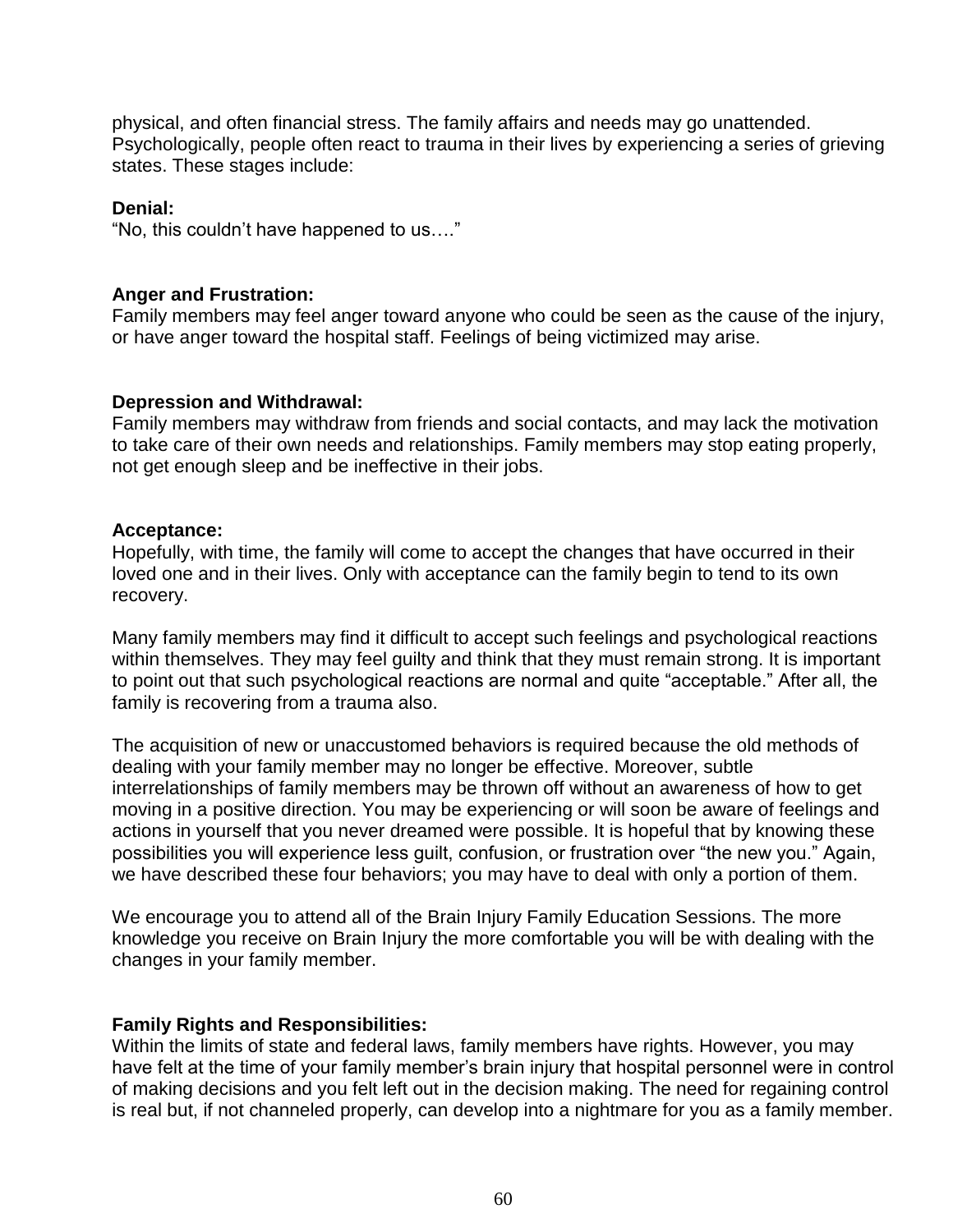physical, and often financial stress. The family affairs and needs may go unattended. Psychologically, people often react to trauma in their lives by experiencing a series of grieving states. These stages include:

**Denial:**
"No, this couldn't have happened to us…."

**Anger and Frustration:**
Family members may feel anger toward anyone who could be seen as the cause of the injury, or have anger toward the hospital staff. Feelings of being victimized may arise.

**Depression and Withdrawal:**
Family members may withdraw from friends and social contacts, and may lack the motivation to take care of their own needs and relationships. Family members may stop eating properly, not get enough sleep and be ineffective in their jobs.

**Acceptance:**
Hopefully, with time, the family will come to accept the changes that have occurred in their loved one and in their lives. Only with acceptance can the family begin to tend to its own recovery.

Many family members may find it difficult to accept such feelings and psychological reactions within themselves. They may feel guilty and think that they must remain strong. It is important to point out that such psychological reactions are normal and quite "acceptable." After all, the family is recovering from a trauma also.

The acquisition of new or unaccustomed behaviors is required because the old methods of dealing with your family member may no longer be effective. Moreover, subtle interrelationships of family members may be thrown off without an awareness of how to get moving in a positive direction. You may be experiencing or will soon be aware of feelings and actions in yourself that you never dreamed were possible. It is hopeful that by knowing these possibilities you will experience less guilt, confusion, or frustration over "the new you." Again, we have described these four behaviors; you may have to deal with only a portion of them.

We encourage you to attend all of the Brain Injury Family Education Sessions. The more knowledge you receive on Brain Injury the more comfortable you will be with dealing with the changes in your family member.

**Family Rights and Responsibilities:**
Within the limits of state and federal laws, family members have rights. However, you may have felt at the time of your family member's brain injury that hospital personnel were in control of making decisions and you felt left out in the decision making. The need for regaining control is real but, if not channeled properly, can develop into a nightmare for you as a family member.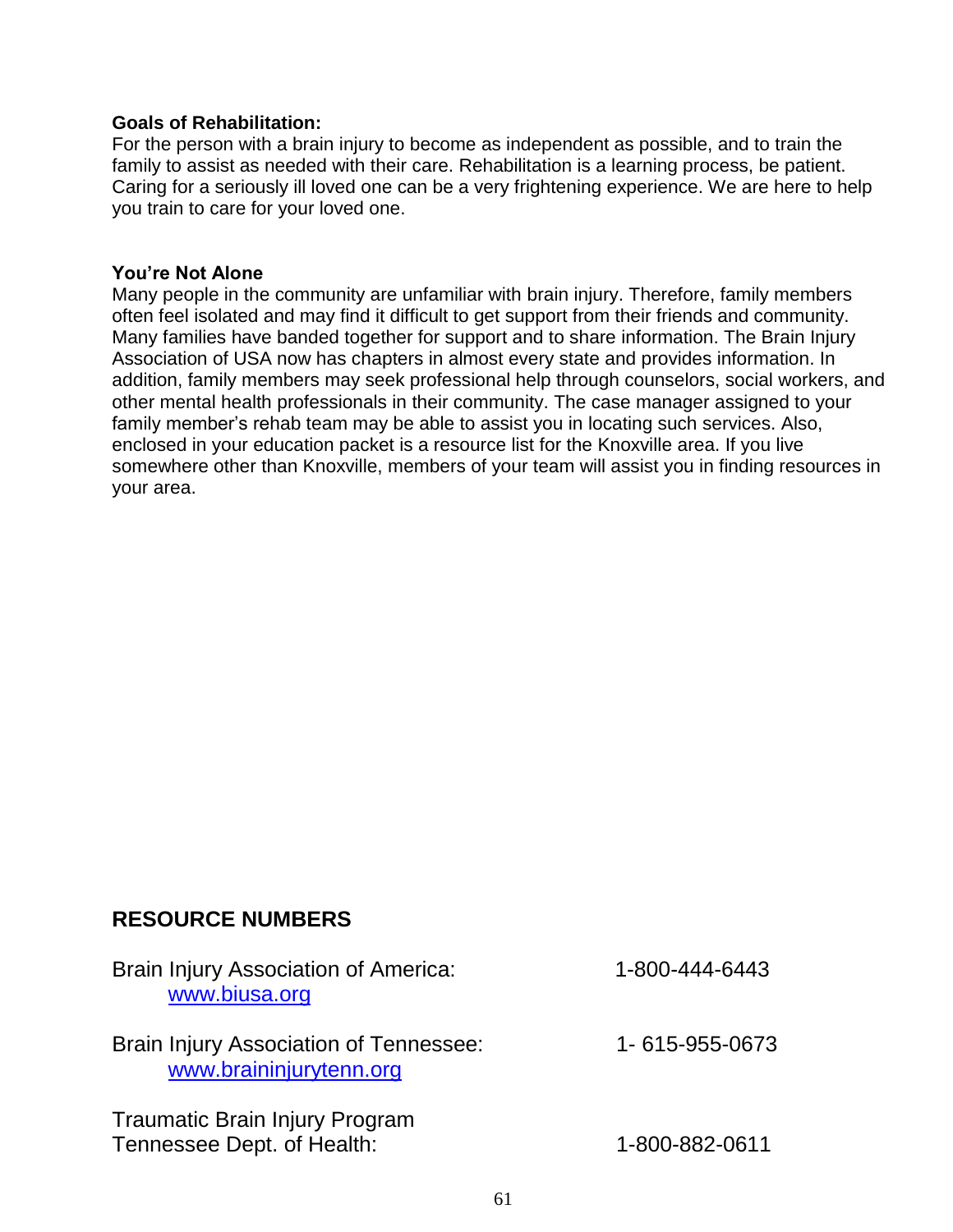**Goals of Rehabilitation:**
For the person with a brain injury to become as independent as possible, and to train the family to assist as needed with their care. Rehabilitation is a learning process, be patient. Caring for a seriously ill loved one can be a very frightening experience. We are here to help you train to care for your loved one.

**You're Not Alone**
Many people in the community are unfamiliar with brain injury. Therefore, family members often feel isolated and may find it difficult to get support from their friends and community. Many families have banded together for support and to share information. The Brain Injury Association of USA now has chapters in almost every state and provides information. In addition, family members may seek professional help through counselors, social workers, and other mental health professionals in their community. The case manager assigned to your family member's rehab team may be able to assist you in locating such services. Also, enclosed in your education packet is a resource list for the Knoxville area. If you live somewhere other than Knoxville, members of your team will assist you in finding resources in your area.

## RESOURCE NUMBERS

Brain Injury Association of America: 1-800-444-6443
www.biusa.org

Brain Injury Association of Tennessee: 1- 615-955-0673
www.braininjurytenn.org

Traumatic Brain Injury Program
Tennessee Dept. of Health: 1-800-882-0611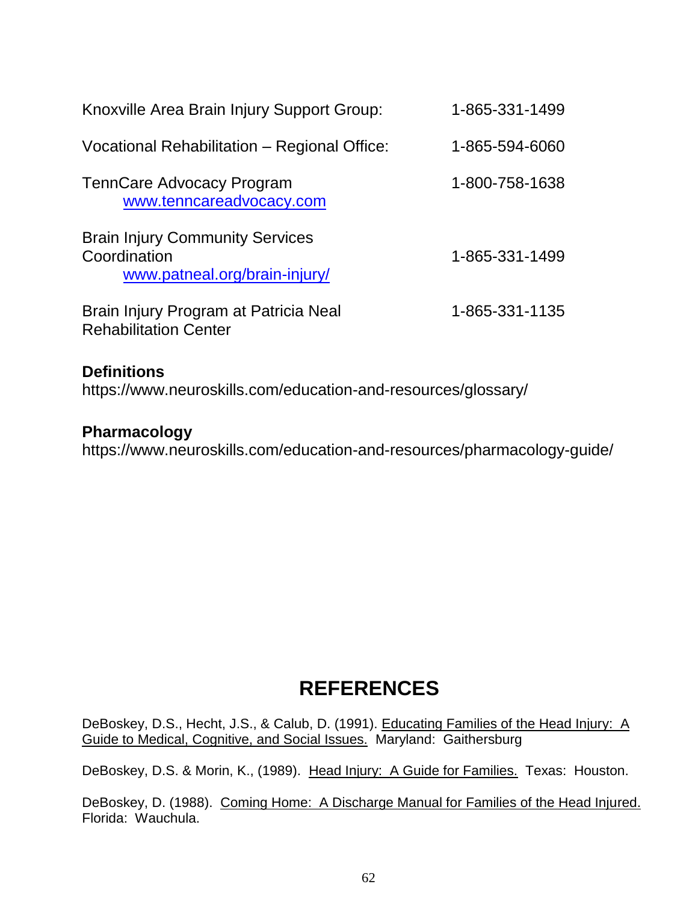| | |
|---|---|
| Knoxville Area Brain Injury Support Group: | 1-865-331-1499 |
| Vocational Rehabilitation – Regional Office: | 1-865-594-6060 |
| TennCare Advocacy Program<br>www.tenncareadvocacy.com | 1-800-758-1638 |
| Brain Injury Community Services Coordination<br>www.patneal.org/brain-injury/ | 1-865-331-1499 |
| Brain Injury Program at Patricia Neal Rehabilitation Center | 1-865-331-1135 |

**Definitions**
https://www.neuroskills.com/education-and-resources/glossary/

**Pharmacology**
https://www.neuroskills.com/education-and-resources/pharmacology-guide/

# REFERENCES

DeBoskey, D.S., Hecht, J.S., & Calub, D. (1991). Educating Families of the Head Injury: A Guide to Medical, Cognitive, and Social Issues. Maryland: Gaithersburg

DeBoskey, D.S. & Morin, K., (1989). Head Injury: A Guide for Families. Texas: Houston.

DeBoskey, D. (1988). Coming Home: A Discharge Manual for Families of the Head Injured. Florida: Wauchula.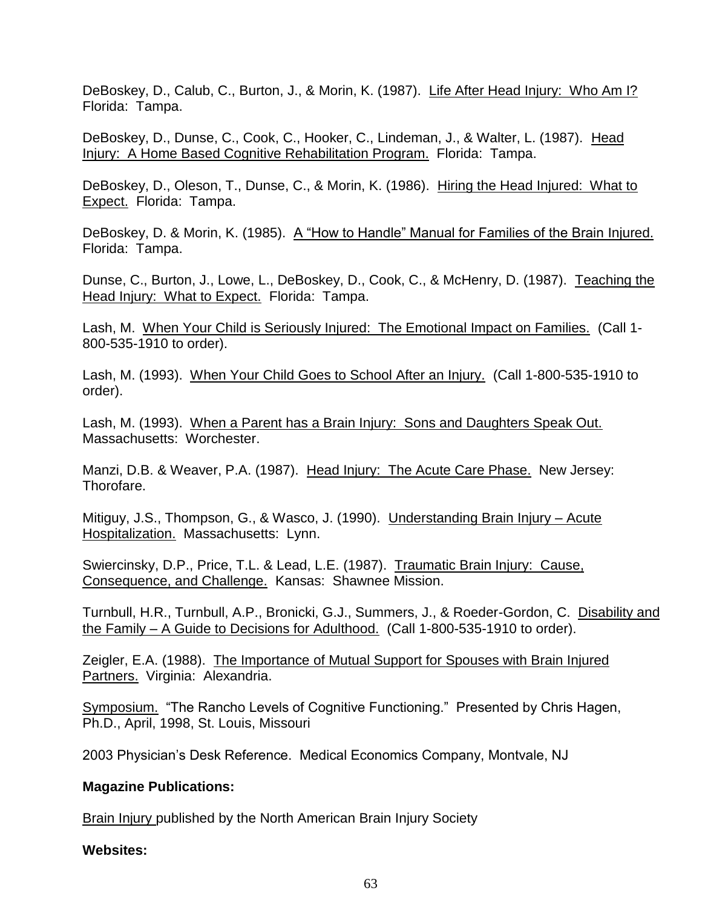DeBoskey, D., Calub, C., Burton, J., & Morin, K. (1987). Life After Head Injury: Who Am I? Florida: Tampa.

DeBoskey, D., Dunse, C., Cook, C., Hooker, C., Lindeman, J., & Walter, L. (1987). Head Injury: A Home Based Cognitive Rehabilitation Program. Florida: Tampa.

DeBoskey, D., Oleson, T., Dunse, C., & Morin, K. (1986). Hiring the Head Injured: What to Expect. Florida: Tampa.

DeBoskey, D. & Morin, K. (1985). A "How to Handle" Manual for Families of the Brain Injured. Florida: Tampa.

Dunse, C., Burton, J., Lowe, L., DeBoskey, D., Cook, C., & McHenry, D. (1987). Teaching the Head Injury: What to Expect. Florida: Tampa.

Lash, M. When Your Child is Seriously Injured: The Emotional Impact on Families. (Call 1-800-535-1910 to order).

Lash, M. (1993). When Your Child Goes to School After an Injury. (Call 1-800-535-1910 to order).

Lash, M. (1993). When a Parent has a Brain Injury: Sons and Daughters Speak Out. Massachusetts: Worchester.

Manzi, D.B. & Weaver, P.A. (1987). Head Injury: The Acute Care Phase. New Jersey: Thorofare.

Mitiguy, J.S., Thompson, G., & Wasco, J. (1990). Understanding Brain Injury – Acute Hospitalization. Massachusetts: Lynn.

Swiercinsky, D.P., Price, T.L. & Lead, L.E. (1987). Traumatic Brain Injury: Cause, Consequence, and Challenge. Kansas: Shawnee Mission.

Turnbull, H.R., Turnbull, A.P., Bronicki, G.J., Summers, J., & Roeder-Gordon, C. Disability and the Family – A Guide to Decisions for Adulthood. (Call 1-800-535-1910 to order).

Zeigler, E.A. (1988). The Importance of Mutual Support for Spouses with Brain Injured Partners. Virginia: Alexandria.

Symposium. "The Rancho Levels of Cognitive Functioning." Presented by Chris Hagen, Ph.D., April, 1998, St. Louis, Missouri

2003 Physician's Desk Reference. Medical Economics Company, Montvale, NJ

**Magazine Publications:**

Brain Injury published by the North American Brain Injury Society

**Websites:**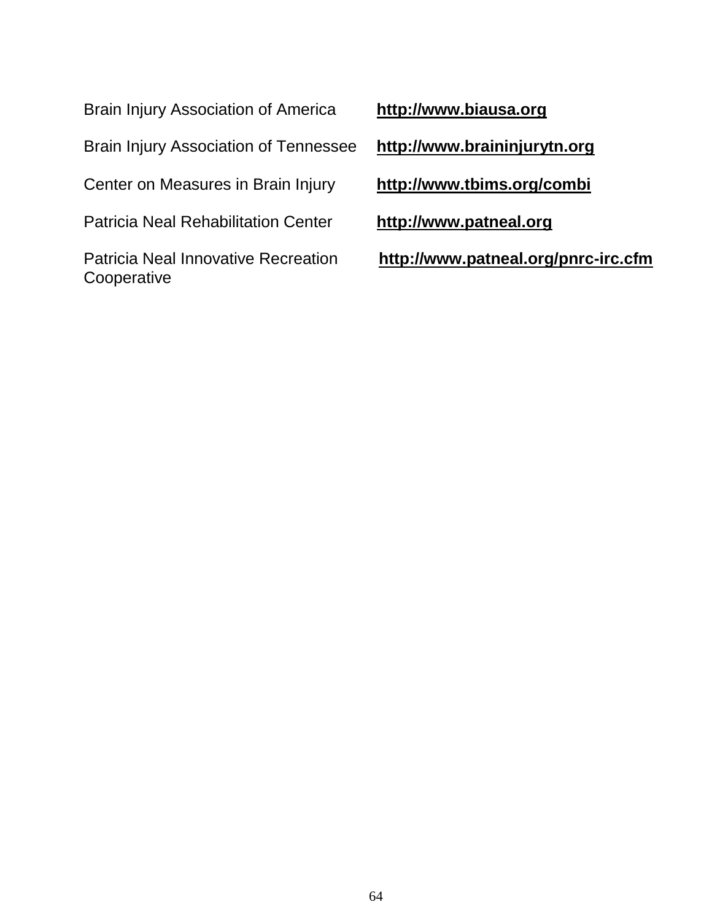| | |
|---|---|
| Brain Injury Association of America | **http://www.biausa.org** |
| Brain Injury Association of Tennessee | **http://www.braininjurytn.org** |
| Center on Measures in Brain Injury | **http://www.tbims.org/combi** |
| Patricia Neal Rehabilitation Center | **http://www.patneal.org** |
| Patricia Neal Innovative Recreation Cooperative | **http://www.patneal.org/pnrc-irc.cfm** |